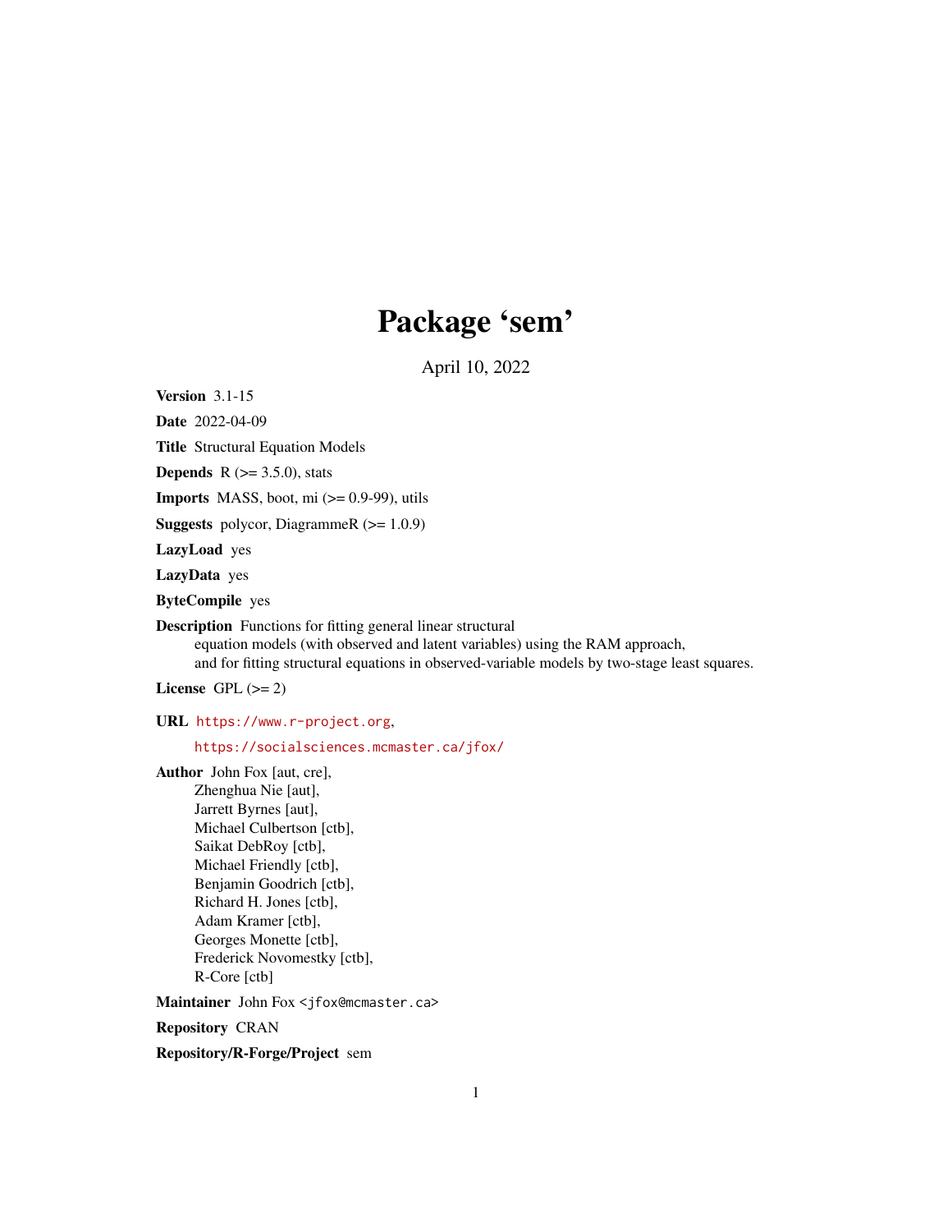# Package 'sem'

April 10, 2022

**Version** 3.1-15

**Date** 2022-04-09

**Title** Structural Equation Models

**Depends** R (>= 3.5.0), stats

**Imports** MASS, boot, mi (>= 0.9-99), utils

**Suggests** polycor, DiagrammeR (>= 1.0.9)

**LazyLoad** yes

**LazyData** yes

**ByteCompile** yes

**Description** Functions for fitting general linear structural equation models (with observed and latent variables) using the RAM approach, and for fitting structural equations in observed-variable models by two-stage least squares.

**License** GPL (>= 2)

**URL** https://www.r-project.org, https://socialsciences.mcmaster.ca/jfox/

**Author** John Fox [aut, cre],
Zhenghua Nie [aut],
Jarrett Byrnes [aut],
Michael Culbertson [ctb],
Saikat DebRoy [ctb],
Michael Friendly [ctb],
Benjamin Goodrich [ctb],
Richard H. Jones [ctb],
Adam Kramer [ctb],
Georges Monette [ctb],
Frederick Novomestky [ctb],
R-Core [ctb]

**Maintainer** John Fox <jfox@mcmaster.ca>

**Repository** CRAN

**Repository/R-Forge/Project** sem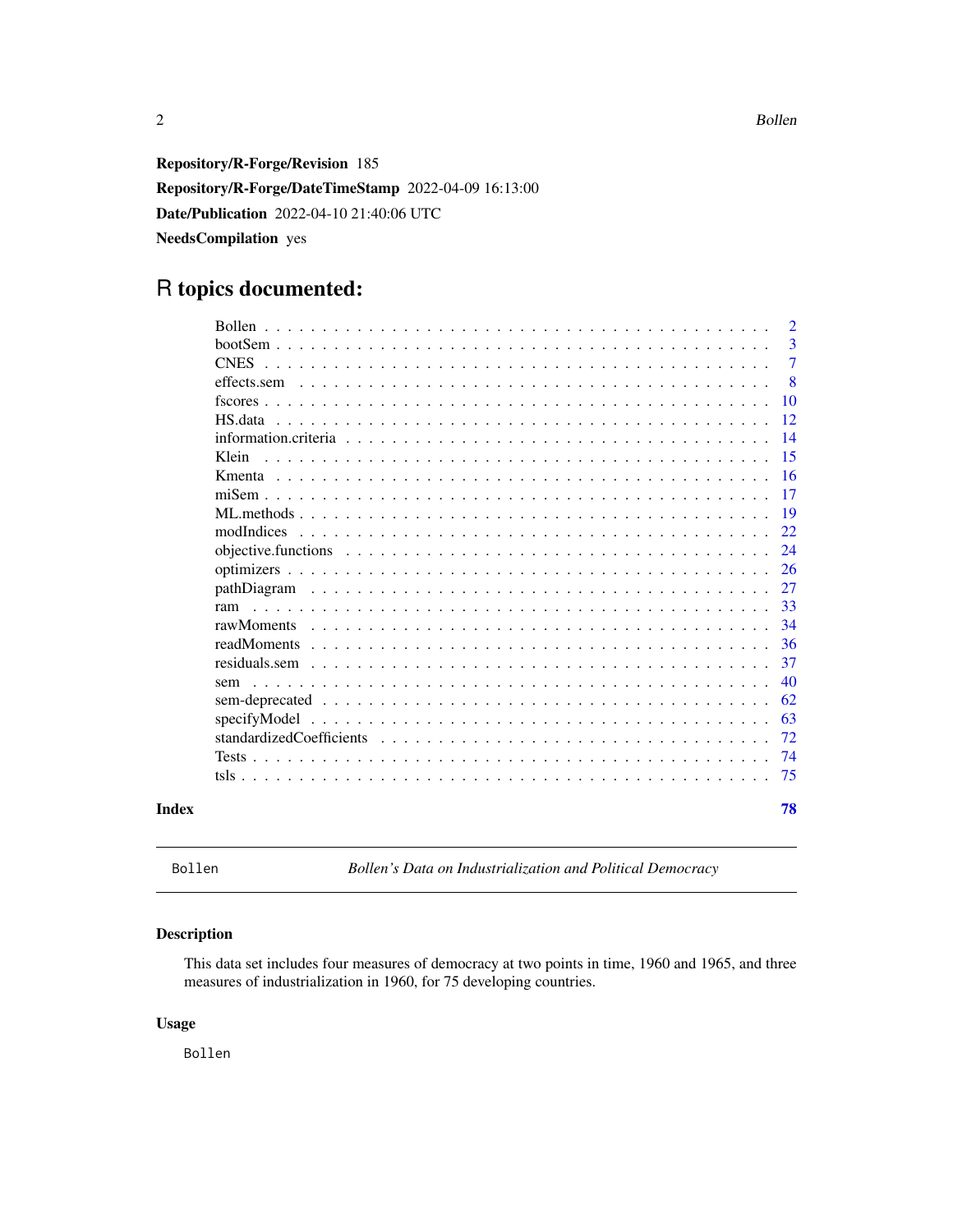**Repository/R-Forge/Revision** 185

**Repository/R-Forge/DateTimeStamp** 2022-04-09 16:13:00

**Date/Publication** 2022-04-10 21:40:06 UTC

**NeedsCompilation** yes

# R topics documented:

| | |
|---|---|
| Bollen | 2 |
| bootSem | 3 |
| CNES | 7 |
| effects.sem | 8 |
| fscores | 10 |
| HS.data | 12 |
| information.criteria | 14 |
| Klein | 15 |
| Kmenta | 16 |
| miSem | 17 |
| ML.methods | 19 |
| modIndices | 22 |
| objective.functions | 24 |
| optimizers | 26 |
| pathDiagram | 27 |
| ram | 33 |
| rawMoments | 34 |
| readMoments | 36 |
| residuals.sem | 37 |
| sem | 40 |
| sem-deprecated | 62 |
| specifyModel | 63 |
| standardizedCoefficients | 72 |
| Tests | 74 |
| tsls | 75 |
| **Index** | **78** |

---

Bollen — *Bollen's Data on Industrialization and Political Democracy*

---

## Description

This data set includes four measures of democracy at two points in time, 1960 and 1965, and three measures of industrialization in 1960, for 75 developing countries.

## Usage

```
Bollen
```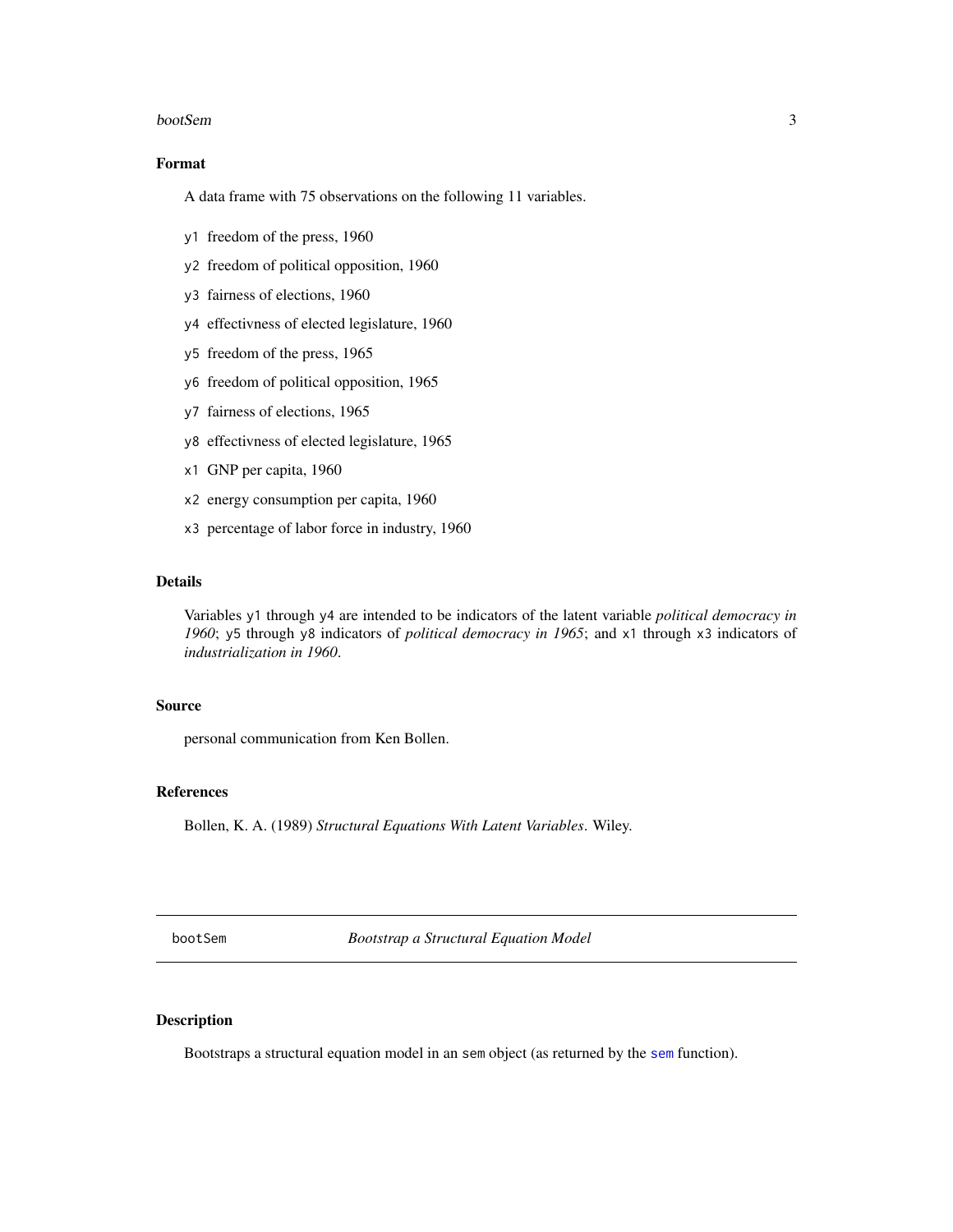## Format

A data frame with 75 observations on the following 11 variables.

- `y1` freedom of the press, 1960
- `y2` freedom of political opposition, 1960
- `y3` fairness of elections, 1960
- `y4` effectivness of elected legislature, 1960
- `y5` freedom of the press, 1965
- `y6` freedom of political opposition, 1965
- `y7` fairness of elections, 1965
- `y8` effectivness of elected legislature, 1965
- `x1` GNP per capita, 1960
- `x2` energy consumption per capita, 1960
- `x3` percentage of labor force in industry, 1960

## Details

Variables `y1` through `y4` are intended to be indicators of the latent variable *political democracy in 1960*; `y5` through `y8` indicators of *political democracy in 1965*; and `x1` through `x3` indicators of *industrialization in 1960*.

## Source

personal communication from Ken Bollen.

## References

Bollen, K. A. (1989) *Structural Equations With Latent Variables*. Wiley.

---

# bootSem *Bootstrap a Structural Equation Model*

## Description

Bootstraps a structural equation model in an `sem` object (as returned by the `sem` function).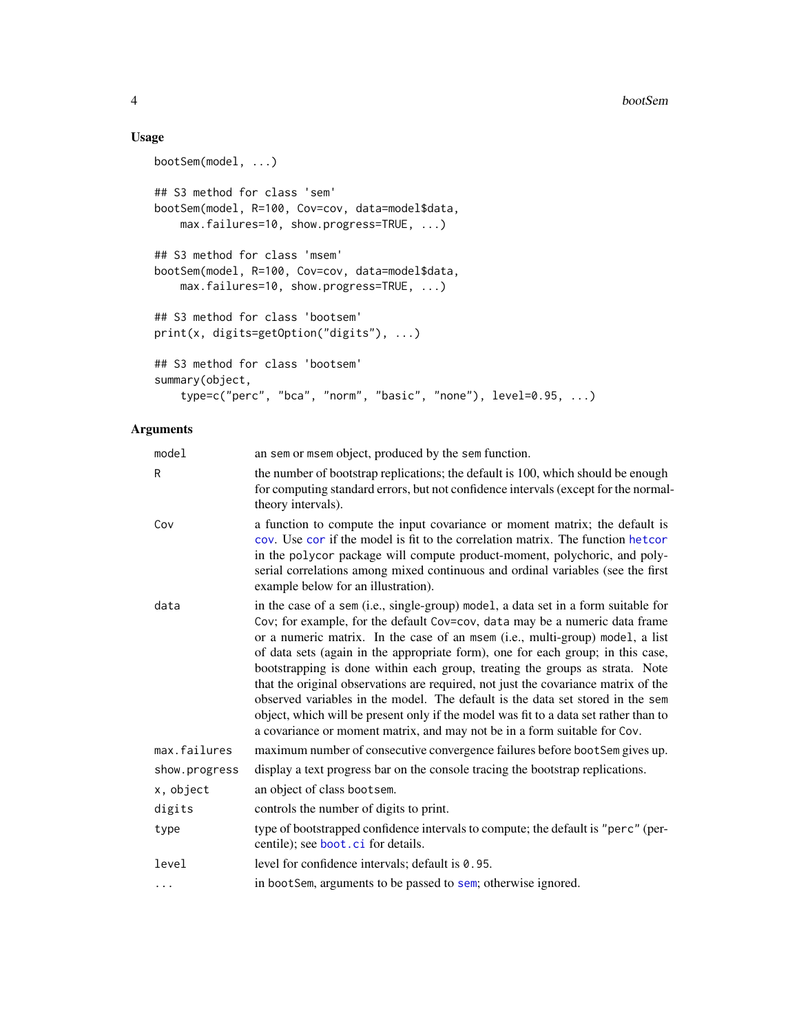## Usage

```
bootSem(model, ...)

## S3 method for class 'sem'
bootSem(model, R=100, Cov=cov, data=model$data,
    max.failures=10, show.progress=TRUE, ...)

## S3 method for class 'msem'
bootSem(model, R=100, Cov=cov, data=model$data,
    max.failures=10, show.progress=TRUE, ...)

## S3 method for class 'bootsem'
print(x, digits=getOption("digits"), ...)

## S3 method for class 'bootsem'
summary(object,
    type=c("perc", "bca", "norm", "basic", "none"), level=0.95, ...)
```

## Arguments

| | |
|---|---|
| `model` | an `sem` or `msem` object, produced by the `sem` function. |
| `R` | the number of bootstrap replications; the default is 100, which should be enough for computing standard errors, but not confidence intervals (except for the normal-theory intervals). |
| `Cov` | a function to compute the input covariance or moment matrix; the default is `cov`. Use `cor` if the model is fit to the correlation matrix. The function `hetcor` in the `polycor` package will compute product-moment, polychoric, and polyserial correlations among mixed continuous and ordinal variables (see the first example below for an illustration). |
| `data` | in the case of a `sem` (i.e., single-group) `model`, a data set in a form suitable for `Cov`; for example, for the default `Cov=cov`, `data` may be a numeric data frame or a numeric matrix. In the case of an `msem` (i.e., multi-group) `model`, a list of data sets (again in the appropriate form), one for each group; in this case, bootstrapping is done within each group, treating the groups as strata. Note that the original observations are required, not just the covariance matrix of the observed variables in the model. The default is the data set stored in the `sem` object, which will be present only if the model was fit to a data set rather than to a covariance or moment matrix, and may not be in a form suitable for `Cov`. |
| `max.failures` | maximum number of consecutive convergence failures before `bootSem` gives up. |
| `show.progress` | display a text progress bar on the console tracing the bootstrap replications. |
| `x, object` | an object of class `bootsem`. |
| `digits` | controls the number of digits to print. |
| `type` | type of bootstrapped confidence intervals to compute; the default is `"perc"` (percentile); see `boot.ci` for details. |
| `level` | level for confidence intervals; default is `0.95`. |
| `...` | in `bootSem`, arguments to be passed to `sem`; otherwise ignored. |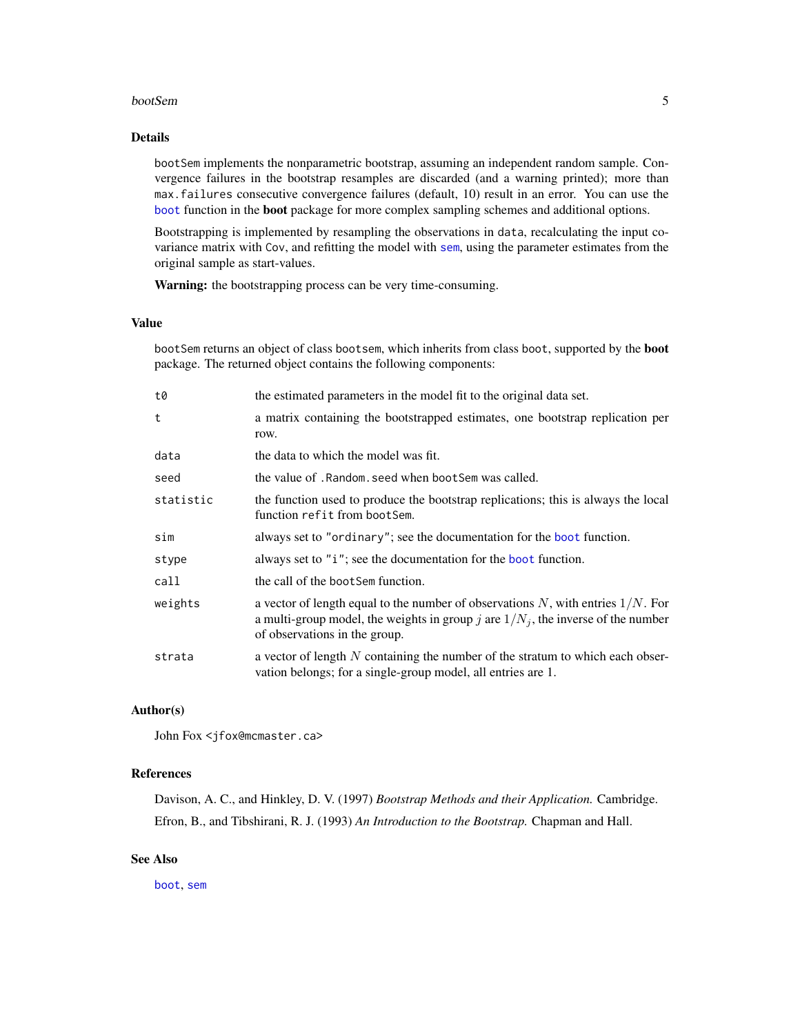## Details

`bootSem` implements the nonparametric bootstrap, assuming an independent random sample. Convergence failures in the bootstrap resamples are discarded (and a warning printed); more than `max.failures` consecutive convergence failures (default, 10) result in an error. You can use the `boot` function in the **boot** package for more complex sampling schemes and additional options.

Bootstrapping is implemented by resampling the observations in `data`, recalculating the input covariance matrix with `Cov`, and refitting the model with `sem`, using the parameter estimates from the original sample as start-values.

**Warning:** the bootstrapping process can be very time-consuming.

## Value

`bootSem` returns an object of class `bootsem`, which inherits from class `boot`, supported by the **boot** package. The returned object contains the following components:

| | |
|---|---|
| `t0` | the estimated parameters in the model fit to the original data set. |
| `t` | a matrix containing the bootstrapped estimates, one bootstrap replication per row. |
| `data` | the data to which the model was fit. |
| `seed` | the value of `.Random.seed` when `bootSem` was called. |
| `statistic` | the function used to produce the bootstrap replications; this is always the local function `refit` from `bootSem`. |
| `sim` | always set to `"ordinary"`; see the documentation for the `boot` function. |
| `stype` | always set to `"i"`; see the documentation for the `boot` function. |
| `call` | the call of the `bootSem` function. |
| `weights` | a vector of length equal to the number of observations $N$, with entries $1/N$. For a multi-group model, the weights in group $j$ are $1/N_j$, the inverse of the number of observations in the group. |
| `strata` | a vector of length $N$ containing the number of the stratum to which each observation belongs; for a single-group model, all entries are 1. |

## Author(s)

John Fox <jfox@mcmaster.ca>

## References

Davison, A. C., and Hinkley, D. V. (1997) *Bootstrap Methods and their Application.* Cambridge.

Efron, B., and Tibshirani, R. J. (1993) *An Introduction to the Bootstrap.* Chapman and Hall.

## See Also

`boot`, `sem`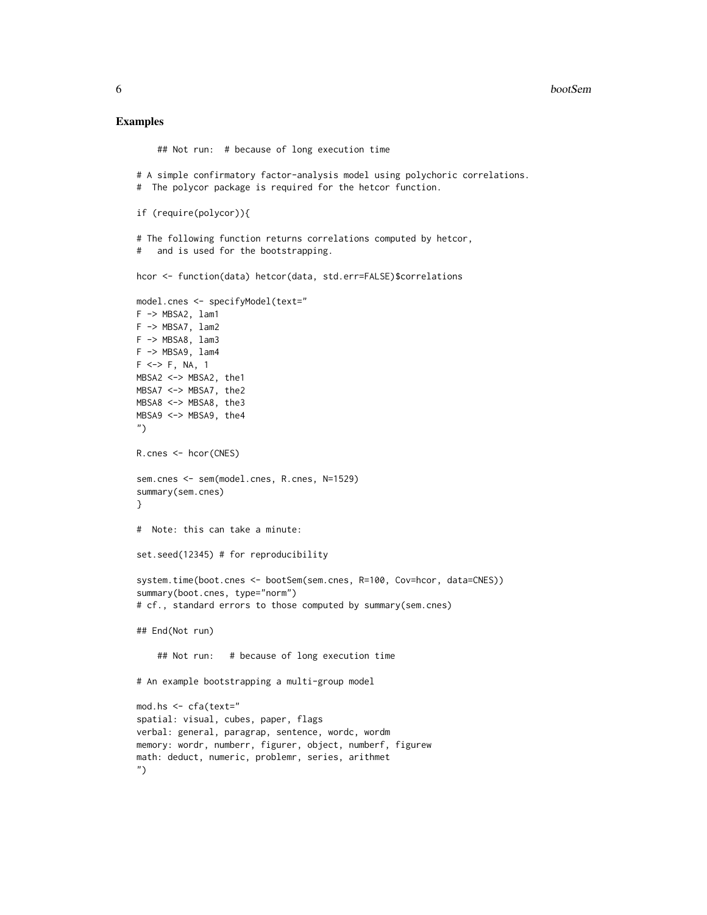## Examples

```
    ## Not run:  # because of long execution time

# A simple confirmatory factor-analysis model using polychoric correlations.
#  The polycor package is required for the hetcor function.

if (require(polycor)){

# The following function returns correlations computed by hetcor,
#   and is used for the bootstrapping.

hcor <- function(data) hetcor(data, std.err=FALSE)$correlations

model.cnes <- specifyModel(text="
F -> MBSA2, lam1
F -> MBSA7, lam2
F -> MBSA8, lam3
F -> MBSA9, lam4
F <-> F, NA, 1
MBSA2 <-> MBSA2, the1
MBSA7 <-> MBSA7, the2
MBSA8 <-> MBSA8, the3
MBSA9 <-> MBSA9, the4
")

R.cnes <- hcor(CNES)

sem.cnes <- sem(model.cnes, R.cnes, N=1529)
summary(sem.cnes)
}

#  Note: this can take a minute:

set.seed(12345) # for reproducibility

system.time(boot.cnes <- bootSem(sem.cnes, R=100, Cov=hcor, data=CNES))
summary(boot.cnes, type="norm")
# cf., standard errors to those computed by summary(sem.cnes)

## End(Not run)

    ## Not run:   # because of long execution time

# An example bootstrapping a multi-group model

mod.hs <- cfa(text="
spatial: visual, cubes, paper, flags
verbal: general, paragrap, sentence, wordc, wordm
memory: wordr, numberr, figurer, object, numberf, figurew
math: deduct, numeric, problemr, series, arithmet
")
```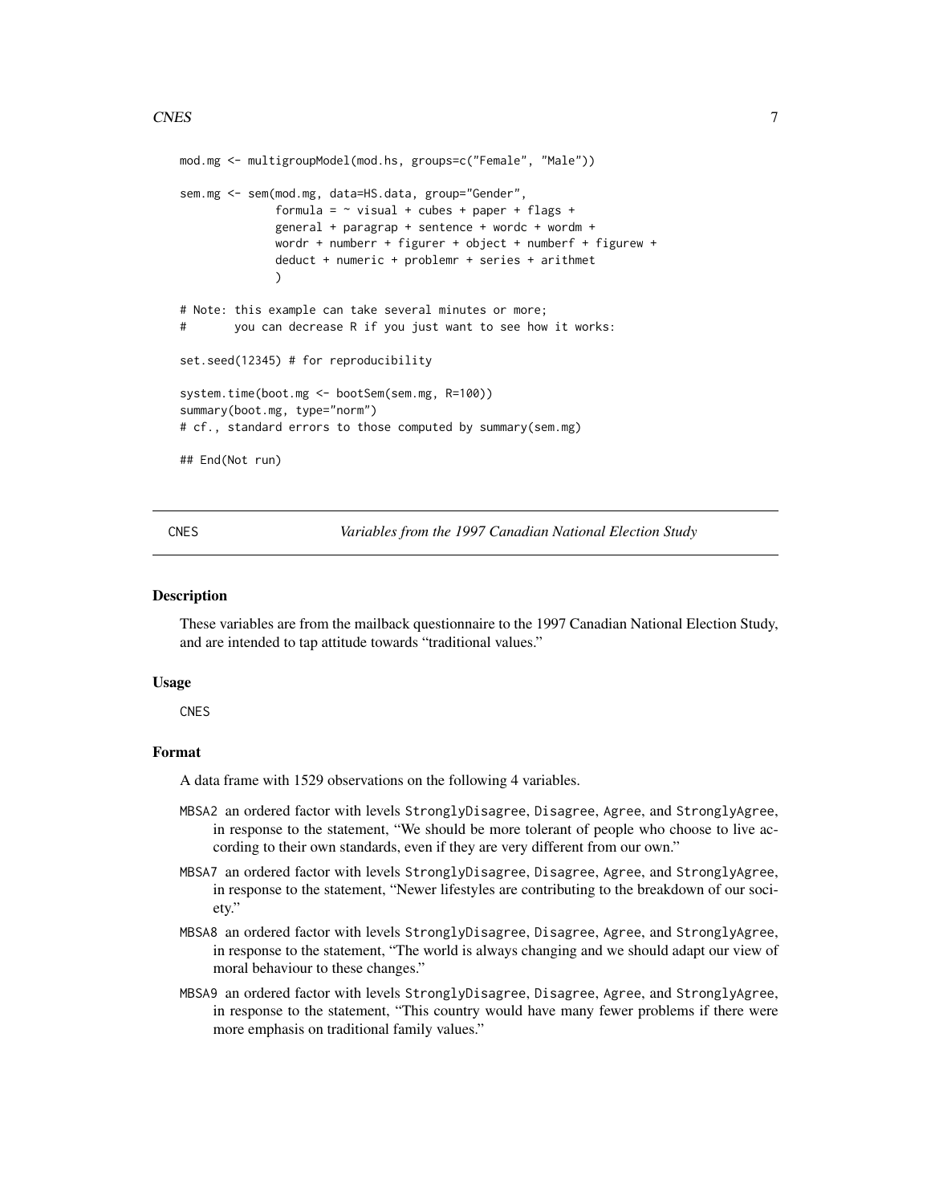```
mod.mg <- multigroupModel(mod.hs, groups=c("Female", "Male"))

sem.mg <- sem(mod.mg, data=HS.data, group="Gender",
              formula = ~ visual + cubes + paper + flags +
              general + paragrap + sentence + wordc + wordm +
              wordr + numberr + figurer + object + numberf + figurew +
              deduct + numeric + problemr + series + arithmet
              )

# Note: this example can take several minutes or more;
#       you can decrease R if you just want to see how it works:

set.seed(12345) # for reproducibility

system.time(boot.mg <- bootSem(sem.mg, R=100))
summary(boot.mg, type="norm")
# cf., standard errors to those computed by summary(sem.mg)

## End(Not run)
```

---

CNES — *Variables from the 1997 Canadian National Election Study*

---

## Description

These variables are from the mailback questionnaire to the 1997 Canadian National Election Study, and are intended to tap attitude towards "traditional values."

## Usage

```
CNES
```

## Format

A data frame with 1529 observations on the following 4 variables.

- `MBSA2` an ordered factor with levels `StronglyDisagree`, `Disagree`, `Agree`, and `StronglyAgree`, in response to the statement, "We should be more tolerant of people who choose to live according to their own standards, even if they are very different from our own."
- `MBSA7` an ordered factor with levels `StronglyDisagree`, `Disagree`, `Agree`, and `StronglyAgree`, in response to the statement, "Newer lifestyles are contributing to the breakdown of our society."
- `MBSA8` an ordered factor with levels `StronglyDisagree`, `Disagree`, `Agree`, and `StronglyAgree`, in response to the statement, "The world is always changing and we should adapt our view of moral behaviour to these changes."
- `MBSA9` an ordered factor with levels `StronglyDisagree`, `Disagree`, `Agree`, and `StronglyAgree`, in response to the statement, "This country would have many fewer problems if there were more emphasis on traditional family values."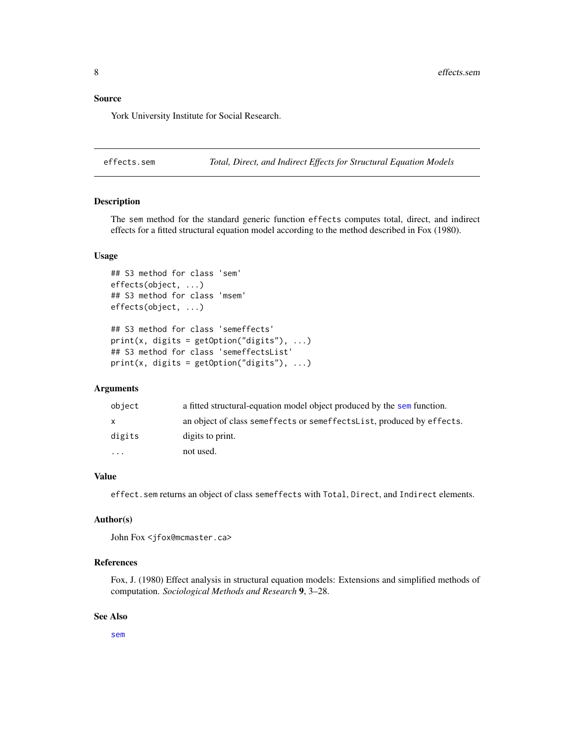## Source

York University Institute for Social Research.

---

# effects.sem — *Total, Direct, and Indirect Effects for Structural Equation Models*

---

## Description

The sem method for the standard generic function effects computes total, direct, and indirect effects for a fitted structural equation model according to the method described in Fox (1980).

## Usage

```
## S3 method for class 'sem'
effects(object, ...)
## S3 method for class 'msem'
effects(object, ...)

## S3 method for class 'semeffects'
print(x, digits = getOption("digits"), ...)
## S3 method for class 'semeffectsList'
print(x, digits = getOption("digits"), ...)
```

## Arguments

| | |
|---|---|
| object | a fitted structural-equation model object produced by the sem function. |
| x | an object of class semeffects or semeffectsList, produced by effects. |
| digits | digits to print. |
| ... | not used. |

## Value

effect.sem returns an object of class semeffects with Total, Direct, and Indirect elements.

## Author(s)

John Fox <jfox@mcmaster.ca>

## References

Fox, J. (1980) Effect analysis in structural equation models: Extensions and simplified methods of computation. *Sociological Methods and Research* **9**, 3–28.

## See Also

sem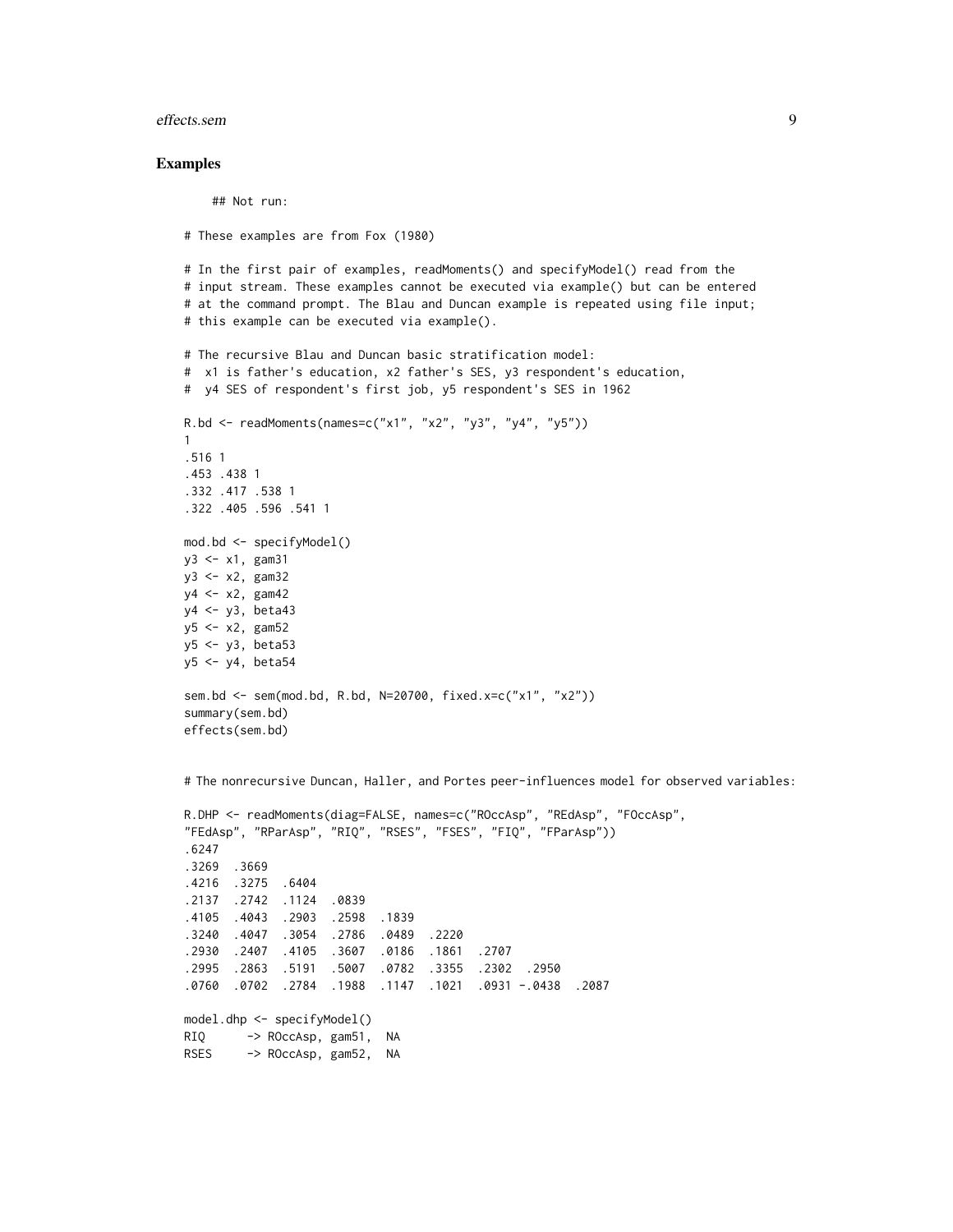## Examples

```
    ## Not run:

# These examples are from Fox (1980)

# In the first pair of examples, readMoments() and specifyModel() read from the
# input stream. These examples cannot be executed via example() but can be entered
# at the command prompt. The Blau and Duncan example is repeated using file input;
# this example can be executed via example().

# The recursive Blau and Duncan basic stratification model:
#  x1 is father's education, x2 father's SES, y3 respondent's education,
#  y4 SES of respondent's first job, y5 respondent's SES in 1962

R.bd <- readMoments(names=c("x1", "x2", "y3", "y4", "y5"))
1
.516 1
.453 .438 1
.332 .417 .538 1
.322 .405 .596 .541 1

mod.bd <- specifyModel()
y3 <- x1, gam31
y3 <- x2, gam32
y4 <- x2, gam42
y4 <- y3, beta43
y5 <- x2, gam52
y5 <- y3, beta53
y5 <- y4, beta54

sem.bd <- sem(mod.bd, R.bd, N=20700, fixed.x=c("x1", "x2"))
summary(sem.bd)
effects(sem.bd)


# The nonrecursive Duncan, Haller, and Portes peer-influences model for observed variables:

R.DHP <- readMoments(diag=FALSE, names=c("ROccAsp", "REdAsp", "FOccAsp",
"FEdAsp", "RParAsp", "RIQ", "RSES", "FSES", "FIQ", "FParAsp"))
.6247
.3269  .3669
.4216  .3275  .6404
.2137  .2742  .1124  .0839
.4105  .4043  .2903  .2598  .1839
.3240  .4047  .3054  .2786  .0489  .2220
.2930  .2407  .4105  .3607  .0186  .1861  .2707
.2995  .2863  .5191  .5007  .0782  .3355  .2302  .2950
.0760  .0702  .2784  .1988  .1147  .1021  .0931 -.0438  .2087

model.dhp <- specifyModel()
RIQ      -> ROccAsp, gam51,  NA
RSES     -> ROccAsp, gam52,  NA
```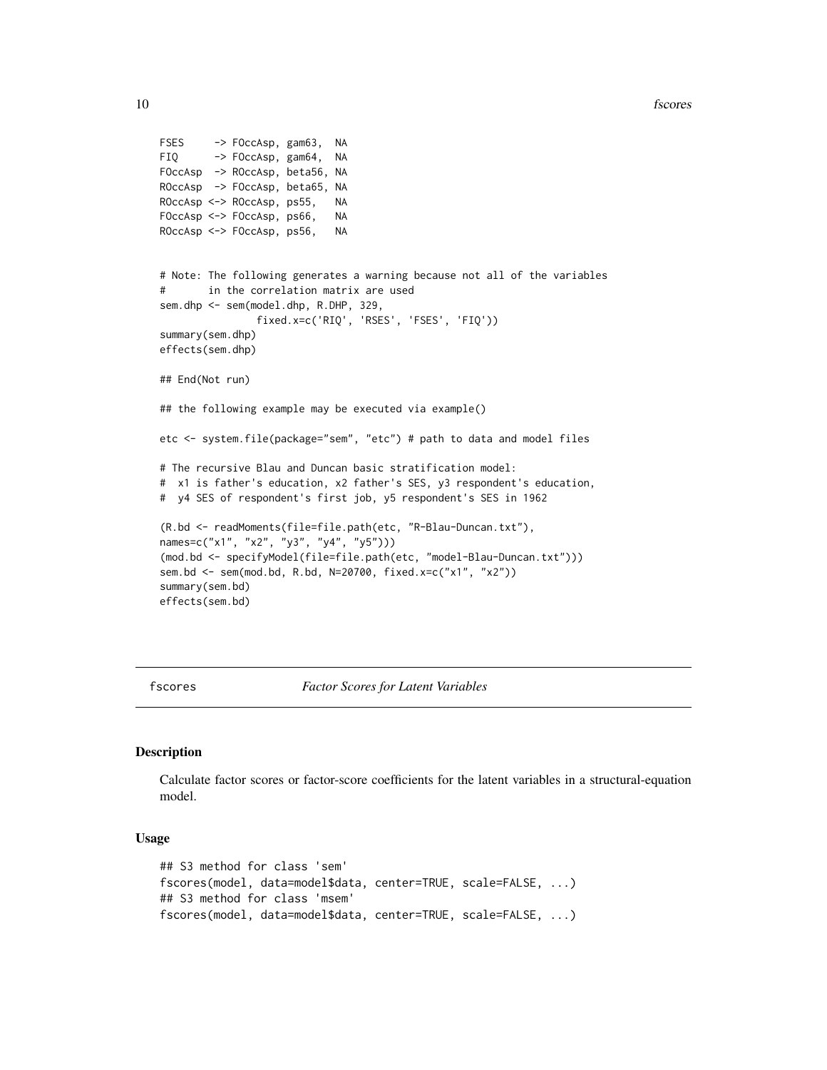```
FSES     -> FOccAsp, gam63,  NA
FIQ      -> FOccAsp, gam64,  NA
FOccAsp  -> ROccAsp, beta56, NA
ROccAsp  -> FOccAsp, beta65, NA
ROccAsp <-> ROccAsp, ps55,   NA
FOccAsp <-> FOccAsp, ps66,   NA
ROccAsp <-> FOccAsp, ps56,   NA


# Note: The following generates a warning because not all of the variables
#       in the correlation matrix are used
sem.dhp <- sem(model.dhp, R.DHP, 329,
               fixed.x=c('RIQ', 'RSES', 'FSES', 'FIQ'))
summary(sem.dhp)
effects(sem.dhp)

## End(Not run)

## the following example may be executed via example()

etc <- system.file(package="sem", "etc") # path to data and model files

# The recursive Blau and Duncan basic stratification model:
#  x1 is father's education, x2 father's SES, y3 respondent's education,
#  y4 SES of respondent's first job, y5 respondent's SES in 1962

(R.bd <- readMoments(file=file.path(etc, "R-Blau-Duncan.txt"),
names=c("x1", "x2", "y3", "y4", "y5")))
(mod.bd <- specifyModel(file=file.path(etc, "model-Blau-Duncan.txt")))
sem.bd <- sem(mod.bd, R.bd, N=20700, fixed.x=c("x1", "x2"))
summary(sem.bd)
effects(sem.bd)
```

---

## fscores — *Factor Scores for Latent Variables*

### Description

Calculate factor scores or factor-score coefficients for the latent variables in a structural-equation model.

### Usage

```
## S3 method for class 'sem'
fscores(model, data=model$data, center=TRUE, scale=FALSE, ...)
## S3 method for class 'msem'
fscores(model, data=model$data, center=TRUE, scale=FALSE, ...)
```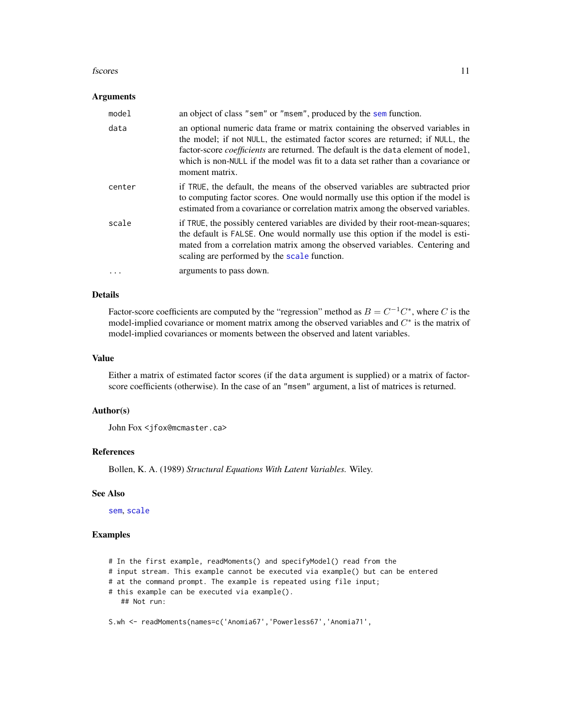### Arguments

| | |
|---|---|
| model | an object of class "sem" or "msem", produced by the sem function. |
| data | an optional numeric data frame or matrix containing the observed variables in the model; if not NULL, the estimated factor scores are returned; if NULL, the factor-score *coefficients* are returned. The default is the data element of model, which is non-NULL if the model was fit to a data set rather than a covariance or moment matrix. |
| center | if TRUE, the default, the means of the observed variables are subtracted prior to computing factor scores. One would normally use this option if the model is estimated from a covariance or correlation matrix among the observed variables. |
| scale | if TRUE, the possibly centered variables are divided by their root-mean-squares; the default is FALSE. One would normally use this option if the model is estimated from a correlation matrix among the observed variables. Centering and scaling are performed by the scale function. |
| ... | arguments to pass down. |

### Details

Factor-score coefficients are computed by the "regression" method as $B = C^{-1}C^*$, where $C$ is the model-implied covariance or moment matrix among the observed variables and $C^*$ is the matrix of model-implied covariances or moments between the observed and latent variables.

### Value

Either a matrix of estimated factor scores (if the data argument is supplied) or a matrix of factor-score coefficients (otherwise). In the case of an "msem" argument, a list of matrices is returned.

### Author(s)

John Fox <jfox@mcmaster.ca>

### References

Bollen, K. A. (1989) *Structural Equations With Latent Variables.* Wiley.

### See Also

sem, scale

### Examples

```
# In the first example, readMoments() and specifyModel() read from the
# input stream. This example cannot be executed via example() but can be entered
# at the command prompt. The example is repeated using file input;
# this example can be executed via example().
   ## Not run:

S.wh <- readMoments(names=c('Anomia67','Powerless67','Anomia71',
```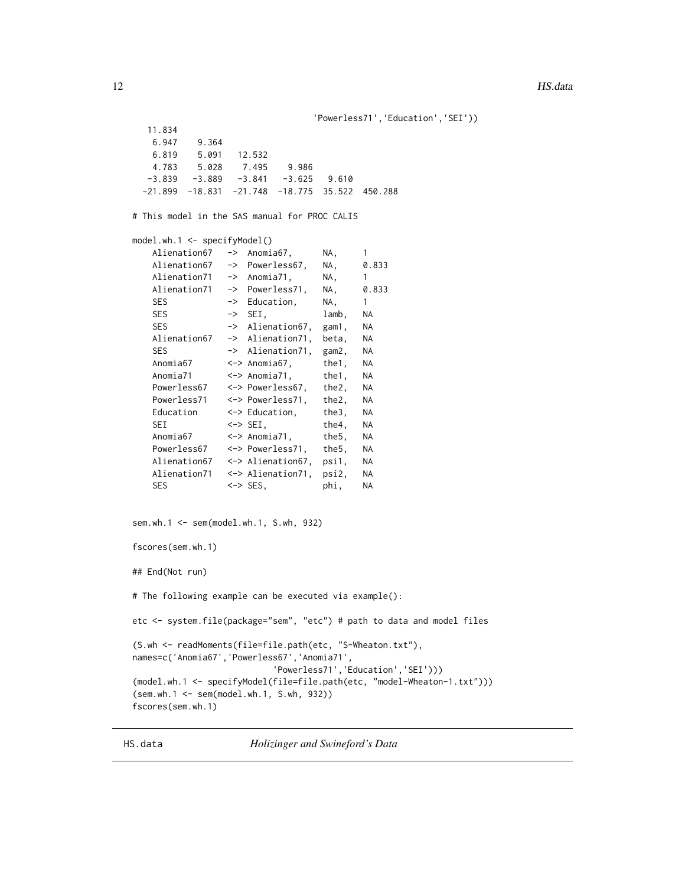```
                                   'Powerless71','Education','SEI'))
   11.834
    6.947    9.364
    6.819    5.091   12.532
    4.783    5.028    7.495    9.986
   -3.839   -3.889   -3.841   -3.625   9.610
  -21.899  -18.831  -21.748  -18.775  35.522  450.288

# This model in the SAS manual for PROC CALIS

model.wh.1 <- specifyModel()
    Alienation67   ->  Anomia67,      NA,     1
    Alienation67   ->  Powerless67,   NA,     0.833
    Alienation71   ->  Anomia71,      NA,     1
    Alienation71   ->  Powerless71,   NA,     0.833
    SES            ->  Education,     NA,     1
    SES            ->  SEI,           lamb,   NA
    SES            ->  Alienation67,  gam1,   NA
    Alienation67   ->  Alienation71,  beta,   NA
    SES            ->  Alienation71,  gam2,   NA
    Anomia67       <-> Anomia67,      the1,   NA
    Anomia71       <-> Anomia71,      the1,   NA
    Powerless67    <-> Powerless67,   the2,   NA
    Powerless71    <-> Powerless71,   the2,   NA
    Education      <-> Education,     the3,   NA
    SEI            <-> SEI,           the4,   NA
    Anomia67       <-> Anomia71,      the5,   NA
    Powerless67    <-> Powerless71,   the5,   NA
    Alienation67   <-> Alienation67,  psi1,   NA
    Alienation71   <-> Alienation71,  psi2,   NA
    SES            <-> SES,           phi,    NA


sem.wh.1 <- sem(model.wh.1, S.wh, 932)

fscores(sem.wh.1)

## End(Not run)

# The following example can be executed via example():

etc <- system.file(package="sem", "etc") # path to data and model files

(S.wh <- readMoments(file=file.path(etc, "S-Wheaton.txt"),
names=c('Anomia67','Powerless67','Anomia71',
                            'Powerless71','Education','SEI')))
(model.wh.1 <- specifyModel(file=file.path(etc, "model-Wheaton-1.txt")))
(sem.wh.1 <- sem(model.wh.1, S.wh, 932))
fscores(sem.wh.1)
```

## HS.data &nbsp;&nbsp;&nbsp;&nbsp; *Holizinger and Swineford's Data*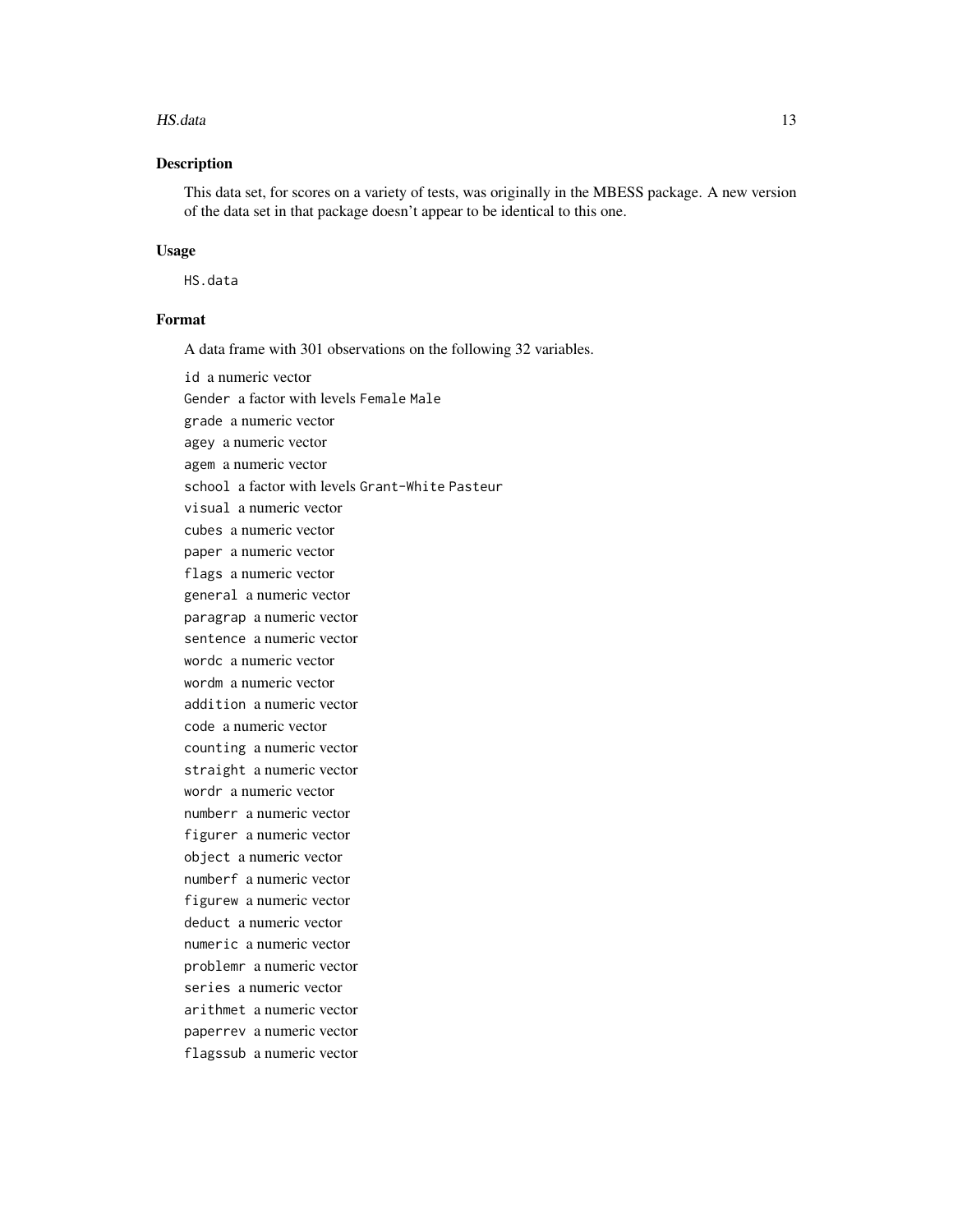## Description

This data set, for scores on a variety of tests, was originally in the MBESS package. A new version of the data set in that package doesn't appear to be identical to this one.

## Usage

```
HS.data
```

## Format

A data frame with 301 observations on the following 32 variables.

`id` a numeric vector

`Gender` a factor with levels `Female` `Male`

`grade` a numeric vector

`agey` a numeric vector

`agem` a numeric vector

`school` a factor with levels `Grant-White` `Pasteur`

`visual` a numeric vector

`cubes` a numeric vector

`paper` a numeric vector

`flags` a numeric vector

`general` a numeric vector

`paragrap` a numeric vector

`sentence` a numeric vector

`wordc` a numeric vector

`wordm` a numeric vector

`addition` a numeric vector

`code` a numeric vector

`counting` a numeric vector

`straight` a numeric vector

`wordr` a numeric vector

`numberr` a numeric vector

`figurer` a numeric vector

`object` a numeric vector

`numberf` a numeric vector

`figurew` a numeric vector

`deduct` a numeric vector

`numeric` a numeric vector

`problemr` a numeric vector

`series` a numeric vector

`arithmet` a numeric vector

`paperrev` a numeric vector

`flagssub` a numeric vector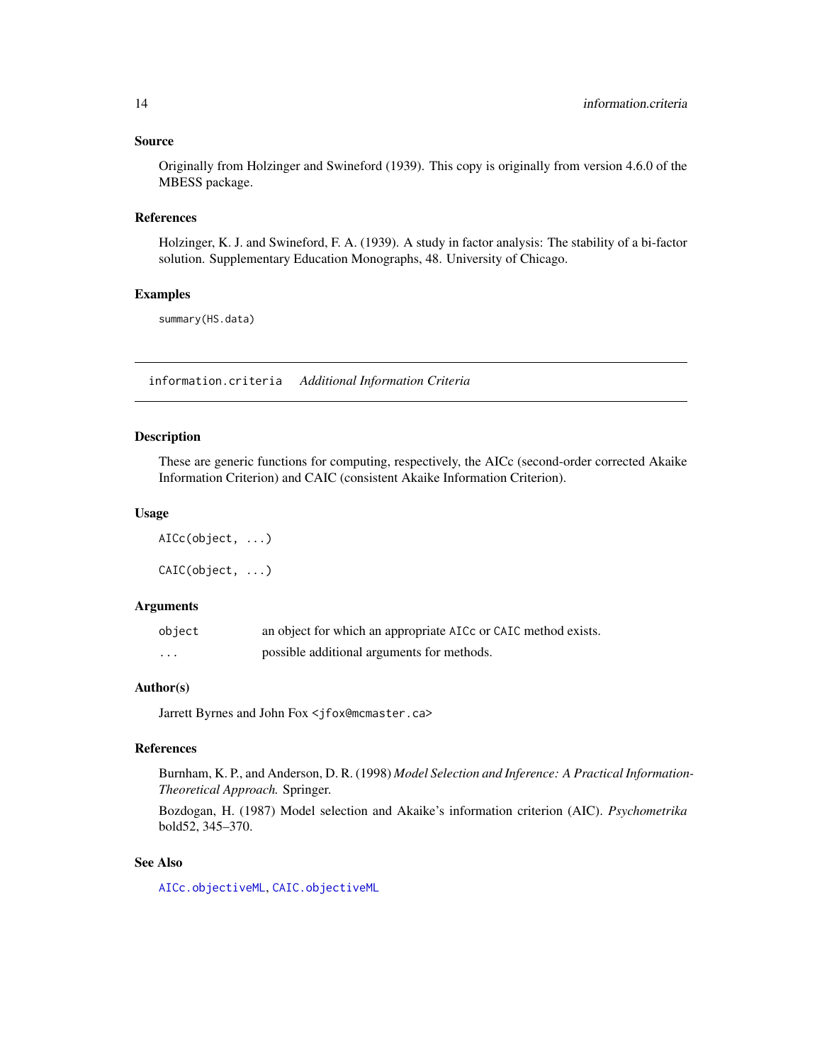### Source

Originally from Holzinger and Swineford (1939). This copy is originally from version 4.6.0 of the MBESS package.

### References

Holzinger, K. J. and Swineford, F. A. (1939). A study in factor analysis: The stability of a bi-factor solution. Supplementary Education Monographs, 48. University of Chicago.

### Examples

```
summary(HS.data)
```

---

## information.criteria *Additional Information Criteria*

---

### Description

These are generic functions for computing, respectively, the AICc (second-order corrected Akaike Information Criterion) and CAIC (consistent Akaike Information Criterion).

### Usage

```
AICc(object, ...)

CAIC(object, ...)
```

### Arguments

| | |
|---|---|
| `object` | an object for which an appropriate `AICc` or `CAIC` method exists. |
| `...` | possible additional arguments for methods. |

### Author(s)

Jarrett Byrnes and John Fox <jfox@mcmaster.ca>

### References

Burnham, K. P., and Anderson, D. R. (1998) *Model Selection and Inference: A Practical Information-Theoretical Approach.* Springer.

Bozdogan, H. (1987) Model selection and Akaike's information criterion (AIC). *Psychometrika* bold52, 345–370.

### See Also

`AICc.objectiveML`, `CAIC.objectiveML`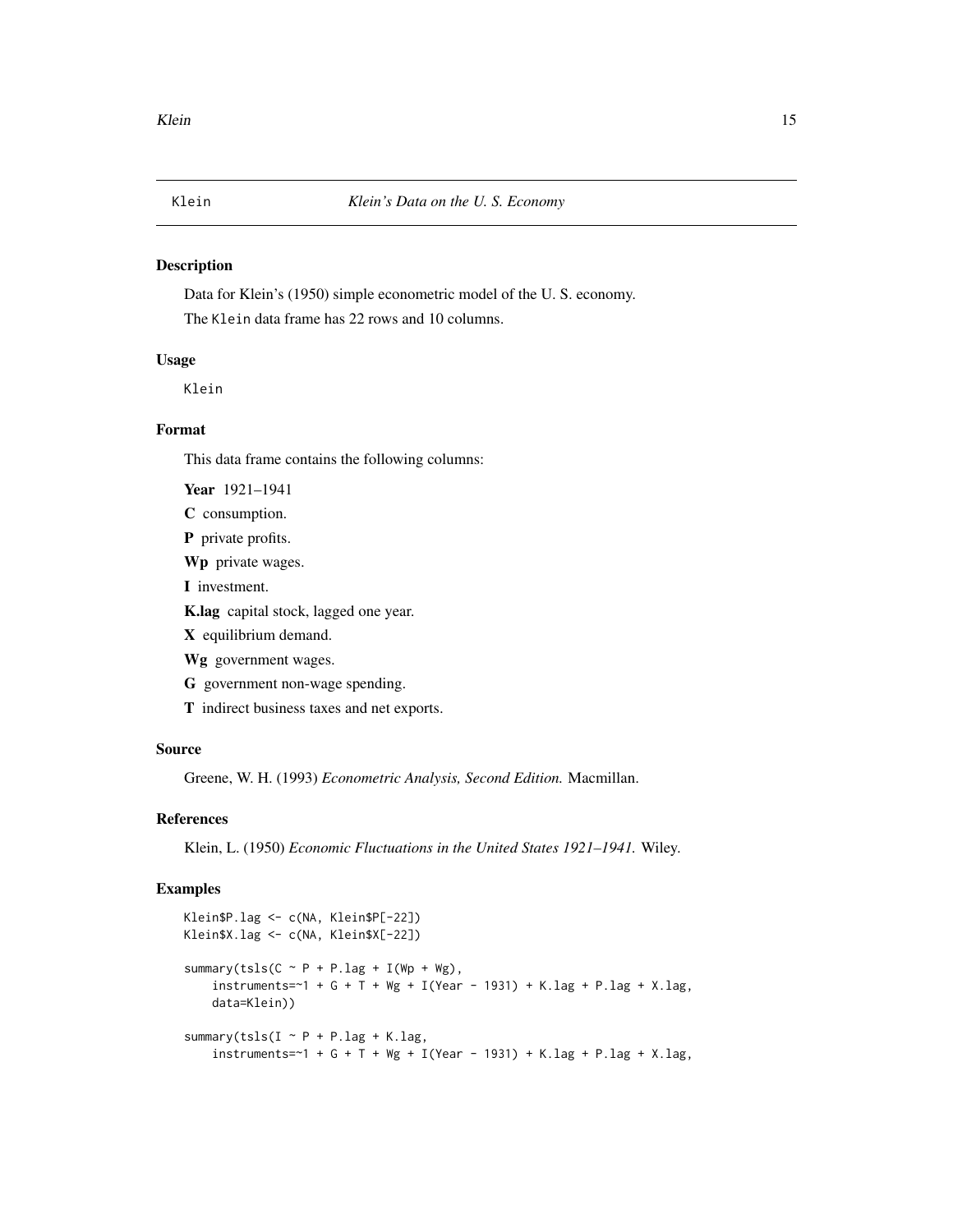Klein *Klein's Data on the U. S. Economy*

## Description

Data for Klein's (1950) simple econometric model of the U. S. economy.

The Klein data frame has 22 rows and 10 columns.

## Usage

```
Klein
```

## Format

This data frame contains the following columns:

**Year** 1921–1941

**C** consumption.

**P** private profits.

**Wp** private wages.

**I** investment.

**K.lag** capital stock, lagged one year.

**X** equilibrium demand.

**Wg** government wages.

**G** government non-wage spending.

**T** indirect business taxes and net exports.

## Source

Greene, W. H. (1993) *Econometric Analysis, Second Edition.* Macmillan.

## References

Klein, L. (1950) *Economic Fluctuations in the United States 1921–1941.* Wiley.

## Examples

```
Klein$P.lag <- c(NA, Klein$P[-22])
Klein$X.lag <- c(NA, Klein$X[-22])

summary(tsls(C ~ P + P.lag + I(Wp + Wg),
    instruments=~1 + G + T + Wg + I(Year - 1931) + K.lag + P.lag + X.lag,
    data=Klein))

summary(tsls(I ~ P + P.lag + K.lag,
    instruments=~1 + G + T + Wg + I(Year - 1931) + K.lag + P.lag + X.lag,
```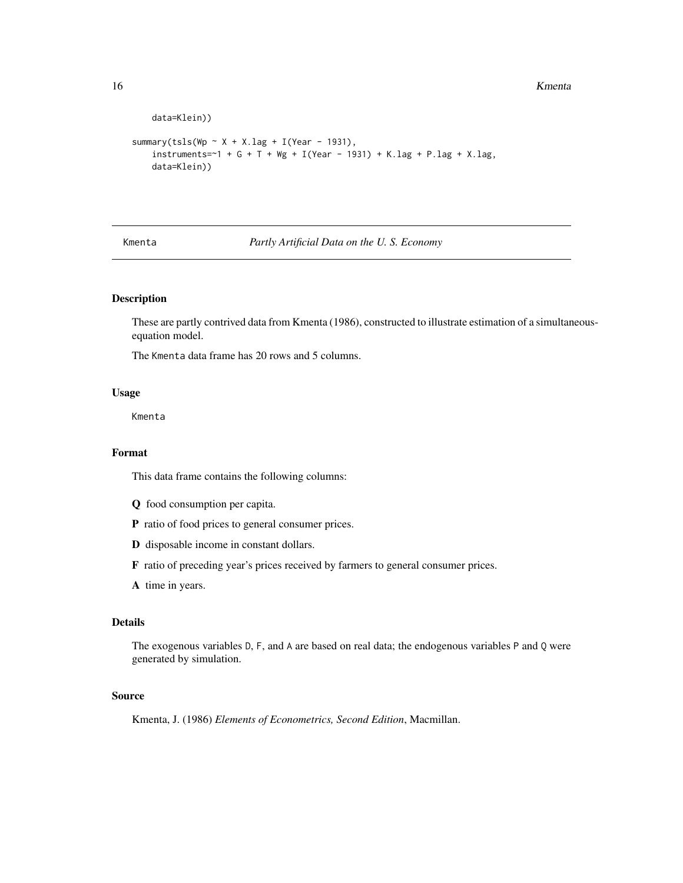```
    data=Klein))

summary(tsls(Wp ~ X + X.lag + I(Year - 1931),
    instruments=~1 + G + T + Wg + I(Year - 1931) + K.lag + P.lag + X.lag,
    data=Klein))
```

---

## Kmenta — *Partly Artificial Data on the U. S. Economy*

---

### Description

These are partly contrived data from Kmenta (1986), constructed to illustrate estimation of a simultaneous-equation model.

The Kmenta data frame has 20 rows and 5 columns.

### Usage

```
Kmenta
```

### Format

This data frame contains the following columns:

**Q** food consumption per capita.

**P** ratio of food prices to general consumer prices.

**D** disposable income in constant dollars.

**F** ratio of preceding year's prices received by farmers to general consumer prices.

**A** time in years.

### Details

The exogenous variables D, F, and A are based on real data; the endogenous variables P and Q were generated by simulation.

### Source

Kmenta, J. (1986) *Elements of Econometrics, Second Edition*, Macmillan.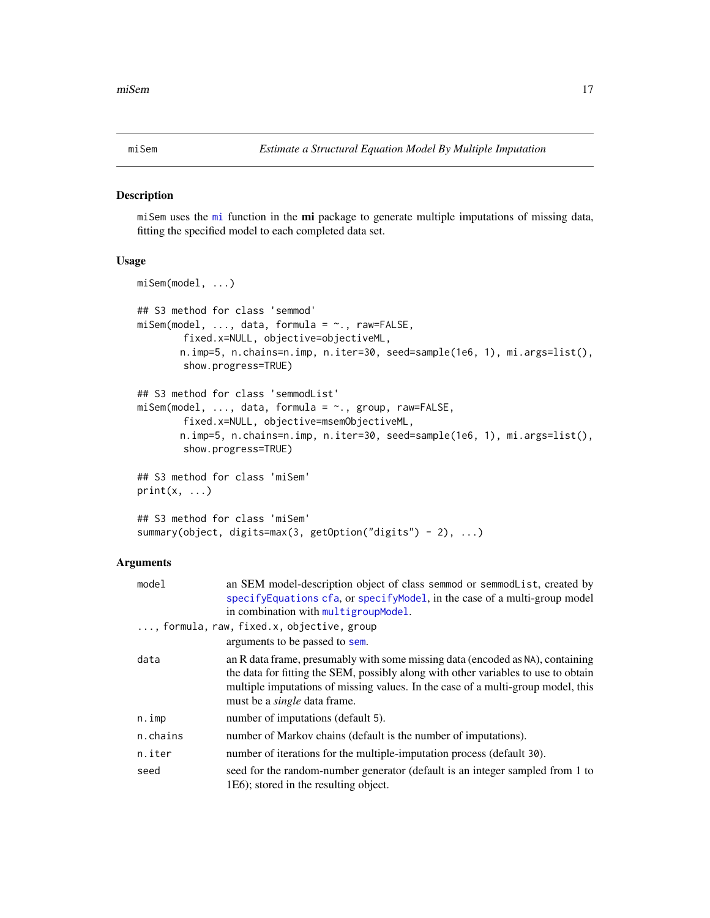# miSem *Estimate a Structural Equation Model By Multiple Imputation*

## Description

miSem uses the mi function in the **mi** package to generate multiple imputations of missing data, fitting the specified model to each completed data set.

## Usage

```
miSem(model, ...)

## S3 method for class 'semmod'
miSem(model, ..., data, formula = ~., raw=FALSE,
       fixed.x=NULL, objective=objectiveML,
      n.imp=5, n.chains=n.imp, n.iter=30, seed=sample(1e6, 1), mi.args=list(),
       show.progress=TRUE)

## S3 method for class 'semmodList'
miSem(model, ..., data, formula = ~., group, raw=FALSE,
       fixed.x=NULL, objective=msemObjectiveML,
      n.imp=5, n.chains=n.imp, n.iter=30, seed=sample(1e6, 1), mi.args=list(),
       show.progress=TRUE)

## S3 method for class 'miSem'
print(x, ...)

## S3 method for class 'miSem'
summary(object, digits=max(3, getOption("digits") - 2), ...)
```

## Arguments

| | |
|---|---|
| model | an SEM model-description object of class semmod or semmodList, created by specifyEquations cfa, or specifyModel, in the case of a multi-group model in combination with multigroupModel. |
| ..., formula, raw, fixed.x, objective, group | arguments to be passed to sem. |
| data | an R data frame, presumably with some missing data (encoded as NA), containing the data for fitting the SEM, possibly along with other variables to use to obtain multiple imputations of missing values. In the case of a multi-group model, this must be a *single* data frame. |
| n.imp | number of imputations (default 5). |
| n.chains | number of Markov chains (default is the number of imputations). |
| n.iter | number of iterations for the multiple-imputation process (default 30). |
| seed | seed for the random-number generator (default is an integer sampled from 1 to 1E6); stored in the resulting object. |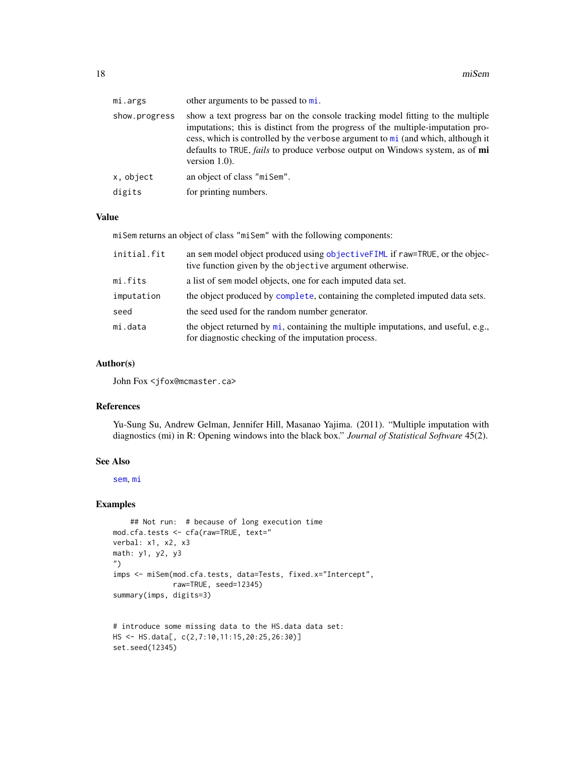| | |
|---|---|
| mi.args | other arguments to be passed to mi. |
| show.progress | show a text progress bar on the console tracking model fitting to the multiple imputations; this is distinct from the progress of the multiple-imputation process, which is controlled by the verbose argument to mi (and which, although it defaults to TRUE, *fails* to produce verbose output on Windows system, as of **mi** version 1.0). |
| x, object | an object of class "miSem". |
| digits | for printing numbers. |

## Value

miSem returns an object of class "miSem" with the following components:

| | |
|---|---|
| initial.fit | an sem model object produced using objectiveFIML if raw=TRUE, or the objective function given by the objective argument otherwise. |
| mi.fits | a list of sem model objects, one for each imputed data set. |
| imputation | the object produced by complete, containing the completed imputed data sets. |
| seed | the seed used for the random number generator. |
| mi.data | the object returned by mi, containing the multiple imputations, and useful, e.g., for diagnostic checking of the imputation process. |

## Author(s)

John Fox <jfox@mcmaster.ca>

## References

Yu-Sung Su, Andrew Gelman, Jennifer Hill, Masanao Yajima. (2011). "Multiple imputation with diagnostics (mi) in R: Opening windows into the black box." *Journal of Statistical Software* 45(2).

## See Also

sem, mi

## Examples

```
    ## Not run:  # because of long execution time
mod.cfa.tests <- cfa(raw=TRUE, text="
verbal: x1, x2, x3
math: y1, y2, y3
")
imps <- miSem(mod.cfa.tests, data=Tests, fixed.x="Intercept",
              raw=TRUE, seed=12345)
summary(imps, digits=3)


# introduce some missing data to the HS.data data set:
HS <- HS.data[, c(2,7:10,11:15,20:25,26:30)]
set.seed(12345)
```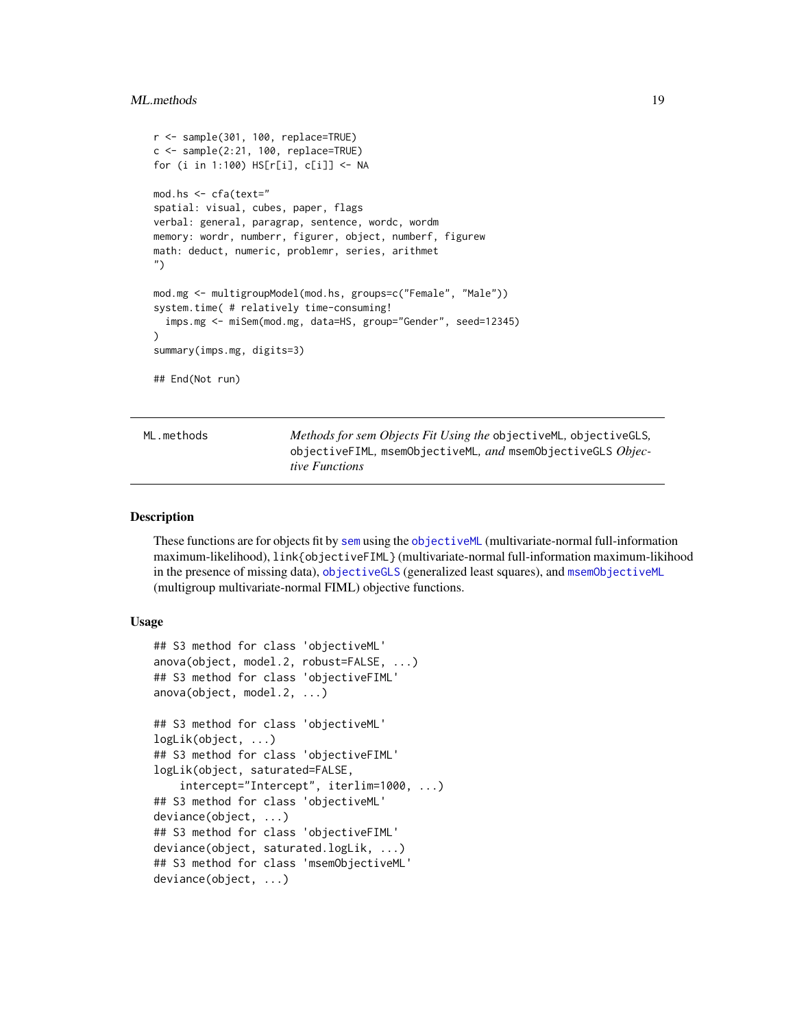```
r <- sample(301, 100, replace=TRUE)
c <- sample(2:21, 100, replace=TRUE)
for (i in 1:100) HS[r[i], c[i]] <- NA

mod.hs <- cfa(text="
spatial: visual, cubes, paper, flags
verbal: general, paragrap, sentence, wordc, wordm
memory: wordr, numberr, figurer, object, numberf, figurew
math: deduct, numeric, problemr, series, arithmet
")

mod.mg <- multigroupModel(mod.hs, groups=c("Female", "Male"))
system.time( # relatively time-consuming!
  imps.mg <- miSem(mod.mg, data=HS, group="Gender", seed=12345)
)
summary(imps.mg, digits=3)

## End(Not run)
```

---

ML.methods — *Methods for sem Objects Fit Using the* `objectiveML`, `objectiveGLS`, `objectiveFIML`, `msemObjectiveML`, *and* `msemObjectiveGLS` *Objective Functions*

---

## Description

These functions are for objects fit by `sem` using the `objectiveML` (multivariate-normal full-information maximum-likelihood), `link{objectiveFIML}` (multivariate-normal full-information maximum-likihood in the presence of missing data), `objectiveGLS` (generalized least squares), and `msemObjectiveML` (multigroup multivariate-normal FIML) objective functions.

## Usage

```
## S3 method for class 'objectiveML'
anova(object, model.2, robust=FALSE, ...)
## S3 method for class 'objectiveFIML'
anova(object, model.2, ...)

## S3 method for class 'objectiveML'
logLik(object, ...)
## S3 method for class 'objectiveFIML'
logLik(object, saturated=FALSE,
    intercept="Intercept", iterlim=1000, ...)
## S3 method for class 'objectiveML'
deviance(object, ...)
## S3 method for class 'objectiveFIML'
deviance(object, saturated.logLik, ...)
## S3 method for class 'msemObjectiveML'
deviance(object, ...)
```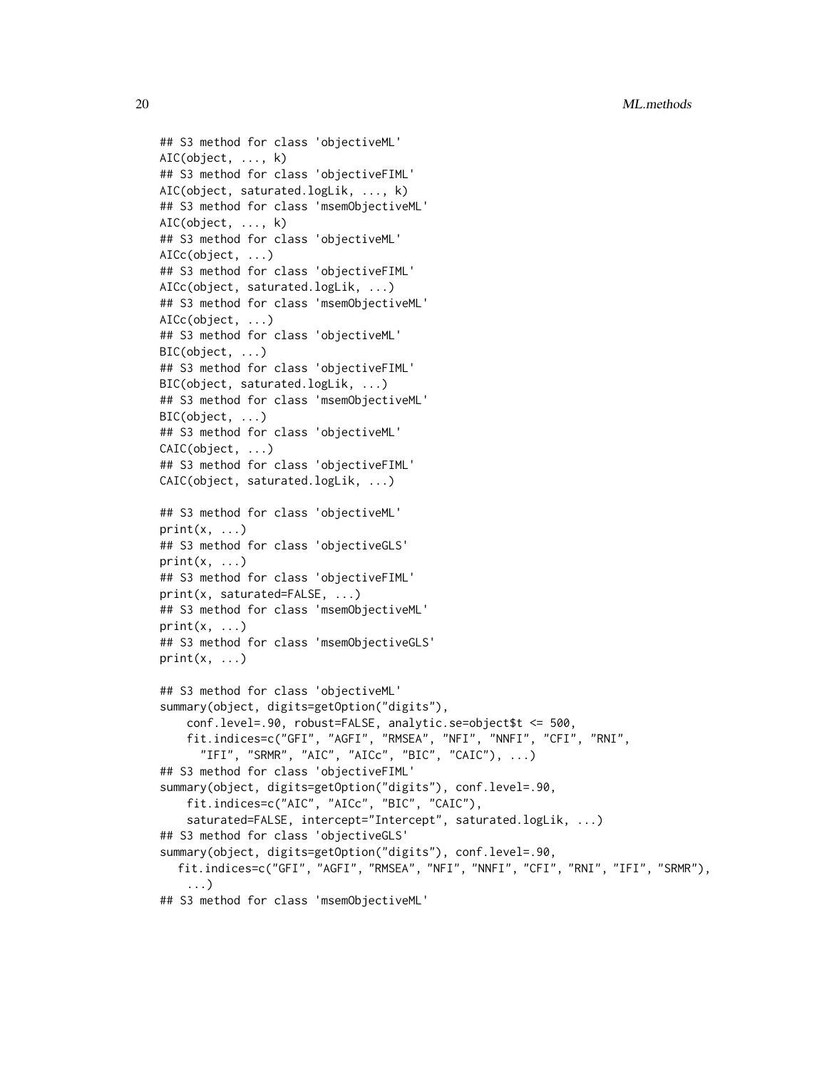```
## S3 method for class 'objectiveML'
AIC(object, ..., k)
## S3 method for class 'objectiveFIML'
AIC(object, saturated.logLik, ..., k)
## S3 method for class 'msemObjectiveML'
AIC(object, ..., k)
## S3 method for class 'objectiveML'
AICc(object, ...)
## S3 method for class 'objectiveFIML'
AICc(object, saturated.logLik, ...)
## S3 method for class 'msemObjectiveML'
AICc(object, ...)
## S3 method for class 'objectiveML'
BIC(object, ...)
## S3 method for class 'objectiveFIML'
BIC(object, saturated.logLik, ...)
## S3 method for class 'msemObjectiveML'
BIC(object, ...)
## S3 method for class 'objectiveML'
CAIC(object, ...)
## S3 method for class 'objectiveFIML'
CAIC(object, saturated.logLik, ...)

## S3 method for class 'objectiveML'
print(x, ...)
## S3 method for class 'objectiveGLS'
print(x, ...)
## S3 method for class 'objectiveFIML'
print(x, saturated=FALSE, ...)
## S3 method for class 'msemObjectiveML'
print(x, ...)
## S3 method for class 'msemObjectiveGLS'
print(x, ...)

## S3 method for class 'objectiveML'
summary(object, digits=getOption("digits"),
    conf.level=.90, robust=FALSE, analytic.se=object$t <= 500,
    fit.indices=c("GFI", "AGFI", "RMSEA", "NFI", "NNFI", "CFI", "RNI",
      "IFI", "SRMR", "AIC", "AICc", "BIC", "CAIC"), ...)
## S3 method for class 'objectiveFIML'
summary(object, digits=getOption("digits"), conf.level=.90,
    fit.indices=c("AIC", "AICc", "BIC", "CAIC"),
    saturated=FALSE, intercept="Intercept", saturated.logLik, ...)
## S3 method for class 'objectiveGLS'
summary(object, digits=getOption("digits"), conf.level=.90,
   fit.indices=c("GFI", "AGFI", "RMSEA", "NFI", "NNFI", "CFI", "RNI", "IFI", "SRMR"),
    ...)
## S3 method for class 'msemObjectiveML'
```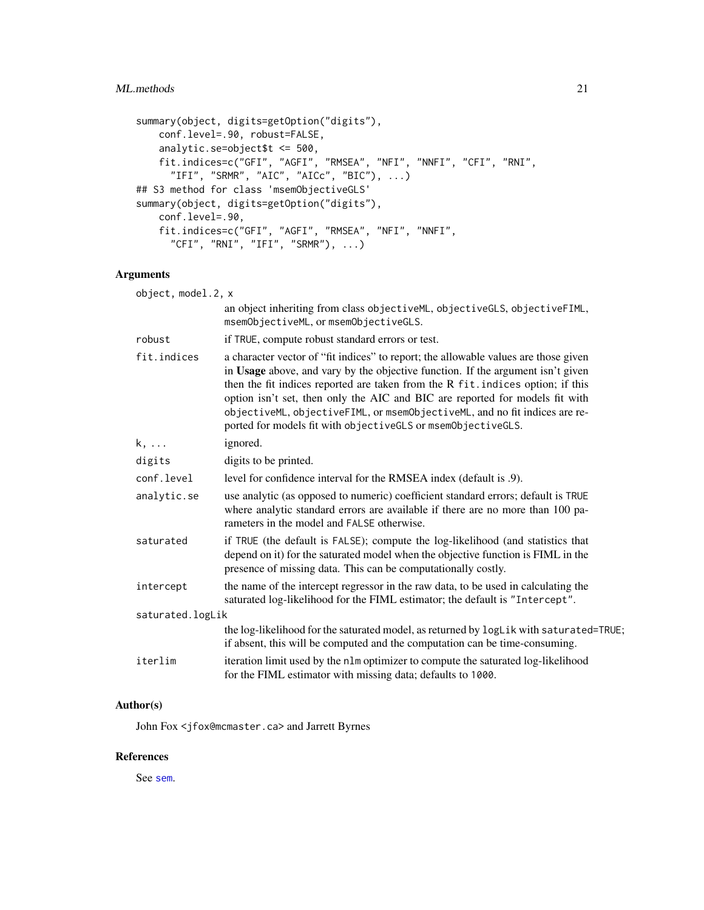```
summary(object, digits=getOption("digits"),
    conf.level=.90, robust=FALSE,
    analytic.se=object$t <= 500,
    fit.indices=c("GFI", "AGFI", "RMSEA", "NFI", "NNFI", "CFI", "RNI",
      "IFI", "SRMR", "AIC", "AICc", "BIC"), ...)
## S3 method for class 'msemObjectiveGLS'
summary(object, digits=getOption("digits"),
    conf.level=.90,
    fit.indices=c("GFI", "AGFI", "RMSEA", "NFI", "NNFI",
      "CFI", "RNI", "IFI", "SRMR"), ...)
```

## Arguments

`object, model.2, x`
: an object inheriting from class `objectiveML`, `objectiveGLS`, `objectiveFIML`, `msemObjectiveML`, or `msemObjectiveGLS`.

`robust`
: if `TRUE`, compute robust standard errors or test.

`fit.indices`
: a character vector of "fit indices" to report; the allowable values are those given in **Usage** above, and vary by the objective function. If the argument isn't given then the fit indices reported are taken from the R `fit.indices` option; if this option isn't set, then only the AIC and BIC are reported for models fit with `objectiveML`, `objectiveFIML`, or `msemObjectiveML`, and no fit indices are reported for models fit with `objectiveGLS` or `msemObjectiveGLS`.

`k, ...`
: ignored.

`digits`
: digits to be printed.

`conf.level`
: level for confidence interval for the RMSEA index (default is .9).

`analytic.se`
: use analytic (as opposed to numeric) coefficient standard errors; default is `TRUE` where analytic standard errors are available if there are no more than 100 parameters in the model and `FALSE` otherwise.

`saturated`
: if `TRUE` (the default is `FALSE`); compute the log-likelihood (and statistics that depend on it) for the saturated model when the objective function is FIML in the presence of missing data. This can be computationally costly.

`intercept`
: the name of the intercept regressor in the raw data, to be used in calculating the saturated log-likelihood for the FIML estimator; the default is `"Intercept"`.

`saturated.logLik`
: the log-likelihood for the saturated model, as returned by `logLik` with `saturated=TRUE`; if absent, this will be computed and the computation can be time-consuming.

`iterlim`
: iteration limit used by the `nlm` optimizer to compute the saturated log-likelihood for the FIML estimator with missing data; defaults to `1000`.

## Author(s)

John Fox <jfox@mcmaster.ca> and Jarrett Byrnes

## References

See `sem`.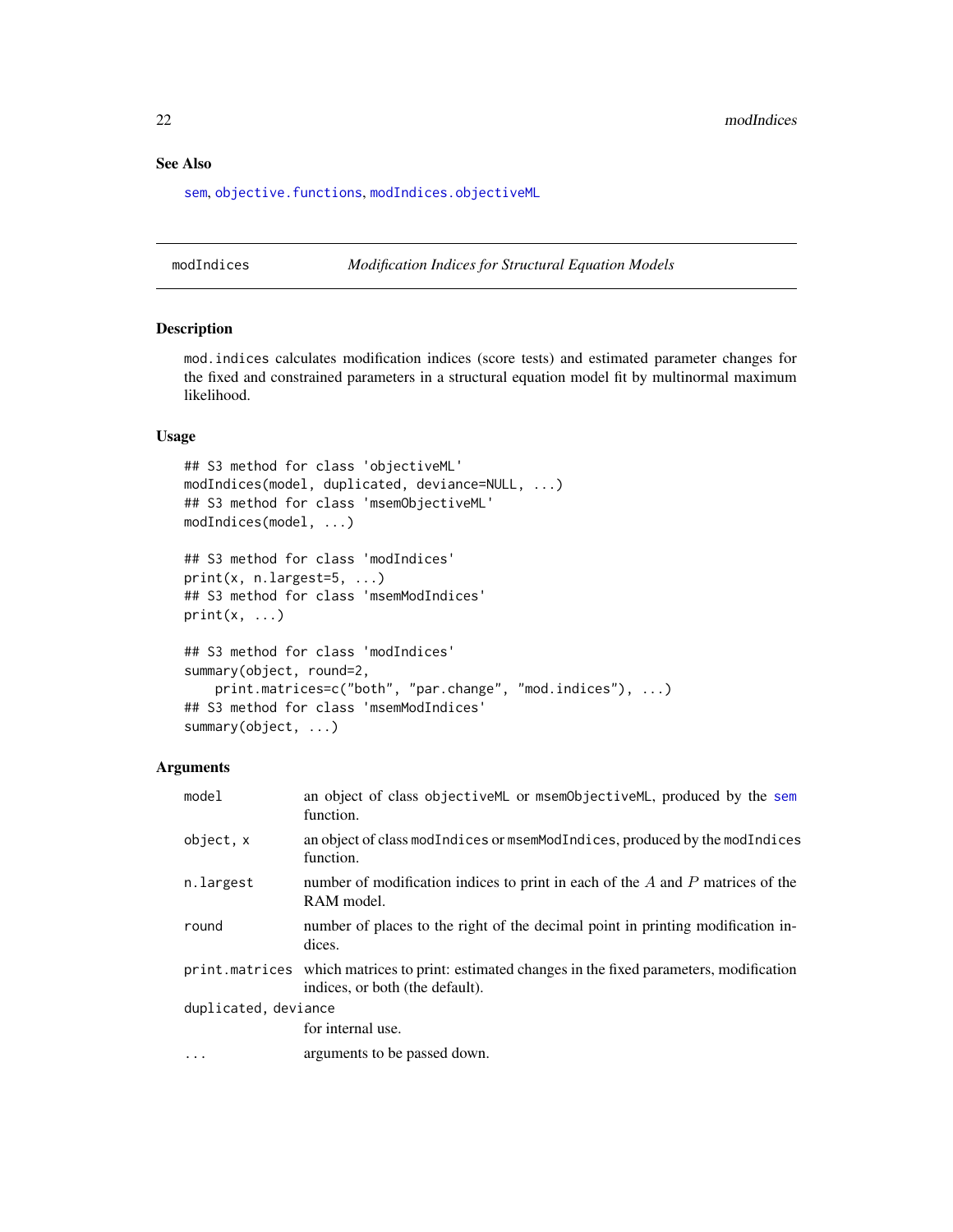### See Also

sem, objective.functions, modIndices.objectiveML

## modIndices — *Modification Indices for Structural Equation Models*

### Description

mod.indices calculates modification indices (score tests) and estimated parameter changes for the fixed and constrained parameters in a structural equation model fit by multinormal maximum likelihood.

### Usage

```
## S3 method for class 'objectiveML'
modIndices(model, duplicated, deviance=NULL, ...)
## S3 method for class 'msemObjectiveML'
modIndices(model, ...)

## S3 method for class 'modIndices'
print(x, n.largest=5, ...)
## S3 method for class 'msemModIndices'
print(x, ...)

## S3 method for class 'modIndices'
summary(object, round=2,
    print.matrices=c("both", "par.change", "mod.indices"), ...)
## S3 method for class 'msemModIndices'
summary(object, ...)
```

### Arguments

| | |
|---|---|
| model | an object of class objectiveML or msemObjectiveML, produced by the sem function. |
| object, x | an object of class modIndices or msemModIndices, produced by the modIndices function. |
| n.largest | number of modification indices to print in each of the $A$ and $P$ matrices of the RAM model. |
| round | number of places to the right of the decimal point in printing modification indices. |
| print.matrices | which matrices to print: estimated changes in the fixed parameters, modification indices, or both (the default). |
| duplicated, deviance | for internal use. |
| ... | arguments to be passed down. |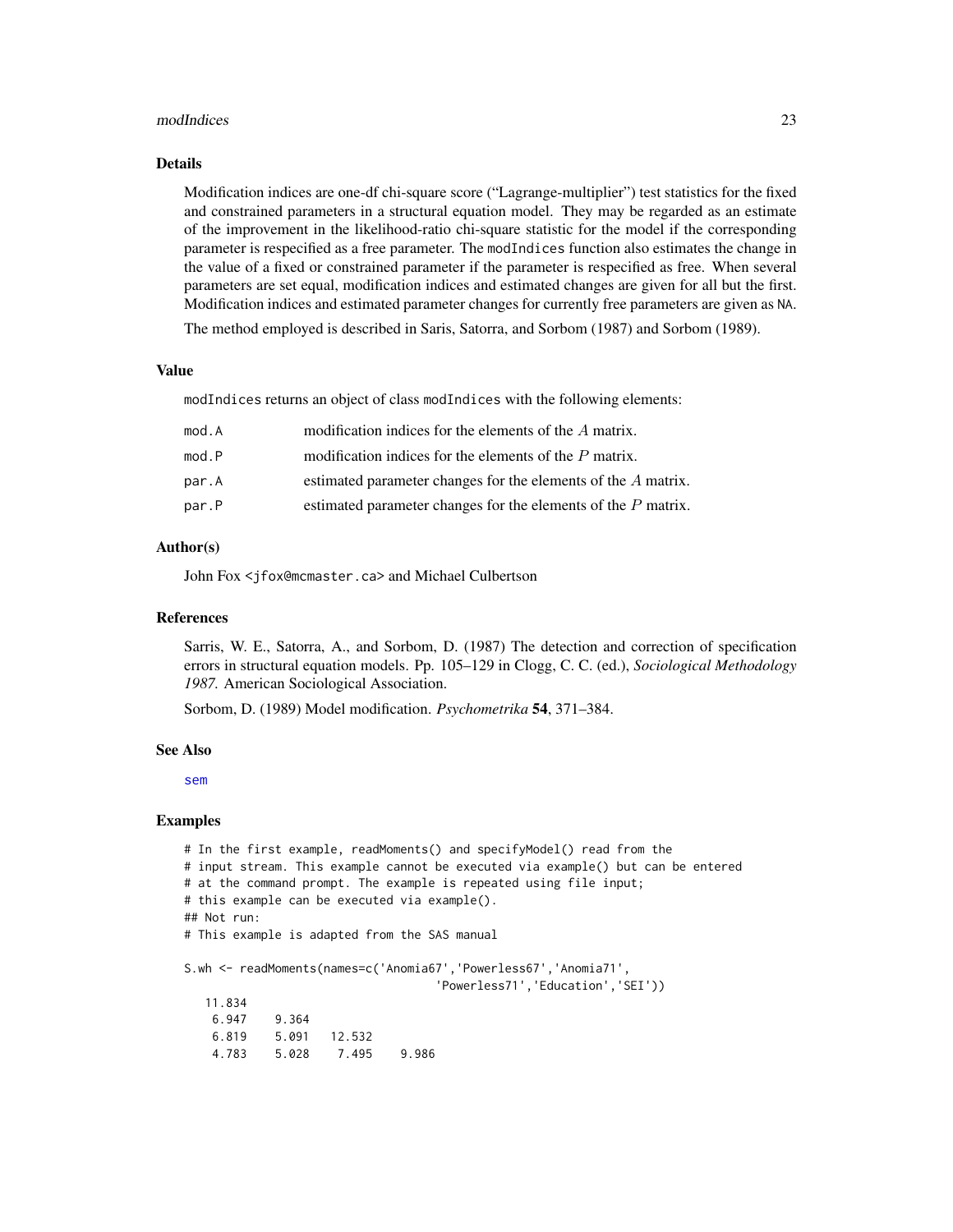## Details

Modification indices are one-df chi-square score ("Lagrange-multiplier") test statistics for the fixed and constrained parameters in a structural equation model. They may be regarded as an estimate of the improvement in the likelihood-ratio chi-square statistic for the model if the corresponding parameter is respecified as a free parameter. The `modIndices` function also estimates the change in the value of a fixed or constrained parameter if the parameter is respecified as free. When several parameters are set equal, modification indices and estimated changes are given for all but the first. Modification indices and estimated parameter changes for currently free parameters are given as `NA`.

The method employed is described in Saris, Satorra, and Sorbom (1987) and Sorbom (1989).

## Value

`modIndices` returns an object of class `modIndices` with the following elements:

| | |
|---|---|
| `mod.A` | modification indices for the elements of the $A$ matrix. |
| `mod.P` | modification indices for the elements of the $P$ matrix. |
| `par.A` | estimated parameter changes for the elements of the $A$ matrix. |
| `par.P` | estimated parameter changes for the elements of the $P$ matrix. |

## Author(s)

John Fox <jfox@mcmaster.ca> and Michael Culbertson

## References

Sarris, W. E., Satorra, A., and Sorbom, D. (1987) The detection and correction of specification errors in structural equation models. Pp. 105–129 in Clogg, C. C. (ed.), *Sociological Methodology 1987.* American Sociological Association.

Sorbom, D. (1989) Model modification. *Psychometrika* **54**, 371–384.

## See Also

`sem`

## Examples

```
# In the first example, readMoments() and specifyModel() read from the
# input stream. This example cannot be executed via example() but can be entered
# at the command prompt. The example is repeated using file input;
# this example can be executed via example().
## Not run:
# This example is adapted from the SAS manual

S.wh <- readMoments(names=c('Anomia67','Powerless67','Anomia71',
                                    'Powerless71','Education','SEI'))
   11.834
    6.947    9.364
    6.819    5.091   12.532
    4.783    5.028    7.495    9.986
```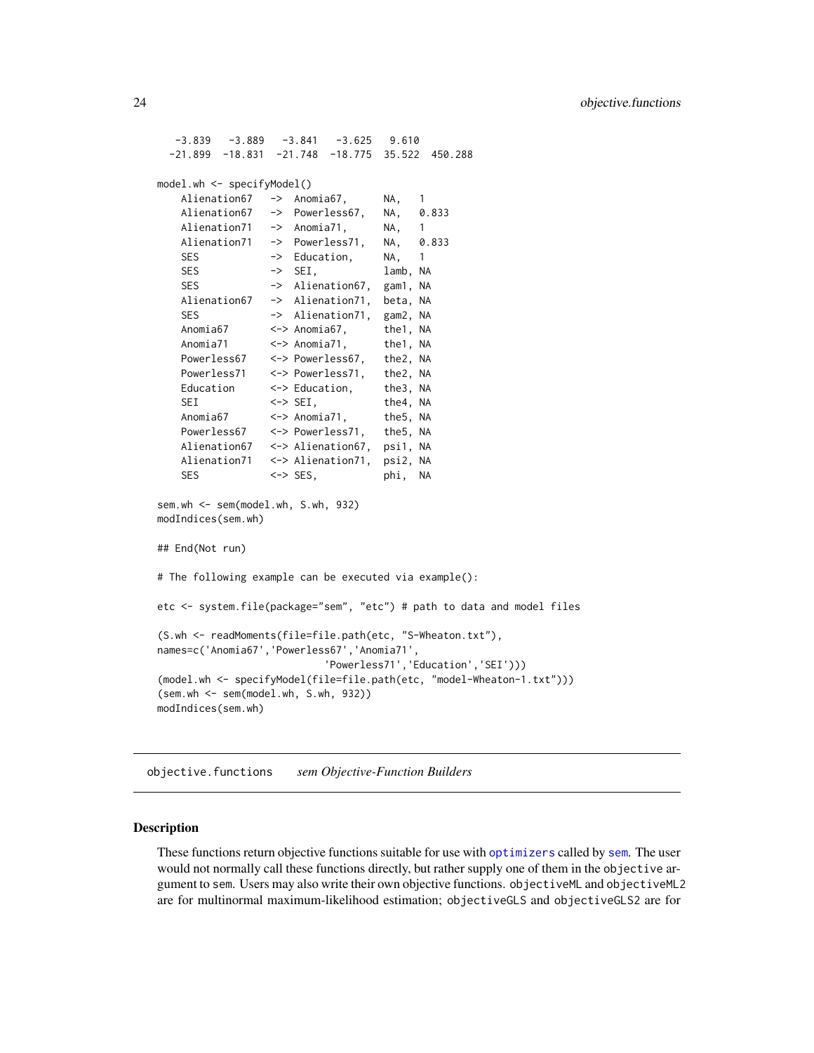```
   -3.839   -3.889   -3.841   -3.625   9.610
  -21.899  -18.831  -21.748  -18.775  35.522  450.288

model.wh <- specifyModel()
    Alienation67   ->  Anomia67,      NA,   1
    Alienation67   ->  Powerless67,   NA,   0.833
    Alienation71   ->  Anomia71,      NA,   1
    Alienation71   ->  Powerless71,   NA,   0.833
    SES            ->  Education,     NA,   1
    SES            ->  SEI,           lamb, NA
    SES            ->  Alienation67,  gam1, NA
    Alienation67   ->  Alienation71,  beta, NA
    SES            ->  Alienation71,  gam2, NA
    Anomia67       <-> Anomia67,      the1, NA
    Anomia71       <-> Anomia71,      the1, NA
    Powerless67    <-> Powerless67,   the2, NA
    Powerless71    <-> Powerless71,   the2, NA
    Education      <-> Education,     the3, NA
    SEI            <-> SEI,           the4, NA
    Anomia67       <-> Anomia71,      the5, NA
    Powerless67    <-> Powerless71,   the5, NA
    Alienation67   <-> Alienation67,  psi1, NA
    Alienation71   <-> Alienation71,  psi2, NA
    SES            <-> SES,           phi,  NA

sem.wh <- sem(model.wh, S.wh, 932)
modIndices(sem.wh)

## End(Not run)

# The following example can be executed via example():

etc <- system.file(package="sem", "etc") # path to data and model files

(S.wh <- readMoments(file=file.path(etc, "S-Wheaton.txt"),
names=c('Anomia67','Powerless67','Anomia71',
                              'Powerless71','Education','SEI')))
(model.wh <- specifyModel(file=file.path(etc, "model-Wheaton-1.txt")))
(sem.wh <- sem(model.wh, S.wh, 932))
modIndices(sem.wh)
```

## objective.functions    *sem Objective-Function Builders*

### Description

These functions return objective functions suitable for use with optimizers called by sem. The user would not normally call these functions directly, but rather supply one of them in the objective argument to sem. Users may also write their own objective functions. objectiveML and objectiveML2 are for multinormal maximum-likelihood estimation; objectiveGLS and objectiveGLS2 are for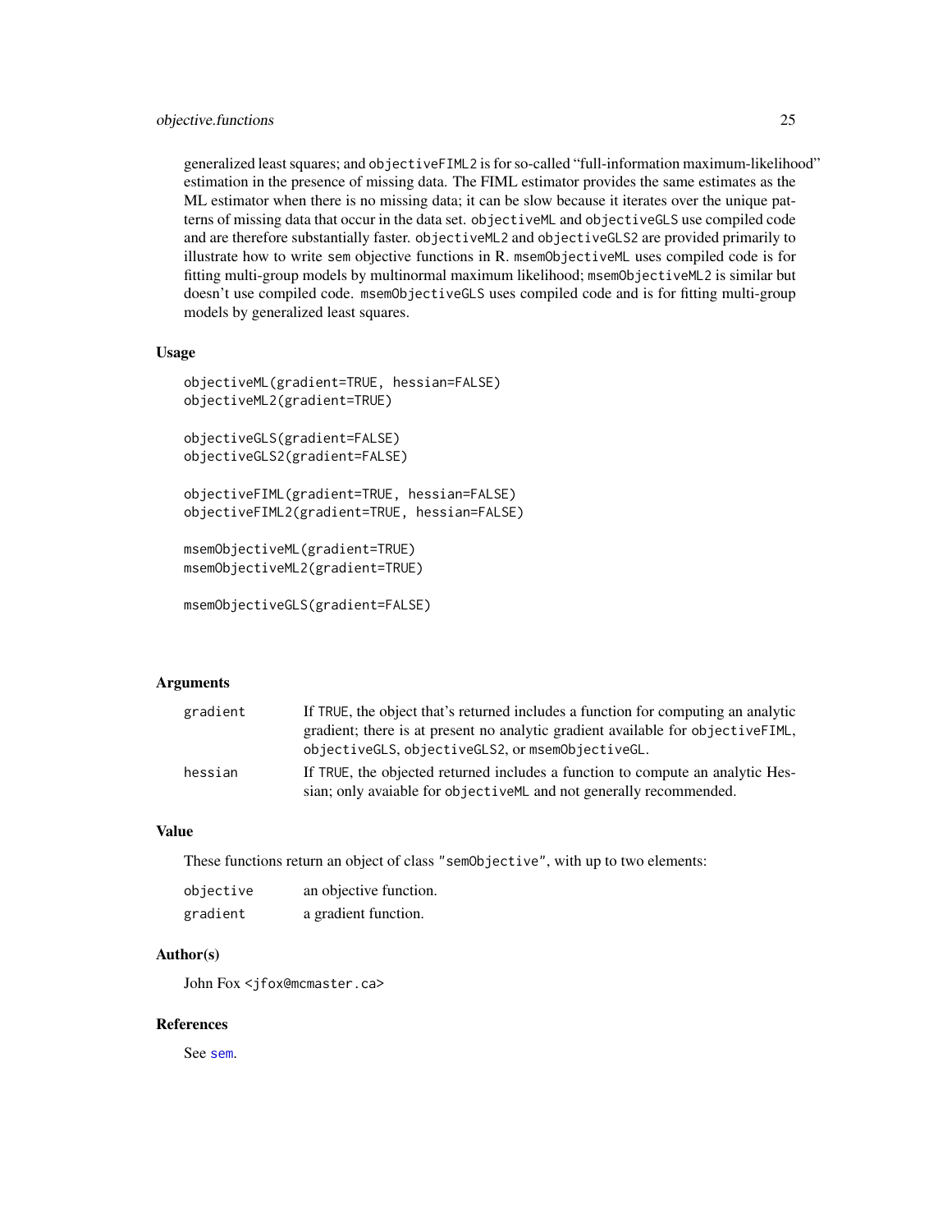generalized least squares; and `objectiveFIML2` is for so-called "full-information maximum-likelihood" estimation in the presence of missing data. The FIML estimator provides the same estimates as the ML estimator when there is no missing data; it can be slow because it iterates over the unique patterns of missing data that occur in the data set. `objectiveML` and `objectiveGLS` use compiled code and are therefore substantially faster. `objectiveML2` and `objectiveGLS2` are provided primarily to illustrate how to write `sem` objective functions in R. `msemObjectiveML` uses compiled code is for fitting multi-group models by multinormal maximum likelihood; `msemObjectiveML2` is similar but doesn't use compiled code. `msemObjectiveGLS` uses compiled code and is for fitting multi-group models by generalized least squares.

### Usage

```
objectiveML(gradient=TRUE, hessian=FALSE)
objectiveML2(gradient=TRUE)

objectiveGLS(gradient=FALSE)
objectiveGLS2(gradient=FALSE)

objectiveFIML(gradient=TRUE, hessian=FALSE)
objectiveFIML2(gradient=TRUE, hessian=FALSE)

msemObjectiveML(gradient=TRUE)
msemObjectiveML2(gradient=TRUE)

msemObjectiveGLS(gradient=FALSE)
```

### Arguments

| | |
|---|---|
| `gradient` | If `TRUE`, the object that's returned includes a function for computing an analytic gradient; there is at present no analytic gradient available for `objectiveFIML`, `objectiveGLS`, `objectiveGLS2`, or `msemObjectiveGL`. |
| `hessian` | If `TRUE`, the objected returned includes a function to compute an analytic Hessian; only avaiable for `objectiveML` and not generally recommended. |

### Value

These functions return an object of class `"semObjective"`, with up to two elements:

| | |
|---|---|
| `objective` | an objective function. |
| `gradient` | a gradient function. |

### Author(s)

John Fox <jfox@mcmaster.ca>

### References

See `sem`.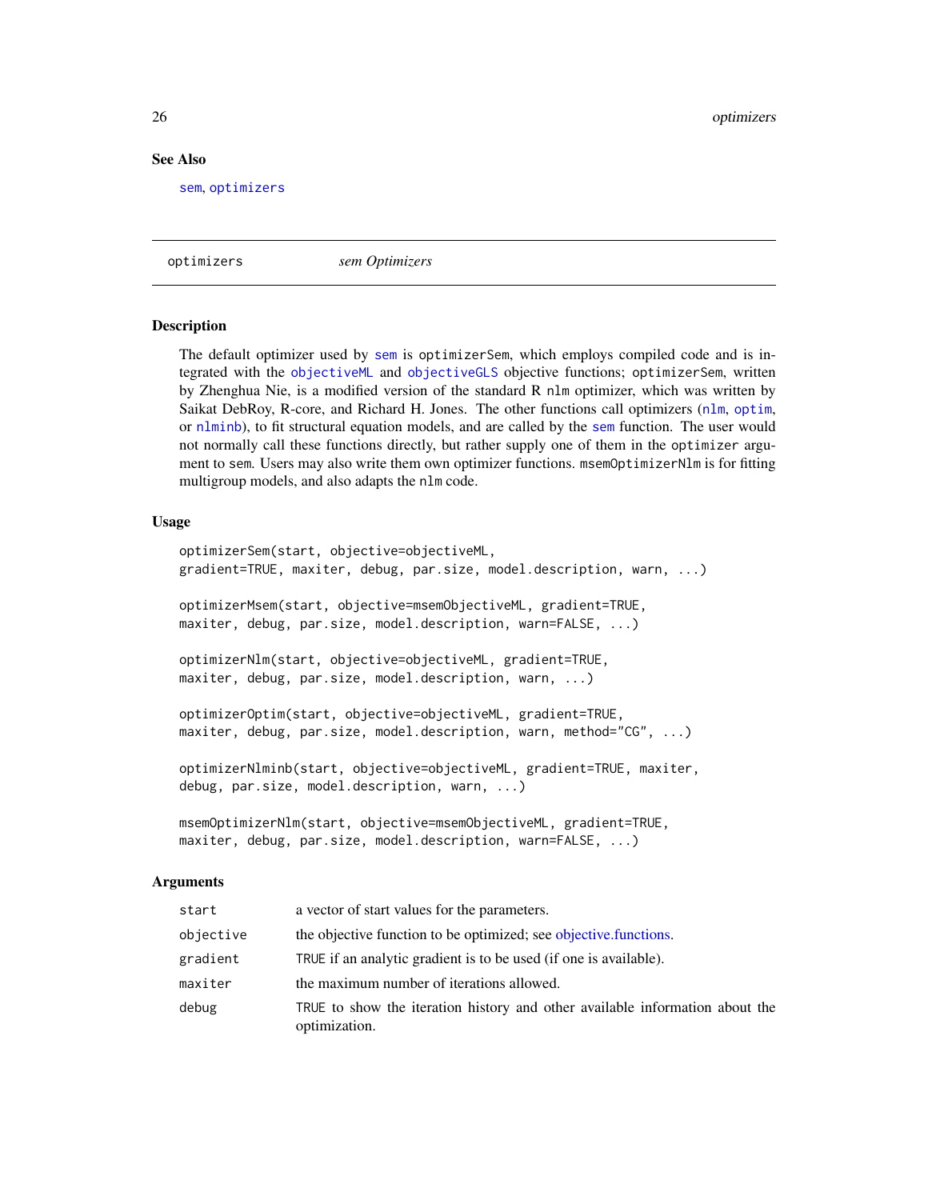## See Also

sem, optimizers

---

optimizers &nbsp;&nbsp;&nbsp;&nbsp; *sem Optimizers*

---

### Description

The default optimizer used by sem is optimizerSem, which employs compiled code and is integrated with the objectiveML and objectiveGLS objective functions; optimizerSem, written by Zhenghua Nie, is a modified version of the standard R nlm optimizer, which was written by Saikat DebRoy, R-core, and Richard H. Jones. The other functions call optimizers (nlm, optim, or nlminb), to fit structural equation models, and are called by the sem function. The user would not normally call these functions directly, but rather supply one of them in the optimizer argument to sem. Users may also write them own optimizer functions. msemOptimizerNlm is for fitting multigroup models, and also adapts the nlm code.

### Usage

```
optimizerSem(start, objective=objectiveML,
gradient=TRUE, maxiter, debug, par.size, model.description, warn, ...)

optimizerMsem(start, objective=msemObjectiveML, gradient=TRUE,
maxiter, debug, par.size, model.description, warn=FALSE, ...)

optimizerNlm(start, objective=objectiveML, gradient=TRUE,
maxiter, debug, par.size, model.description, warn, ...)

optimizerOptim(start, objective=objectiveML, gradient=TRUE,
maxiter, debug, par.size, model.description, warn, method="CG", ...)

optimizerNlminb(start, objective=objectiveML, gradient=TRUE, maxiter,
debug, par.size, model.description, warn, ...)

msemOptimizerNlm(start, objective=msemObjectiveML, gradient=TRUE,
maxiter, debug, par.size, model.description, warn=FALSE, ...)
```

### Arguments

| | |
|---|---|
| start | a vector of start values for the parameters. |
| objective | the objective function to be optimized; see objective.functions. |
| gradient | TRUE if an analytic gradient is to be used (if one is available). |
| maxiter | the maximum number of iterations allowed. |
| debug | TRUE to show the iteration history and other available information about the optimization. |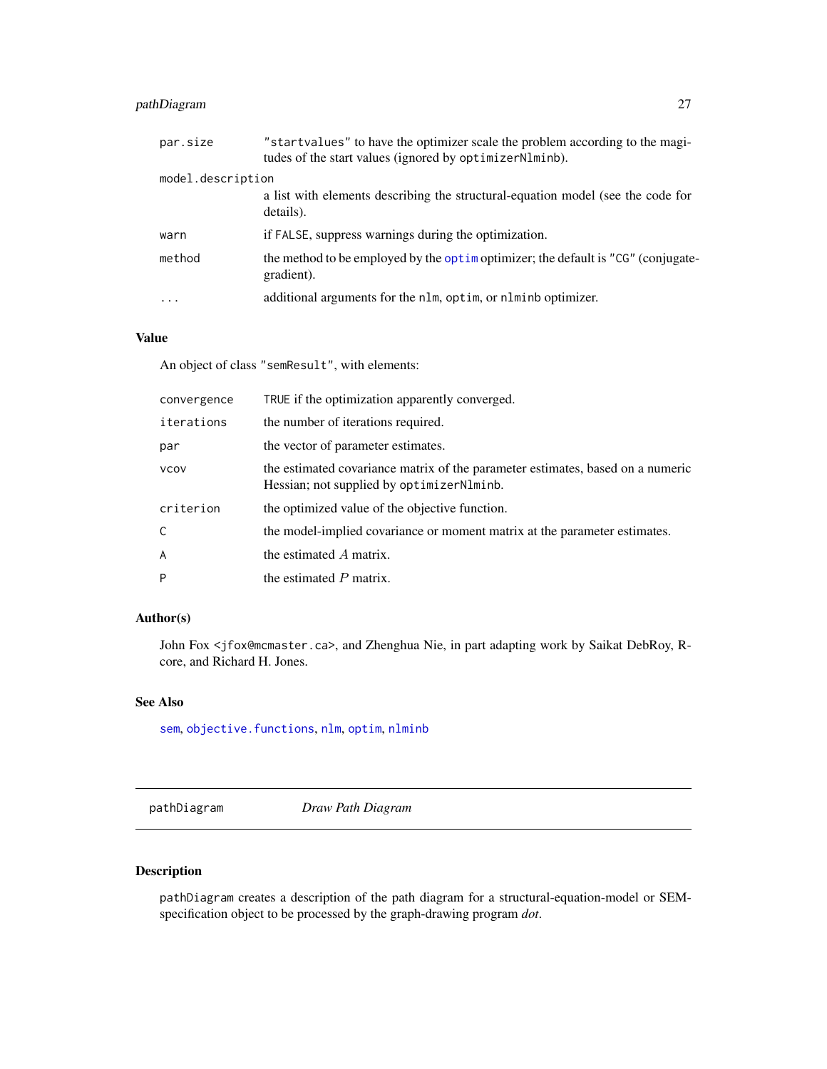| | |
|---|---|
| `par.size` | `"startvalues"` to have the optimizer scale the problem according to the magitudes of the start values (ignored by `optimizerNlminb`). |
| `model.description` | a list with elements describing the structural-equation model (see the code for details). |
| `warn` | if `FALSE`, suppress warnings during the optimization. |
| `method` | the method to be employed by the `optim` optimizer; the default is `"CG"` (conjugate-gradient). |
| `...` | additional arguments for the `nlm`, `optim`, or `nlminb` optimizer. |

### Value

An object of class `"semResult"`, with elements:

| | |
|---|---|
| `convergence` | `TRUE` if the optimization apparently converged. |
| `iterations` | the number of iterations required. |
| `par` | the vector of parameter estimates. |
| `vcov` | the estimated covariance matrix of the parameter estimates, based on a numeric Hessian; not supplied by `optimizerNlminb`. |
| `criterion` | the optimized value of the objective function. |
| `C` | the model-implied covariance or moment matrix at the parameter estimates. |
| `A` | the estimated $A$ matrix. |
| `P` | the estimated $P$ matrix. |

### Author(s)

John Fox <jfox@mcmaster.ca>, and Zhenghua Nie, in part adapting work by Saikat DebRoy, R-core, and Richard H. Jones.

### See Also

`sem`, `objective.functions`, `nlm`, `optim`, `nlminb`

---

## `pathDiagram` *Draw Path Diagram*

---

### Description

`pathDiagram` creates a description of the path diagram for a structural-equation-model or SEM-specification object to be processed by the graph-drawing program *dot*.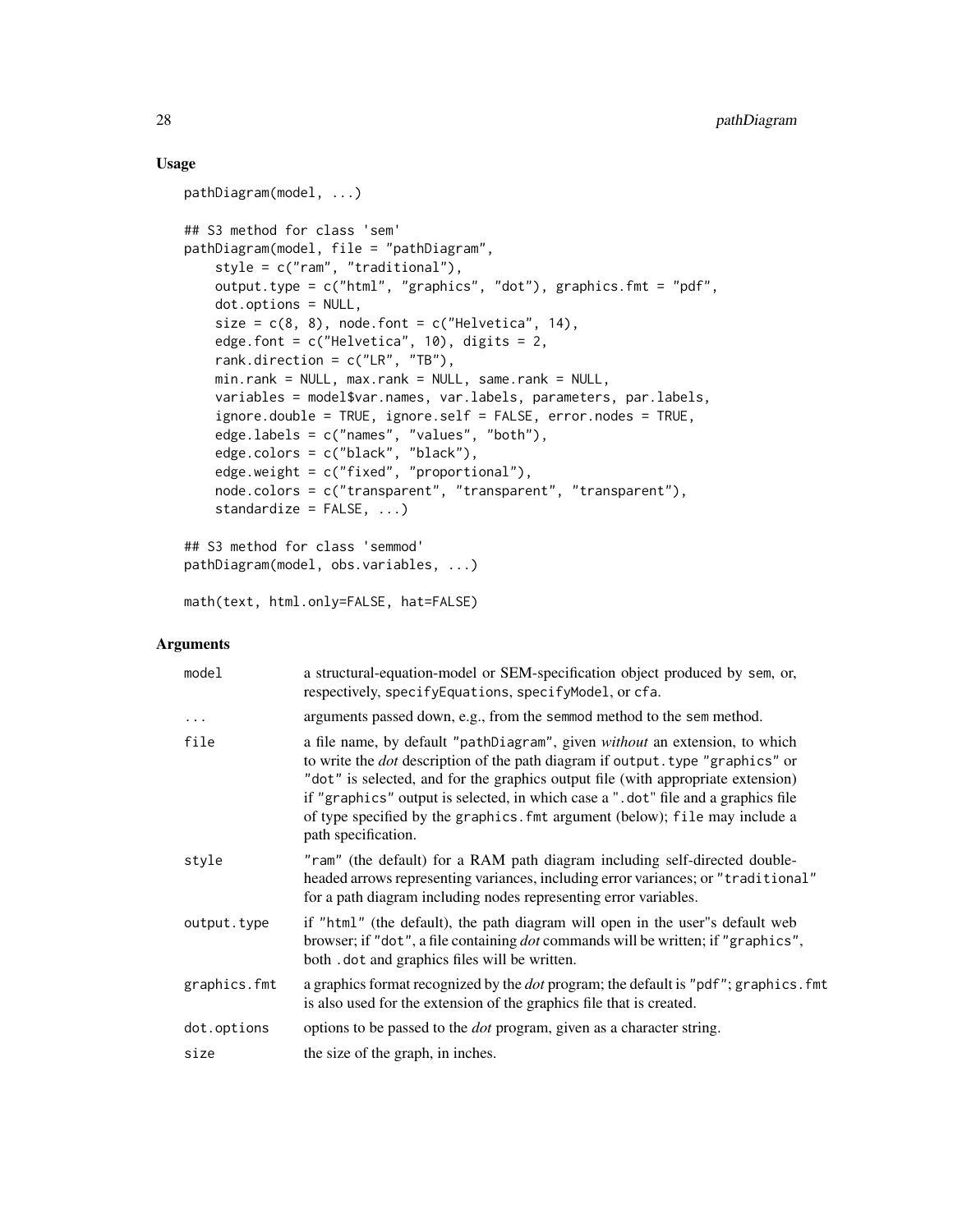## Usage

```
pathDiagram(model, ...)

## S3 method for class 'sem'
pathDiagram(model, file = "pathDiagram",
    style = c("ram", "traditional"),
    output.type = c("html", "graphics", "dot"), graphics.fmt = "pdf",
    dot.options = NULL,
    size = c(8, 8), node.font = c("Helvetica", 14),
    edge.font = c("Helvetica", 10), digits = 2,
    rank.direction = c("LR", "TB"),
    min.rank = NULL, max.rank = NULL, same.rank = NULL,
    variables = model$var.names, var.labels, parameters, par.labels,
    ignore.double = TRUE, ignore.self = FALSE, error.nodes = TRUE,
    edge.labels = c("names", "values", "both"),
    edge.colors = c("black", "black"),
    edge.weight = c("fixed", "proportional"),
    node.colors = c("transparent", "transparent", "transparent"),
    standardize = FALSE, ...)

## S3 method for class 'semmod'
pathDiagram(model, obs.variables, ...)

math(text, html.only=FALSE, hat=FALSE)
```

## Arguments

| | |
|---|---|
| `model` | a structural-equation-model or SEM-specification object produced by `sem`, or, respectively, `specifyEquations`, `specifyModel`, or `cfa`. |
| `...` | arguments passed down, e.g., from the `semmod` method to the `sem` method. |
| `file` | a file name, by default `"pathDiagram"`, given *without* an extension, to which to write the *dot* description of the path diagram if `output.type` `"graphics"` or `"dot"` is selected, and for the graphics output file (with appropriate extension) if `"graphics"` output is selected, in which case a `".dot"` file and a graphics file of type specified by the `graphics.fmt` argument (below); `file` may include a path specification. |
| `style` | `"ram"` (the default) for a RAM path diagram including self-directed double-headed arrows representing variances, including error variances; or `"traditional"` for a path diagram including nodes representing error variables. |
| `output.type` | if `"html"` (the default), the path diagram will open in the user"s default web browser; if `"dot"`, a file containing *dot* commands will be written; if `"graphics"`, both `.dot` and graphics files will be written. |
| `graphics.fmt` | a graphics format recognized by the *dot* program; the default is `"pdf"`; `graphics.fmt` is also used for the extension of the graphics file that is created. |
| `dot.options` | options to be passed to the *dot* program, given as a character string. |
| `size` | the size of the graph, in inches. |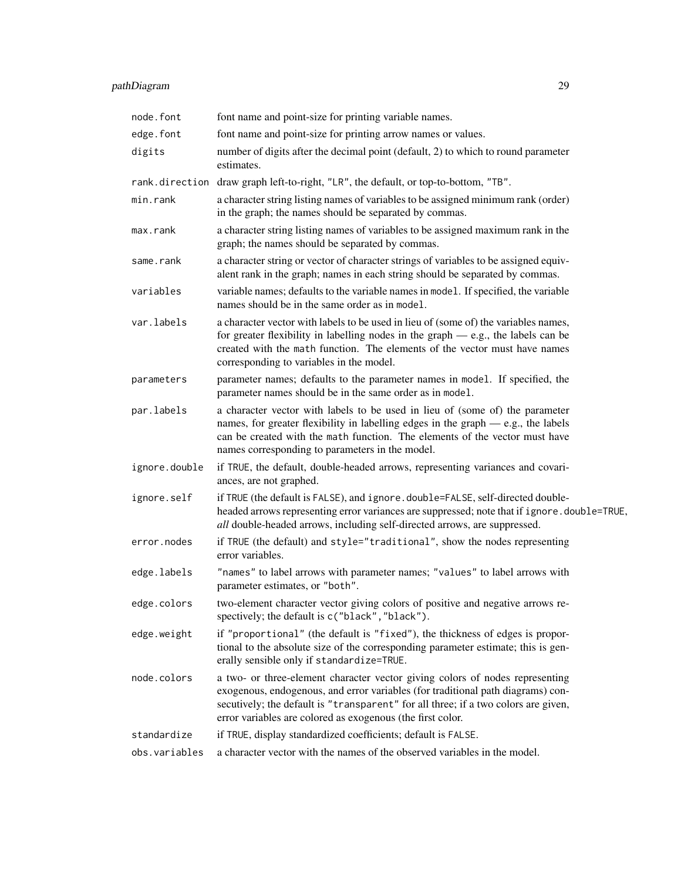| | |
|---|---|
| `node.font` | font name and point-size for printing variable names. |
| `edge.font` | font name and point-size for printing arrow names or values. |
| `digits` | number of digits after the decimal point (default, 2) to which to round parameter estimates. |
| `rank.direction` | draw graph left-to-right, `"LR"`, the default, or top-to-bottom, `"TB"`. |
| `min.rank` | a character string listing names of variables to be assigned minimum rank (order) in the graph; the names should be separated by commas. |
| `max.rank` | a character string listing names of variables to be assigned maximum rank in the graph; the names should be separated by commas. |
| `same.rank` | a character string or vector of character strings of variables to be assigned equivalent rank in the graph; names in each string should be separated by commas. |
| `variables` | variable names; defaults to the variable names in `model`. If specified, the variable names should be in the same order as in `model`. |
| `var.labels` | a character vector with labels to be used in lieu of (some of) the variables names, for greater flexibility in labelling nodes in the graph — e.g., the labels can be created with the `math` function. The elements of the vector must have names corresponding to variables in the model. |
| `parameters` | parameter names; defaults to the parameter names in `model`. If specified, the parameter names should be in the same order as in `model`. |
| `par.labels` | a character vector with labels to be used in lieu of (some of) the parameter names, for greater flexibility in labelling edges in the graph — e.g., the labels can be created with the `math` function. The elements of the vector must have names corresponding to parameters in the model. |
| `ignore.double` | if `TRUE`, the default, double-headed arrows, representing variances and covariances, are not graphed. |
| `ignore.self` | if `TRUE` (the default is `FALSE`), and `ignore.double=FALSE`, self-directed double-headed arrows representing error variances are suppressed; note that if `ignore.double=TRUE`, *all* double-headed arrows, including self-directed arrows, are suppressed. |
| `error.nodes` | if `TRUE` (the default) and `style="traditional"`, show the nodes representing error variables. |
| `edge.labels` | `"names"` to label arrows with parameter names; `"values"` to label arrows with parameter estimates, or `"both"`. |
| `edge.colors` | two-element character vector giving colors of positive and negative arrows respectively; the default is `c("black","black")`. |
| `edge.weight` | if `"proportional"` (the default is `"fixed"`), the thickness of edges is proportional to the absolute size of the corresponding parameter estimate; this is generally sensible only if `standardize=TRUE`. |
| `node.colors` | a two- or three-element character vector giving colors of nodes representing exogenous, endogenous, and error variables (for traditional path diagrams) consecutively; the default is `"transparent"` for all three; if a two colors are given, error variables are colored as exogenous (the first color. |
| `standardize` | if `TRUE`, display standardized coefficients; default is `FALSE`. |
| `obs.variables` | a character vector with the names of the observed variables in the model. |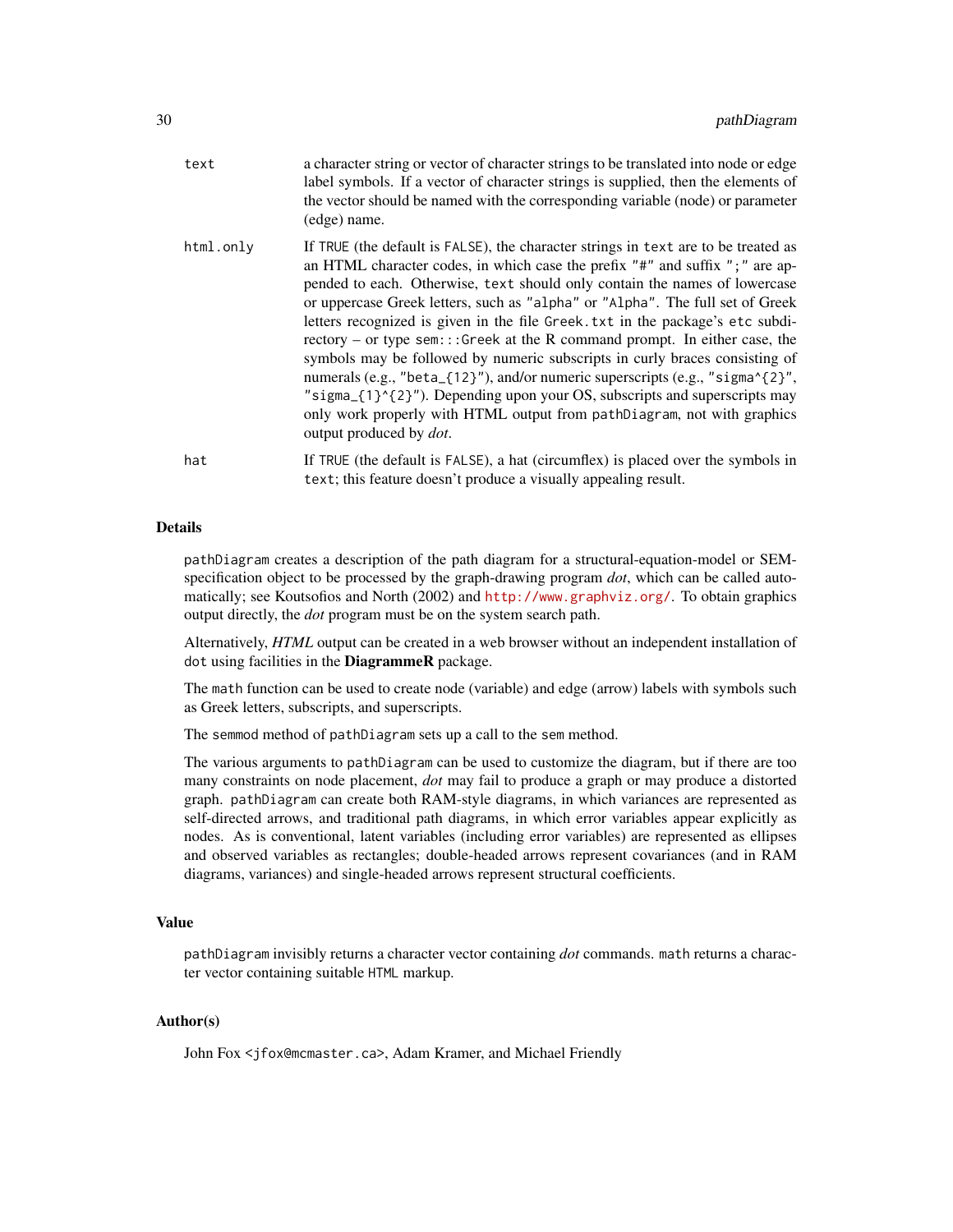`text`
: a character string or vector of character strings to be translated into node or edge label symbols. If a vector of character strings is supplied, then the elements of the vector should be named with the corresponding variable (node) or parameter (edge) name.

`html.only`
: If `TRUE` (the default is `FALSE`), the character strings in `text` are to be treated as an HTML character codes, in which case the prefix `"#"` and suffix `";"` are appended to each. Otherwise, `text` should only contain the names of lowercase or uppercase Greek letters, such as `"alpha"` or `"Alpha"`. The full set of Greek letters recognized is given in the file `Greek.txt` in the package's `etc` subdirectory – or type `sem:::Greek` at the R command prompt. In either case, the symbols may be followed by numeric subscripts in curly braces consisting of numerals (e.g., `"beta_{12}"`), and/or numeric superscripts (e.g., `"sigma^{2}"`, `"sigma_{1}^{2}"`). Depending upon your OS, subscripts and superscripts may only work properly with HTML output from `pathDiagram`, not with graphics output produced by *dot*.

`hat`
: If `TRUE` (the default is `FALSE`), a hat (circumflex) is placed over the symbols in `text`; this feature doesn't produce a visually appealing result.

## Details

`pathDiagram` creates a description of the path diagram for a structural-equation-model or SEM-specification object to be processed by the graph-drawing program *dot*, which can be called automatically; see Koutsofios and North (2002) and http://www.graphviz.org/. To obtain graphics output directly, the *dot* program must be on the system search path.

Alternatively, *HTML* output can be created in a web browser without an independent installation of `dot` using facilities in the **DiagrammeR** package.

The `math` function can be used to create node (variable) and edge (arrow) labels with symbols such as Greek letters, subscripts, and superscripts.

The `semmod` method of `pathDiagram` sets up a call to the `sem` method.

The various arguments to `pathDiagram` can be used to customize the diagram, but if there are too many constraints on node placement, *dot* may fail to produce a graph or may produce a distorted graph. `pathDiagram` can create both RAM-style diagrams, in which variances are represented as self-directed arrows, and traditional path diagrams, in which error variables appear explicitly as nodes. As is conventional, latent variables (including error variables) are represented as ellipses and observed variables as rectangles; double-headed arrows represent covariances (and in RAM diagrams, variances) and single-headed arrows represent structural coefficients.

## Value

`pathDiagram` invisibly returns a character vector containing *dot* commands. `math` returns a character vector containing suitable `HTML` markup.

## Author(s)

John Fox <jfox@mcmaster.ca>, Adam Kramer, and Michael Friendly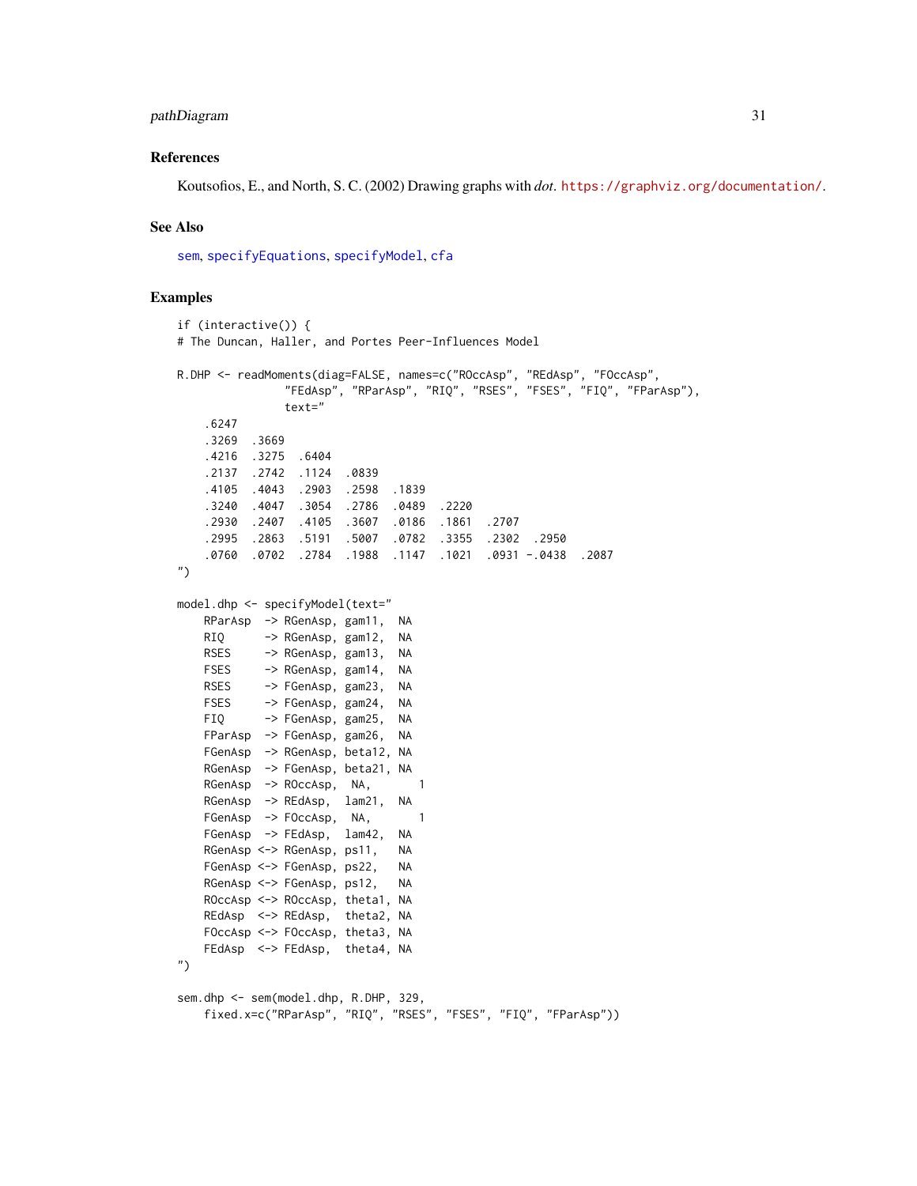## References

Koutsofios, E., and North, S. C. (2002) Drawing graphs with *dot*. https://graphviz.org/documentation/.

## See Also

sem, specifyEquations, specifyModel, cfa

## Examples

```
if (interactive()) {
# The Duncan, Haller, and Portes Peer-Influences Model

R.DHP <- readMoments(diag=FALSE, names=c("ROccAsp", "REdAsp", "FOccAsp",
                "FEdAsp", "RParAsp", "RIQ", "RSES", "FSES", "FIQ", "FParAsp"),
                text="
    .6247
    .3269  .3669
    .4216  .3275  .6404
    .2137  .2742  .1124  .0839
    .4105  .4043  .2903  .2598  .1839
    .3240  .4047  .3054  .2786  .0489  .2220
    .2930  .2407  .4105  .3607  .0186  .1861  .2707
    .2995  .2863  .5191  .5007  .0782  .3355  .2302  .2950
    .0760  .0702  .2784  .1988  .1147  .1021  .0931 -.0438  .2087
")

model.dhp <- specifyModel(text="
    RParAsp  -> RGenAsp, gam11,  NA
    RIQ      -> RGenAsp, gam12,  NA
    RSES     -> RGenAsp, gam13,  NA
    FSES     -> RGenAsp, gam14,  NA
    RSES     -> FGenAsp, gam23,  NA
    FSES     -> FGenAsp, gam24,  NA
    FIQ      -> FGenAsp, gam25,  NA
    FParAsp  -> FGenAsp, gam26,  NA
    FGenAsp  -> RGenAsp, beta12, NA
    RGenAsp  -> FGenAsp, beta21, NA
    RGenAsp  -> ROccAsp,  NA,       1
    RGenAsp  -> REdAsp,  lam21,  NA
    FGenAsp  -> FOccAsp,  NA,       1
    FGenAsp  -> FEdAsp,  lam42,  NA
    RGenAsp <-> RGenAsp, ps11,   NA
    FGenAsp <-> FGenAsp, ps22,   NA
    RGenAsp <-> FGenAsp, ps12,   NA
    ROccAsp <-> ROccAsp, theta1, NA
    REdAsp  <-> REdAsp,  theta2, NA
    FOccAsp <-> FOccAsp, theta3, NA
    FEdAsp  <-> FEdAsp,  theta4, NA
")

sem.dhp <- sem(model.dhp, R.DHP, 329,
    fixed.x=c("RParAsp", "RIQ", "RSES", "FSES", "FIQ", "FParAsp"))
```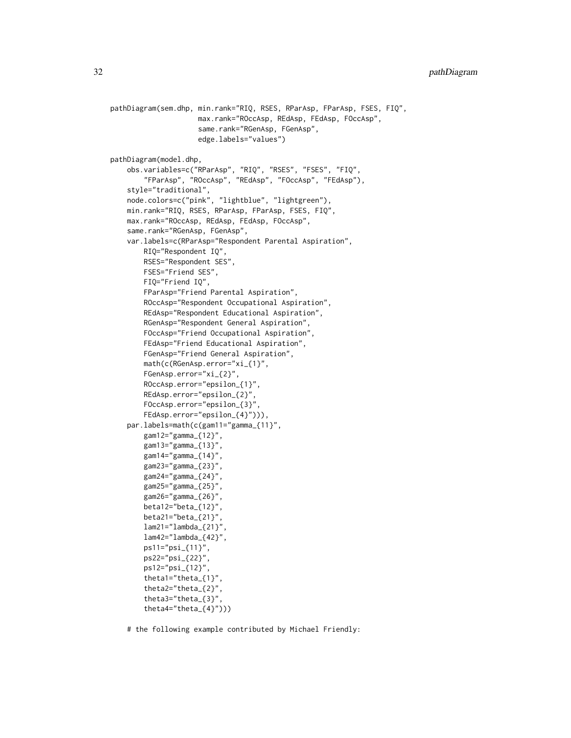```
pathDiagram(sem.dhp, min.rank="RIQ, RSES, RParAsp, FParAsp, FSES, FIQ",
                     max.rank="ROccAsp, REdAsp, FEdAsp, FOccAsp",
                     same.rank="RGenAsp, FGenAsp",
                     edge.labels="values")

pathDiagram(model.dhp,
    obs.variables=c("RParAsp", "RIQ", "RSES", "FSES", "FIQ",
        "FParAsp", "ROccAsp", "REdAsp", "FOccAsp", "FEdAsp"),
    style="traditional",
    node.colors=c("pink", "lightblue", "lightgreen"),
    min.rank="RIQ, RSES, RParAsp, FParAsp, FSES, FIQ",
    max.rank="ROccAsp, REdAsp, FEdAsp, FOccAsp",
    same.rank="RGenAsp, FGenAsp",
    var.labels=c(RParAsp="Respondent Parental Aspiration",
        RIQ="Respondent IQ",
        RSES="Respondent SES",
        FSES="Friend SES",
        FIQ="Friend IQ",
        FParAsp="Friend Parental Aspiration",
        ROccAsp="Respondent Occupational Aspiration",
        REdAsp="Respondent Educational Aspiration",
        RGenAsp="Respondent General Aspiration",
        FOccAsp="Friend Occupational Aspiration",
        FEdAsp="Friend Educational Aspiration",
        FGenAsp="Friend General Aspiration",
        math(c(RGenAsp.error="xi_{1}",
        FGenAsp.error="xi_{2}",
        ROccAsp.error="epsilon_{1}",
        REdAsp.error="epsilon_{2}",
        FOccAsp.error="epsilon_{3}",
        FEdAsp.error="epsilon_{4}"))),
    par.labels=math(c(gam11="gamma_{11}",
        gam12="gamma_{12}",
        gam13="gamma_{13}",
        gam14="gamma_{14}",
        gam23="gamma_{23}",
        gam24="gamma_{24}",
        gam25="gamma_{25}",
        gam26="gamma_{26}",
        beta12="beta_{12}",
        beta21="beta_{21}",
        lam21="lambda_{21}",
        lam42="lambda_{42}",
        ps11="psi_{11}",
        ps22="psi_{22}",
        ps12="psi_{12}",
        theta1="theta_{1}",
        theta2="theta_{2}",
        theta3="theta_{3}",
        theta4="theta_{4}")))

    # the following example contributed by Michael Friendly:
```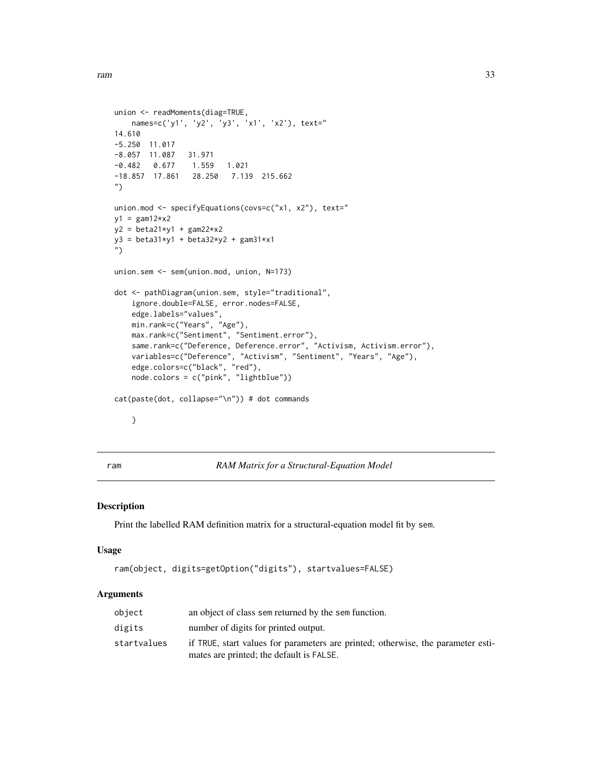```
union <- readMoments(diag=TRUE,
    names=c('y1', 'y2', 'y3', 'x1', 'x2'), text="
14.610
-5.250  11.017
-8.057  11.087   31.971
-0.482   0.677    1.559   1.021
-18.857  17.861   28.250   7.139  215.662
")

union.mod <- specifyEquations(covs=c("x1, x2"), text="
y1 = gam12*x2
y2 = beta21*y1 + gam22*x2
y3 = beta31*y1 + beta32*y2 + gam31*x1
")

union.sem <- sem(union.mod, union, N=173)

dot <- pathDiagram(union.sem, style="traditional",
    ignore.double=FALSE, error.nodes=FALSE,
    edge.labels="values",
    min.rank=c("Years", "Age"),
    max.rank=c("Sentiment", "Sentiment.error"),
    same.rank=c("Deference, Deference.error", "Activism, Activism.error"),
    variables=c("Deference", "Activism", "Sentiment", "Years", "Age"),
    edge.colors=c("black", "red"),
    node.colors = c("pink", "lightblue"))

cat(paste(dot, collapse="\n")) # dot commands

    }
```

## ram — *RAM Matrix for a Structural-Equation Model*

### Description

Print the labelled RAM definition matrix for a structural-equation model fit by `sem`.

### Usage

```
ram(object, digits=getOption("digits"), startvalues=FALSE)
```

### Arguments

| | |
|---|---|
| `object` | an object of class `sem` returned by the `sem` function. |
| `digits` | number of digits for printed output. |
| `startvalues` | if `TRUE`, start values for parameters are printed; otherwise, the parameter estimates are printed; the default is `FALSE`. |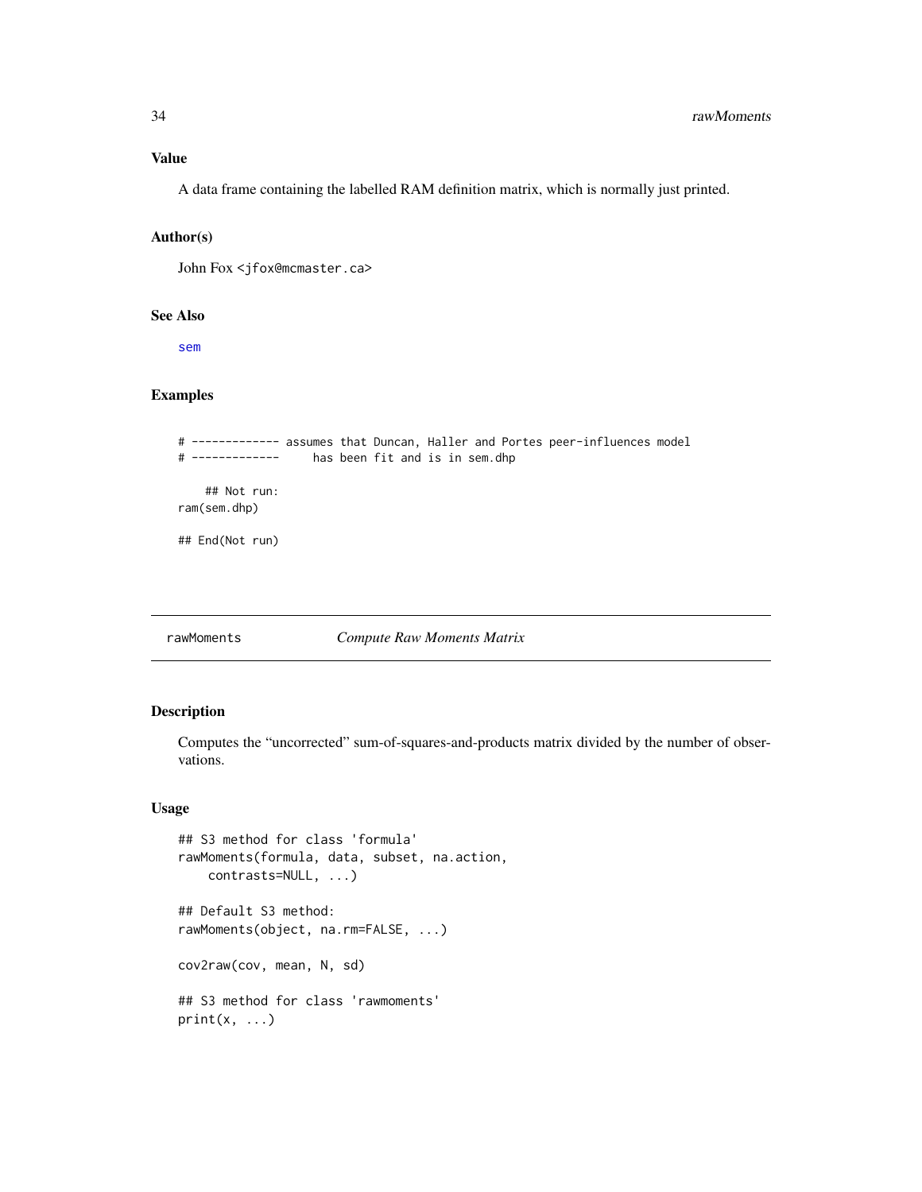### Value

A data frame containing the labelled RAM definition matrix, which is normally just printed.

### Author(s)

John Fox <jfox@mcmaster.ca>

### See Also

sem

### Examples

```
# ------------- assumes that Duncan, Haller and Portes peer-influences model
# -------------     has been fit and is in sem.dhp

    ## Not run:
ram(sem.dhp)

## End(Not run)
```

---

## rawMoments    *Compute Raw Moments Matrix*

---

### Description

Computes the "uncorrected" sum-of-squares-and-products matrix divided by the number of observations.

### Usage

```
## S3 method for class 'formula'
rawMoments(formula, data, subset, na.action,
    contrasts=NULL, ...)

## Default S3 method:
rawMoments(object, na.rm=FALSE, ...)

cov2raw(cov, mean, N, sd)

## S3 method for class 'rawmoments'
print(x, ...)
```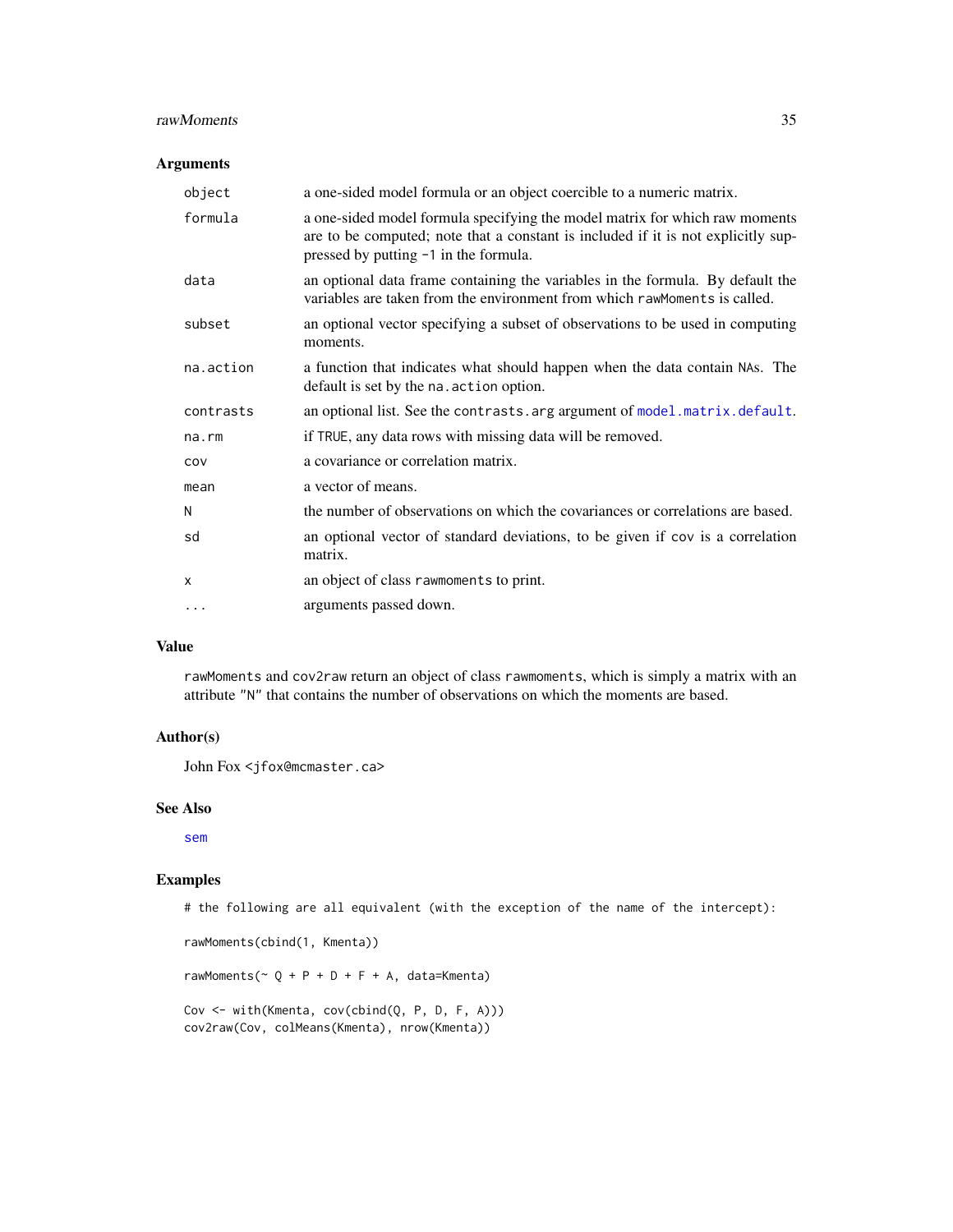### Arguments

| | |
|---|---|
| `object` | a one-sided model formula or an object coercible to a numeric matrix. |
| `formula` | a one-sided model formula specifying the model matrix for which raw moments are to be computed; note that a constant is included if it is not explicitly suppressed by putting `-1` in the formula. |
| `data` | an optional data frame containing the variables in the formula. By default the variables are taken from the environment from which `rawMoments` is called. |
| `subset` | an optional vector specifying a subset of observations to be used in computing moments. |
| `na.action` | a function that indicates what should happen when the data contain `NA`s. The default is set by the `na.action` option. |
| `contrasts` | an optional list. See the `contrasts.arg` argument of `model.matrix.default`. |
| `na.rm` | if `TRUE`, any data rows with missing data will be removed. |
| `cov` | a covariance or correlation matrix. |
| `mean` | a vector of means. |
| `N` | the number of observations on which the covariances or correlations are based. |
| `sd` | an optional vector of standard deviations, to be given if `cov` is a correlation matrix. |
| `x` | an object of class `rawmoments` to print. |
| `...` | arguments passed down. |

### Value

`rawMoments` and `cov2raw` return an object of class `rawmoments`, which is simply a matrix with an attribute `"N"` that contains the number of observations on which the moments are based.

### Author(s)

John Fox <jfox@mcmaster.ca>

### See Also

`sem`

### Examples

```
# the following are all equivalent (with the exception of the name of the intercept):

rawMoments(cbind(1, Kmenta))

rawMoments(~ Q + P + D + F + A, data=Kmenta)

Cov <- with(Kmenta, cov(cbind(Q, P, D, F, A)))
cov2raw(Cov, colMeans(Kmenta), nrow(Kmenta))
```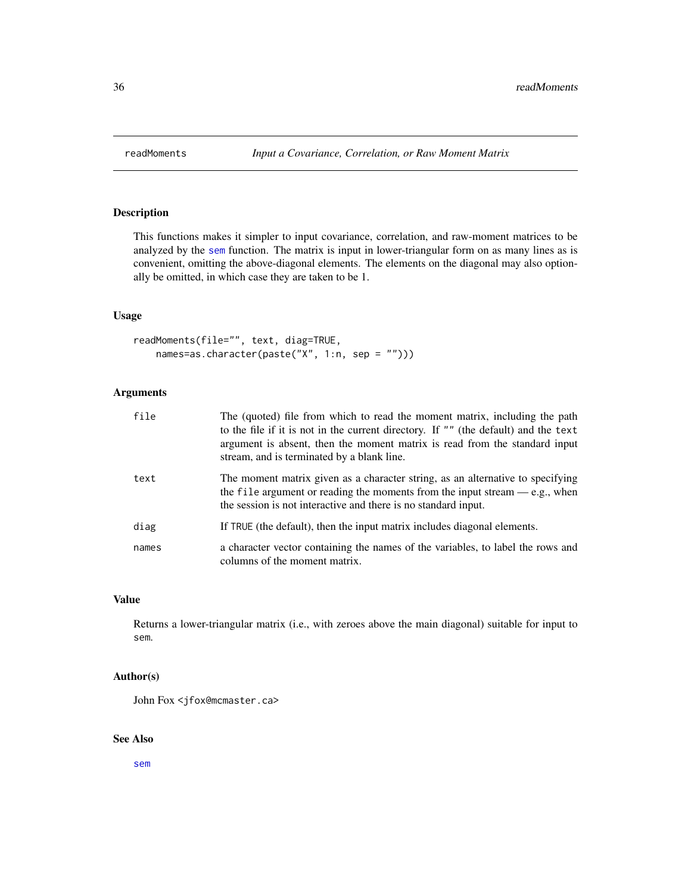# readMoments — *Input a Covariance, Correlation, or Raw Moment Matrix*

## Description

This functions makes it simpler to input covariance, correlation, and raw-moment matrices to be analyzed by the sem function. The matrix is input in lower-triangular form on as many lines as is convenient, omitting the above-diagonal elements. The elements on the diagonal may also optionally be omitted, in which case they are taken to be 1.

## Usage

```
readMoments(file="", text, diag=TRUE,
    names=as.character(paste("X", 1:n, sep = "")))
```

## Arguments

| Argument | Description |
|---|---|
| `file` | The (quoted) file from which to read the moment matrix, including the path to the file if it is not in the current directory. If `""` (the default) and the `text` argument is absent, then the moment matrix is read from the standard input stream, and is terminated by a blank line. |
| `text` | The moment matrix given as a character string, as an alternative to specifying the `file` argument or reading the moments from the input stream — e.g., when the session is not interactive and there is no standard input. |
| `diag` | If `TRUE` (the default), then the input matrix includes diagonal elements. |
| `names` | a character vector containing the names of the variables, to label the rows and columns of the moment matrix. |

## Value

Returns a lower-triangular matrix (i.e., with zeroes above the main diagonal) suitable for input to `sem`.

## Author(s)

John Fox <jfox@mcmaster.ca>

## See Also

sem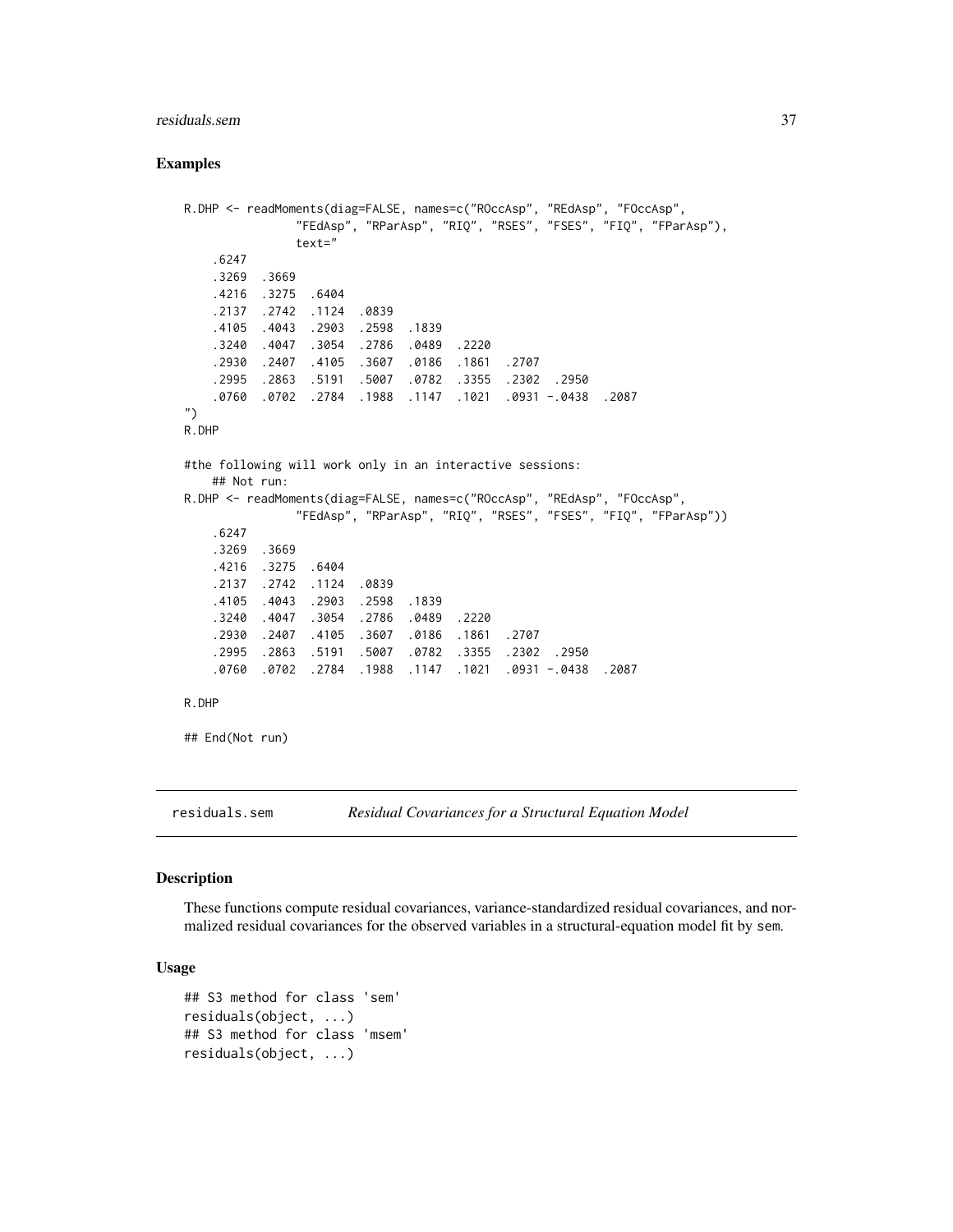### Examples

```
R.DHP <- readMoments(diag=FALSE, names=c("ROccAsp", "REdAsp", "FOccAsp",
                "FEdAsp", "RParAsp", "RIQ", "RSES", "FSES", "FIQ", "FParAsp"),
                text="
    .6247
    .3269  .3669
    .4216  .3275  .6404
    .2137  .2742  .1124  .0839
    .4105  .4043  .2903  .2598  .1839
    .3240  .4047  .3054  .2786  .0489  .2220
    .2930  .2407  .4105  .3607  .0186  .1861  .2707
    .2995  .2863  .5191  .5007  .0782  .3355  .2302  .2950
    .0760  .0702  .2784  .1988  .1147  .1021  .0931 -.0438  .2087
")
R.DHP

#the following will work only in an interactive sessions:
    ## Not run:
R.DHP <- readMoments(diag=FALSE, names=c("ROccAsp", "REdAsp", "FOccAsp",
                "FEdAsp", "RParAsp", "RIQ", "RSES", "FSES", "FIQ", "FParAsp"))
    .6247
    .3269  .3669
    .4216  .3275  .6404
    .2137  .2742  .1124  .0839
    .4105  .4043  .2903  .2598  .1839
    .3240  .4047  .3054  .2786  .0489  .2220
    .2930  .2407  .4105  .3607  .0186  .1861  .2707
    .2995  .2863  .5191  .5007  .0782  .3355  .2302  .2950
    .0760  .0702  .2784  .1988  .1147  .1021  .0931 -.0438  .2087

R.DHP

## End(Not run)
```

---

## residuals.sem — *Residual Covariances for a Structural Equation Model*

### Description

These functions compute residual covariances, variance-standardized residual covariances, and normalized residual covariances for the observed variables in a structural-equation model fit by sem.

### Usage

```
## S3 method for class 'sem'
residuals(object, ...)
## S3 method for class 'msem'
residuals(object, ...)
```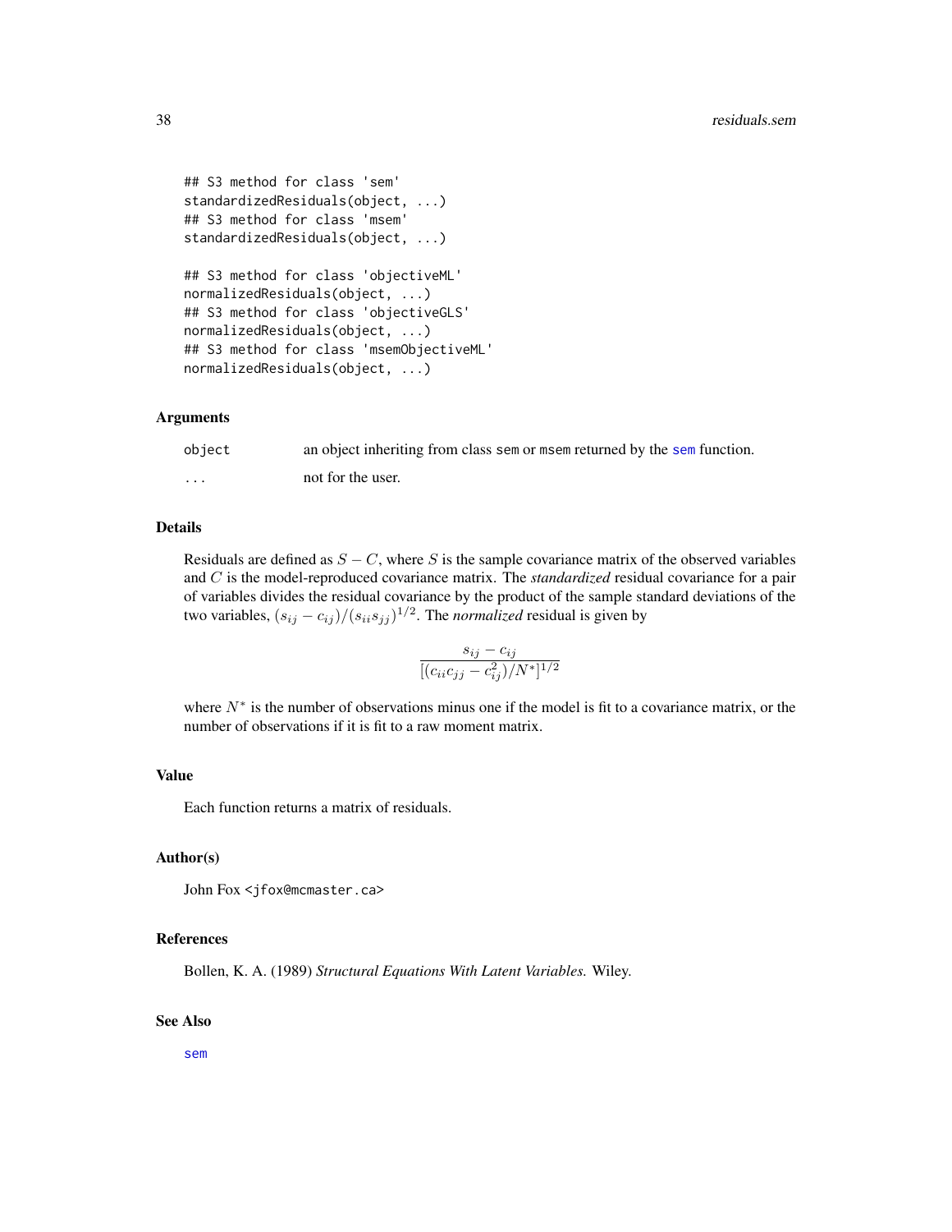```
## S3 method for class 'sem'
standardizedResiduals(object, ...)
## S3 method for class 'msem'
standardizedResiduals(object, ...)

## S3 method for class 'objectiveML'
normalizedResiduals(object, ...)
## S3 method for class 'objectiveGLS'
normalizedResiduals(object, ...)
## S3 method for class 'msemObjectiveML'
normalizedResiduals(object, ...)
```

## Arguments

| | |
|---|---|
| `object` | an object inheriting from class sem or msem returned by the sem function. |
| `...` | not for the user. |

## Details

Residuals are defined as $S - C$, where $S$ is the sample covariance matrix of the observed variables and $C$ is the model-reproduced covariance matrix. The *standardized* residual covariance for a pair of variables divides the residual covariance by the product of the sample standard deviations of the two variables, $(s_{ij} - c_{ij})/(s_{ii}s_{jj})^{1/2}$. The *normalized* residual is given by

$$\frac{s_{ij} - c_{ij}}{[(c_{ii}c_{jj} - c_{ij}^2)/N^*]^{1/2}}$$

where $N^*$ is the number of observations minus one if the model is fit to a covariance matrix, or the number of observations if it is fit to a raw moment matrix.

## Value

Each function returns a matrix of residuals.

## Author(s)

John Fox <jfox@mcmaster.ca>

## References

Bollen, K. A. (1989) *Structural Equations With Latent Variables.* Wiley.

## See Also

sem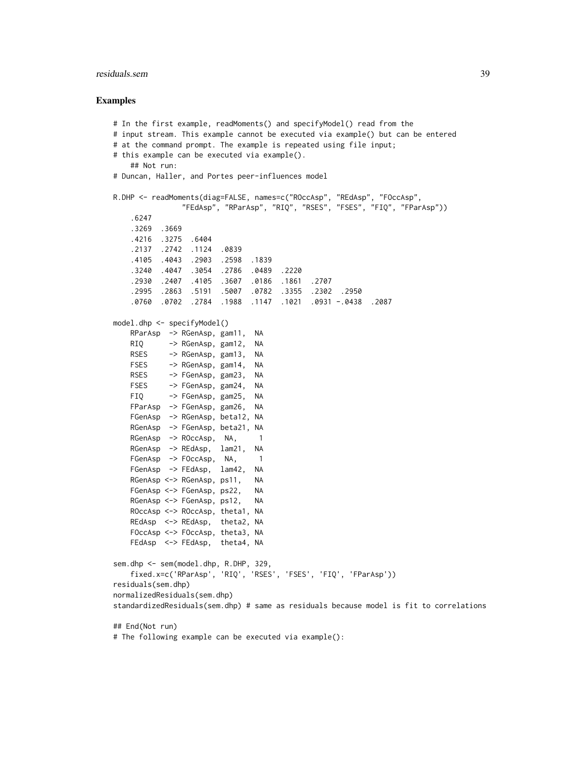## Examples

```
# In the first example, readMoments() and specifyModel() read from the
# input stream. This example cannot be executed via example() but can be entered
# at the command prompt. The example is repeated using file input;
# this example can be executed via example().
    ## Not run:
# Duncan, Haller, and Portes peer-influences model

R.DHP <- readMoments(diag=FALSE, names=c("ROccAsp", "REdAsp", "FOccAsp",
                "FEdAsp", "RParAsp", "RIQ", "RSES", "FSES", "FIQ", "FParAsp"))
    .6247
    .3269  .3669
    .4216  .3275  .6404
    .2137  .2742  .1124  .0839
    .4105  .4043  .2903  .2598  .1839
    .3240  .4047  .3054  .2786  .0489  .2220
    .2930  .2407  .4105  .3607  .0186  .1861  .2707
    .2995  .2863  .5191  .5007  .0782  .3355  .2302  .2950
    .0760  .0702  .2784  .1988  .1147  .1021  .0931 -.0438  .2087

model.dhp <- specifyModel()
    RParAsp  -> RGenAsp, gam11,  NA
    RIQ      -> RGenAsp, gam12,  NA
    RSES     -> RGenAsp, gam13,  NA
    FSES     -> RGenAsp, gam14,  NA
    RSES     -> FGenAsp, gam23,  NA
    FSES     -> FGenAsp, gam24,  NA
    FIQ      -> FGenAsp, gam25,  NA
    FParAsp  -> FGenAsp, gam26,  NA
    FGenAsp  -> RGenAsp, beta12, NA
    RGenAsp  -> FGenAsp, beta21, NA
    RGenAsp  -> ROccAsp,  NA,     1
    RGenAsp  -> REdAsp,  lam21,  NA
    FGenAsp  -> FOccAsp,  NA,     1
    FGenAsp  -> FEdAsp,  lam42,  NA
    RGenAsp <-> RGenAsp, ps11,   NA
    FGenAsp <-> FGenAsp, ps22,   NA
    RGenAsp <-> FGenAsp, ps12,   NA
    ROccAsp <-> ROccAsp, theta1, NA
    REdAsp  <-> REdAsp,  theta2, NA
    FOccAsp <-> FOccAsp, theta3, NA
    FEdAsp  <-> FEdAsp,  theta4, NA

sem.dhp <- sem(model.dhp, R.DHP, 329,
    fixed.x=c('RParAsp', 'RIQ', 'RSES', 'FSES', 'FIQ', 'FParAsp'))
residuals(sem.dhp)
normalizedResiduals(sem.dhp)
standardizedResiduals(sem.dhp) # same as residuals because model is fit to correlations

## End(Not run)
# The following example can be executed via example():
```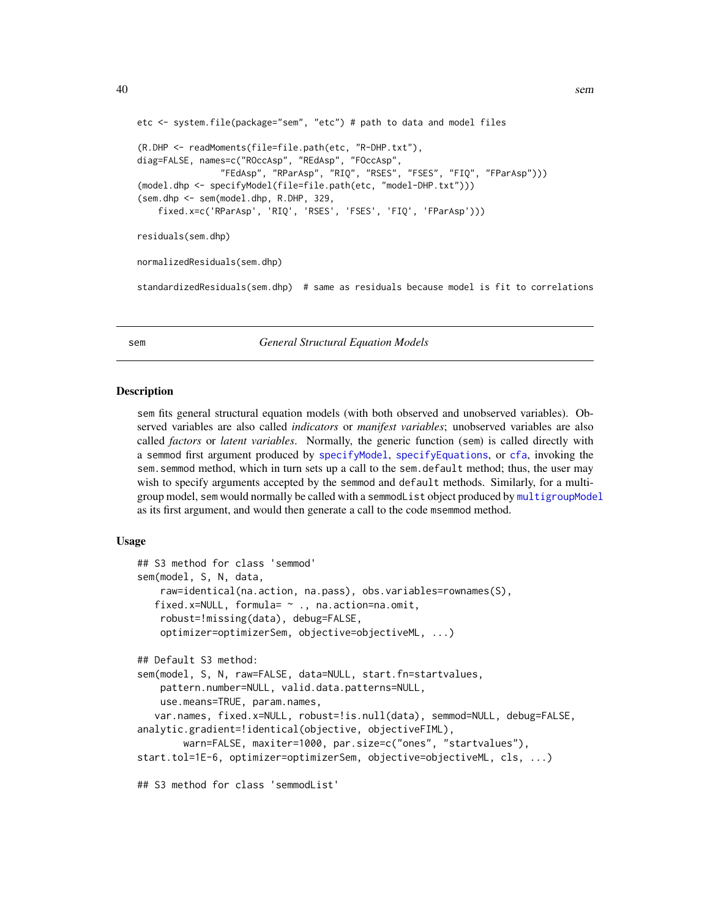```
etc <- system.file(package="sem", "etc") # path to data and model files

(R.DHP <- readMoments(file=file.path(etc, "R-DHP.txt"),
diag=FALSE, names=c("ROccAsp", "REdAsp", "FOccAsp",
                "FEdAsp", "RParAsp", "RIQ", "RSES", "FSES", "FIQ", "FParAsp")))
(model.dhp <- specifyModel(file=file.path(etc, "model-DHP.txt")))
(sem.dhp <- sem(model.dhp, R.DHP, 329,
    fixed.x=c('RParAsp', 'RIQ', 'RSES', 'FSES', 'FIQ', 'FParAsp')))

residuals(sem.dhp)

normalizedResiduals(sem.dhp)

standardizedResiduals(sem.dhp)  # same as residuals because model is fit to correlations
```

---

## sem — *General Structural Equation Models*

### Description

sem fits general structural equation models (with both observed and unobserved variables). Observed variables are also called *indicators* or *manifest variables*; unobserved variables are also called *factors* or *latent variables*. Normally, the generic function (sem) is called directly with a semmod first argument produced by specifyModel, specifyEquations, or cfa, invoking the sem.semmod method, which in turn sets up a call to the sem.default method; thus, the user may wish to specify arguments accepted by the semmod and default methods. Similarly, for a multigroup model, sem would normally be called with a semmodList object produced by multigroupModel as its first argument, and would then generate a call to the code msemmod method.

### Usage

```
## S3 method for class 'semmod'
sem(model, S, N, data,
    raw=identical(na.action, na.pass), obs.variables=rownames(S),
   fixed.x=NULL, formula= ~ ., na.action=na.omit,
    robust=!missing(data), debug=FALSE,
    optimizer=optimizerSem, objective=objectiveML, ...)

## Default S3 method:
sem(model, S, N, raw=FALSE, data=NULL, start.fn=startvalues,
    pattern.number=NULL, valid.data.patterns=NULL,
    use.means=TRUE, param.names,
   var.names, fixed.x=NULL, robust=!is.null(data), semmod=NULL, debug=FALSE,
analytic.gradient=!identical(objective, objectiveFIML),
        warn=FALSE, maxiter=1000, par.size=c("ones", "startvalues"),
start.tol=1E-6, optimizer=optimizerSem, objective=objectiveML, cls, ...)

## S3 method for class 'semmodList'
```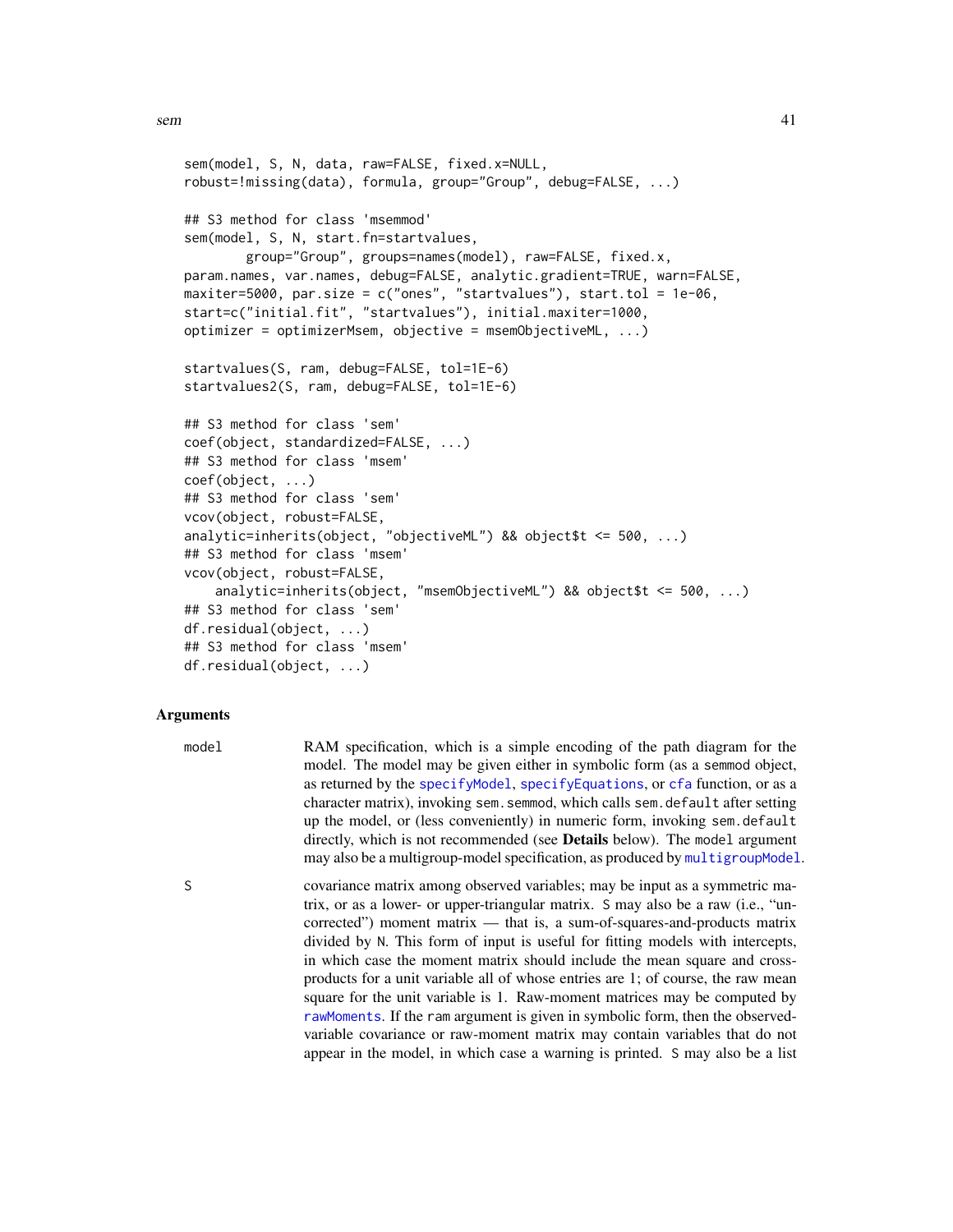```
sem(model, S, N, data, raw=FALSE, fixed.x=NULL,
robust=!missing(data), formula, group="Group", debug=FALSE, ...)

## S3 method for class 'msemmod'
sem(model, S, N, start.fn=startvalues,
        group="Group", groups=names(model), raw=FALSE, fixed.x,
param.names, var.names, debug=FALSE, analytic.gradient=TRUE, warn=FALSE,
maxiter=5000, par.size = c("ones", "startvalues"), start.tol = 1e-06,
start=c("initial.fit", "startvalues"), initial.maxiter=1000,
optimizer = optimizerMsem, objective = msemObjectiveML, ...)

startvalues(S, ram, debug=FALSE, tol=1E-6)
startvalues2(S, ram, debug=FALSE, tol=1E-6)

## S3 method for class 'sem'
coef(object, standardized=FALSE, ...)
## S3 method for class 'msem'
coef(object, ...)
## S3 method for class 'sem'
vcov(object, robust=FALSE,
analytic=inherits(object, "objectiveML") && object$t <= 500, ...)
## S3 method for class 'msem'
vcov(object, robust=FALSE,
    analytic=inherits(object, "msemObjectiveML") && object$t <= 500, ...)
## S3 method for class 'sem'
df.residual(object, ...)
## S3 method for class 'msem'
df.residual(object, ...)
```

## Arguments

`model` RAM specification, which is a simple encoding of the path diagram for the model. The model may be given either in symbolic form (as a `semmod` object, as returned by the `specifyModel`, `specifyEquations`, or `cfa` function, or as a character matrix), invoking `sem.semmod`, which calls `sem.default` after setting up the model, or (less conveniently) in numeric form, invoking `sem.default` directly, which is not recommended (see **Details** below). The `model` argument may also be a multigroup-model specification, as produced by `multigroupModel`.

`S` covariance matrix among observed variables; may be input as a symmetric matrix, or as a lower- or upper-triangular matrix. `S` may also be a raw (i.e., "uncorrected") moment matrix — that is, a sum-of-squares-and-products matrix divided by `N`. This form of input is useful for fitting models with intercepts, in which case the moment matrix should include the mean square and cross-products for a unit variable all of whose entries are 1; of course, the raw mean square for the unit variable is 1. Raw-moment matrices may be computed by `rawMoments`. If the `ram` argument is given in symbolic form, then the observed-variable covariance or raw-moment matrix may contain variables that do not appear in the model, in which case a warning is printed. `S` may also be a list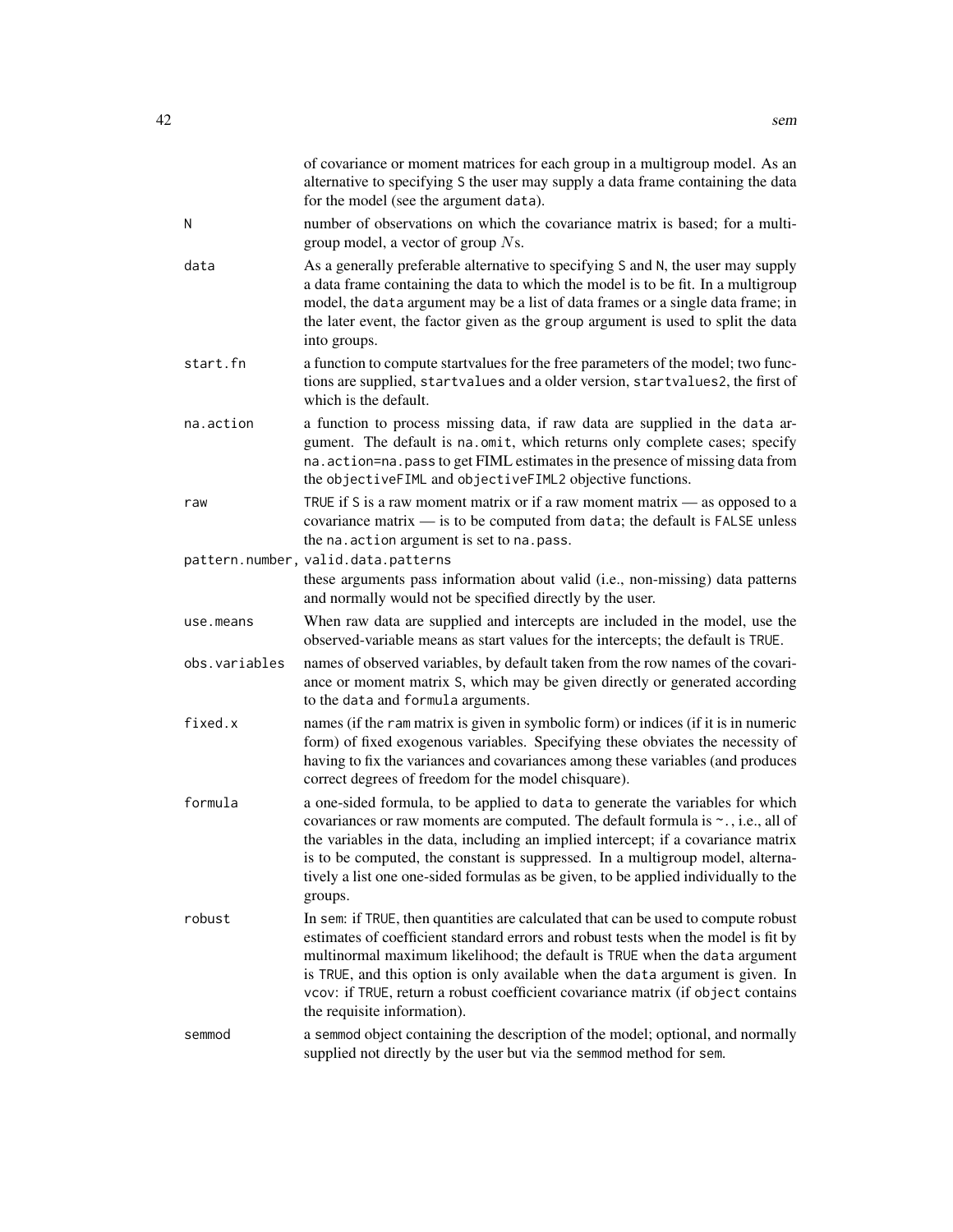of covariance or moment matrices for each group in a multigroup model. As an alternative to specifying `S` the user may supply a data frame containing the data for the model (see the argument `data`).

`N`
: number of observations on which the covariance matrix is based; for a multigroup model, a vector of group $N$s.

`data`
: As a generally preferable alternative to specifying `S` and `N`, the user may supply a data frame containing the data to which the model is to be fit. In a multigroup model, the `data` argument may be a list of data frames or a single data frame; in the later event, the factor given as the `group` argument is used to split the data into groups.

`start.fn`
: a function to compute startvalues for the free parameters of the model; two functions are supplied, `startvalues` and a older version, `startvalues2`, the first of which is the default.

`na.action`
: a function to process missing data, if raw data are supplied in the `data` argument. The default is `na.omit`, which returns only complete cases; specify `na.action=na.pass` to get FIML estimates in the presence of missing data from the `objectiveFIML` and `objectiveFIML2` objective functions.

`raw`
: `TRUE` if `S` is a raw moment matrix or if a raw moment matrix — as opposed to a covariance matrix — is to be computed from `data`; the default is `FALSE` unless the `na.action` argument is set to `na.pass`.

`pattern.number, valid.data.patterns`
: these arguments pass information about valid (i.e., non-missing) data patterns and normally would not be specified directly by the user.

`use.means`
: When raw data are supplied and intercepts are included in the model, use the observed-variable means as start values for the intercepts; the default is `TRUE`.

`obs.variables`
: names of observed variables, by default taken from the row names of the covariance or moment matrix `S`, which may be given directly or generated according to the `data` and `formula` arguments.

`fixed.x`
: names (if the `ram` matrix is given in symbolic form) or indices (if it is in numeric form) of fixed exogenous variables. Specifying these obviates the necessity of having to fix the variances and covariances among these variables (and produces correct degrees of freedom for the model chisquare).

`formula`
: a one-sided formula, to be applied to `data` to generate the variables for which covariances or raw moments are computed. The default formula is `~.`, i.e., all of the variables in the data, including an implied intercept; if a covariance matrix is to be computed, the constant is suppressed. In a multigroup model, alternatively a list one one-sided formulas as be given, to be applied individually to the groups.

`robust`
: In `sem`: if `TRUE`, then quantities are calculated that can be used to compute robust estimates of coefficient standard errors and robust tests when the model is fit by multinormal maximum likelihood; the default is `TRUE` when the `data` argument is `TRUE`, and this option is only available when the `data` argument is given. In `vcov`: if `TRUE`, return a robust coefficient covariance matrix (if `object` contains the requisite information).

`semmod`
: a `semmod` object containing the description of the model; optional, and normally supplied not directly by the user but via the `semmod` method for `sem`.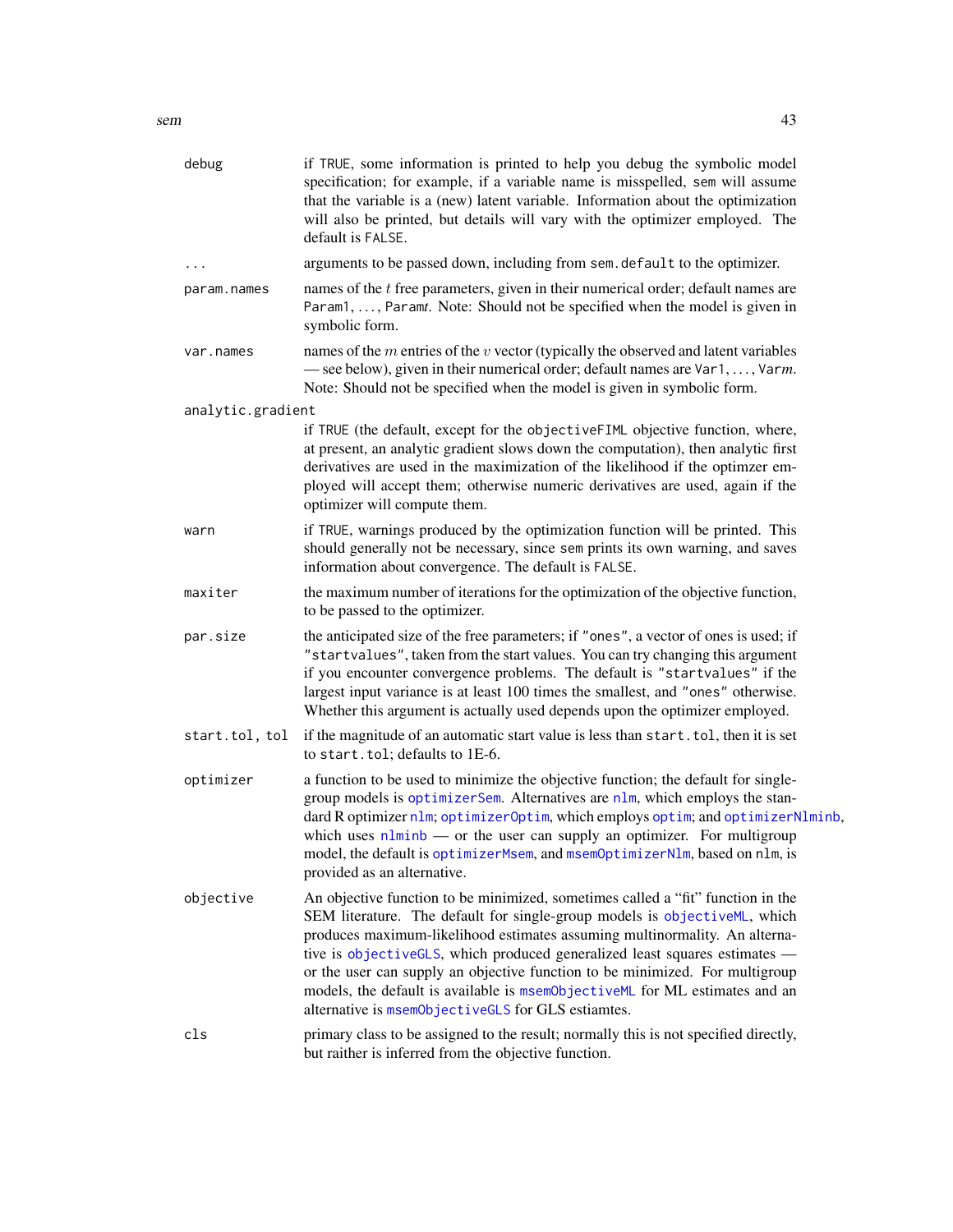`debug`
: if `TRUE`, some information is printed to help you debug the symbolic model specification; for example, if a variable name is misspelled, `sem` will assume that the variable is a (new) latent variable. Information about the optimization will also be printed, but details will vary with the optimizer employed. The default is `FALSE`.

`...`
: arguments to be passed down, including from `sem.default` to the optimizer.

`param.names`
: names of the $t$ free parameters, given in their numerical order; default names are `Param1`, ..., `Param`*t*. Note: Should not be specified when the model is given in symbolic form.

`var.names`
: names of the $m$ entries of the $v$ vector (typically the observed and latent variables — see below), given in their numerical order; default names are `Var1`, ..., `Var`*m*. Note: Should not be specified when the model is given in symbolic form.

`analytic.gradient`
: if `TRUE` (the default, except for the `objectiveFIML` objective function, where, at present, an analytic gradient slows down the computation), then analytic first derivatives are used in the maximization of the likelihood if the optimzer employed will accept them; otherwise numeric derivatives are used, again if the optimizer will compute them.

`warn`
: if `TRUE`, warnings produced by the optimization function will be printed. This should generally not be necessary, since `sem` prints its own warning, and saves information about convergence. The default is `FALSE`.

`maxiter`
: the maximum number of iterations for the optimization of the objective function, to be passed to the optimizer.

`par.size`
: the anticipated size of the free parameters; if `"ones"`, a vector of ones is used; if `"startvalues"`, taken from the start values. You can try changing this argument if you encounter convergence problems. The default is `"startvalues"` if the largest input variance is at least 100 times the smallest, and `"ones"` otherwise. Whether this argument is actually used depends upon the optimizer employed.

`start.tol, tol`
: if the magnitude of an automatic start value is less than `start.tol`, then it is set to `start.tol`; defaults to 1E-6.

`optimizer`
: a function to be used to minimize the objective function; the default for single-group models is `optimizerSem`. Alternatives are `nlm`, which employs the standard R optimizer `nlm`; `optimizerOptim`, which employs `optim`; and `optimizerNlminb`, which uses `nlminb` — or the user can supply an optimizer. For multigroup model, the default is `optimizerMsem`, and `msemOptimizerNlm`, based on `nlm`, is provided as an alternative.

`objective`
: An objective function to be minimized, sometimes called a "fit" function in the SEM literature. The default for single-group models is `objectiveML`, which produces maximum-likelihood estimates assuming multinormality. An alternative is `objectiveGLS`, which produced generalized least squares estimates — or the user can supply an objective function to be minimized. For multigroup models, the default is available is `msemObjectiveML` for ML estimates and an alternative is `msemObjectiveGLS` for GLS estiamtes.

`cls`
: primary class to be assigned to the result; normally this is not specified directly, but raither is inferred from the objective function.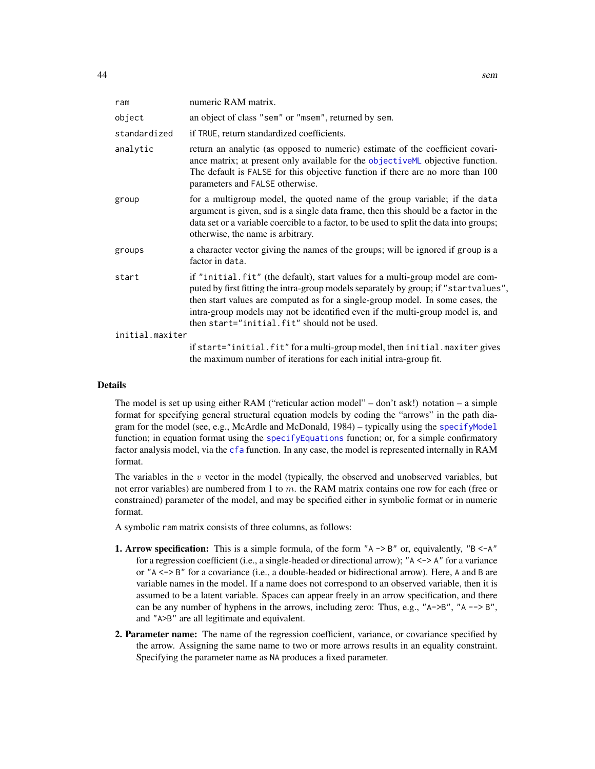| | |
|---|---|
| `ram` | numeric RAM matrix. |
| `object` | an object of class `"sem"` or `"msem"`, returned by `sem`. |
| `standardized` | if `TRUE`, return standardized coefficients. |
| `analytic` | return an analytic (as opposed to numeric) estimate of the coefficient covariance matrix; at present only available for the `objectiveML` objective function. The default is `FALSE` for this objective function if there are no more than 100 parameters and `FALSE` otherwise. |
| `group` | for a multigroup model, the quoted name of the group variable; if the `data` argument is given, snd is a single data frame, then this should be a factor in the data set or a variable coercible to a factor, to be used to split the data into groups; otherwise, the name is arbitrary. |
| `groups` | a character vector giving the names of the groups; will be ignored if `group` is a factor in `data`. |
| `start` | if `"initial.fit"` (the default), start values for a multi-group model are computed by first fitting the intra-group models separately by group; if `"startvalues"`, then start values are computed as for a single-group model. In some cases, the intra-group models may not be identified even if the multi-group model is, and then `start="initial.fit"` should not be used. |
| `initial.maxiter` | if `start="initial.fit"` for a multi-group model, then `initial.maxiter` gives the maximum number of iterations for each initial intra-group fit. |

## Details

The model is set up using either RAM ("reticular action model" – don't ask!) notation – a simple format for specifying general structural equation models by coding the "arrows" in the path diagram for the model (see, e.g., McArdle and McDonald, 1984) – typically using the `specifyModel` function; in equation format using the `specifyEquations` function; or, for a simple confirmatory factor analysis model, via the `cfa` function. In any case, the model is represented internally in RAM format.

The variables in the $v$ vector in the model (typically, the observed and unobserved variables, but not error variables) are numbered from 1 to $m$. the RAM matrix contains one row for each (free or constrained) parameter of the model, and may be specified either in symbolic format or in numeric format.

A symbolic `ram` matrix consists of three columns, as follows:

1. **Arrow specification:** This is a simple formula, of the form `"A -> B"` or, equivalently, `"B <-A"` for a regression coefficient (i.e., a single-headed or directional arrow); `"A <-> A"` for a variance or `"A <-> B"` for a covariance (i.e., a double-headed or bidirectional arrow). Here, `A` and `B` are variable names in the model. If a name does not correspond to an observed variable, then it is assumed to be a latent variable. Spaces can appear freely in an arrow specification, and there can be any number of hyphens in the arrows, including zero: Thus, e.g., `"A->B"`, `"A --> B"`, and `"A>B"` are all legitimate and equivalent.
2. **Parameter name:** The name of the regression coefficient, variance, or covariance specified by the arrow. Assigning the same name to two or more arrows results in an equality constraint. Specifying the parameter name as `NA` produces a fixed parameter.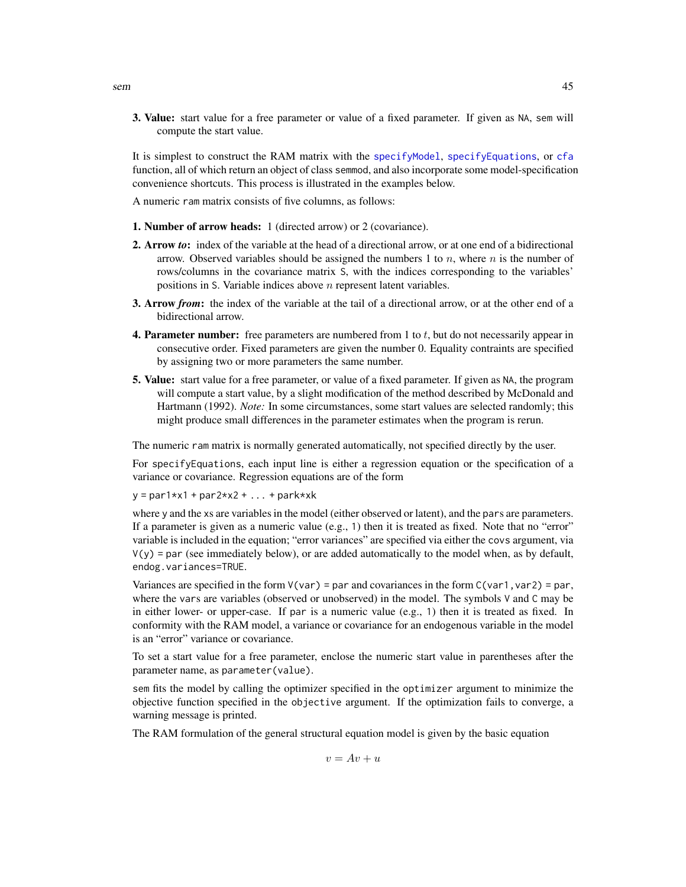**3. Value:** start value for a free parameter or value of a fixed parameter. If given as `NA`, `sem` will compute the start value.

It is simplest to construct the RAM matrix with the `specifyModel`, `specifyEquations`, or `cfa` function, all of which return an object of class `semmod`, and also incorporate some model-specification convenience shortcuts. This process is illustrated in the examples below.

A numeric `ram` matrix consists of five columns, as follows:

**1. Number of arrow heads:** 1 (directed arrow) or 2 (covariance).

**2. Arrow *to*:** index of the variable at the head of a directional arrow, or at one end of a bidirectional arrow. Observed variables should be assigned the numbers 1 to $n$, where $n$ is the number of rows/columns in the covariance matrix `S`, with the indices corresponding to the variables' positions in `S`. Variable indices above $n$ represent latent variables.

**3. Arrow *from*:** the index of the variable at the tail of a directional arrow, or at the other end of a bidirectional arrow.

**4. Parameter number:** free parameters are numbered from 1 to $t$, but do not necessarily appear in consecutive order. Fixed parameters are given the number 0. Equality contraints are specified by assigning two or more parameters the same number.

**5. Value:** start value for a free parameter, or value of a fixed parameter. If given as `NA`, the program will compute a start value, by a slight modification of the method described by McDonald and Hartmann (1992). *Note:* In some circumstances, some start values are selected randomly; this might produce small differences in the parameter estimates when the program is rerun.

The numeric `ram` matrix is normally generated automatically, not specified directly by the user.

For `specifyEquations`, each input line is either a regression equation or the specification of a variance or covariance. Regression equations are of the form

```
y = par1*x1 + par2*x2 + ... + park*xk
```

where `y` and the `x`s are variables in the model (either observed or latent), and the `par`s are parameters. If a parameter is given as a numeric value (e.g., `1`) then it is treated as fixed. Note that no "error" variable is included in the equation; "error variances" are specified via either the `covs` argument, via `V(y) = par` (see immediately below), or are added automatically to the model when, as by default, `endog.variances=TRUE`.

Variances are specified in the form `V(var) = par` and covariances in the form `C(var1, var2) = par`, where the `var`s are variables (observed or unobserved) in the model. The symbols `V` and `C` may be in either lower- or upper-case. If `par` is a numeric value (e.g., `1`) then it is treated as fixed. In conformity with the RAM model, a variance or covariance for an endogenous variable in the model is an "error" variance or covariance.

To set a start value for a free parameter, enclose the numeric start value in parentheses after the parameter name, as `parameter(value)`.

`sem` fits the model by calling the optimizer specified in the `optimizer` argument to minimize the objective function specified in the `objective` argument. If the optimization fails to converge, a warning message is printed.

The RAM formulation of the general structural equation model is given by the basic equation

$$v = Av + u$$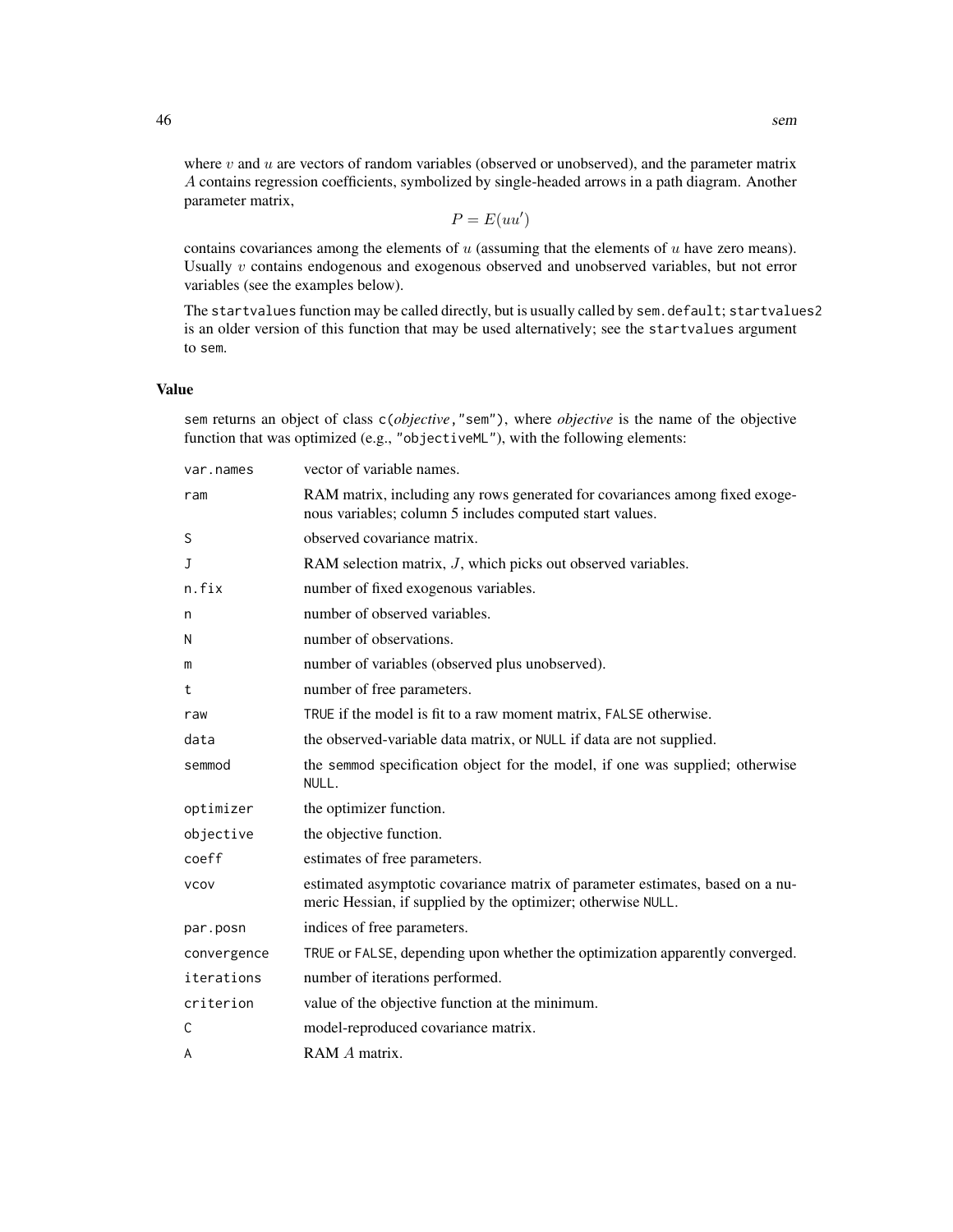where $v$ and $u$ are vectors of random variables (observed or unobserved), and the parameter matrix $A$ contains regression coefficients, symbolized by single-headed arrows in a path diagram. Another parameter matrix,

$$P = E(uu')$$

contains covariances among the elements of $u$ (assuming that the elements of $u$ have zero means). Usually $v$ contains endogenous and exogenous observed and unobserved variables, but not error variables (see the examples below).

The `startvalues` function may be called directly, but is usually called by `sem.default`; `startvalues2` is an older version of this function that may be used alternatively; see the `startvalues` argument to `sem`.

### Value

`sem` returns an object of class `c(`*objective*`,"sem")`, where *objective* is the name of the objective function that was optimized (e.g., `"objectiveML"`), with the following elements:

| | |
|---|---|
| `var.names` | vector of variable names. |
| `ram` | RAM matrix, including any rows generated for covariances among fixed exogenous variables; column 5 includes computed start values. |
| `S` | observed covariance matrix. |
| `J` | RAM selection matrix, $J$, which picks out observed variables. |
| `n.fix` | number of fixed exogenous variables. |
| `n` | number of observed variables. |
| `N` | number of observations. |
| `m` | number of variables (observed plus unobserved). |
| `t` | number of free parameters. |
| `raw` | `TRUE` if the model is fit to a raw moment matrix, `FALSE` otherwise. |
| `data` | the observed-variable data matrix, or `NULL` if data are not supplied. |
| `semmod` | the `semmod` specification object for the model, if one was supplied; otherwise `NULL`. |
| `optimizer` | the optimizer function. |
| `objective` | the objective function. |
| `coeff` | estimates of free parameters. |
| `vcov` | estimated asymptotic covariance matrix of parameter estimates, based on a numeric Hessian, if supplied by the optimizer; otherwise `NULL`. |
| `par.posn` | indices of free parameters. |
| `convergence` | `TRUE` or `FALSE`, depending upon whether the optimization apparently converged. |
| `iterations` | number of iterations performed. |
| `criterion` | value of the objective function at the minimum. |
| `C` | model-reproduced covariance matrix. |
| `A` | RAM $A$ matrix. |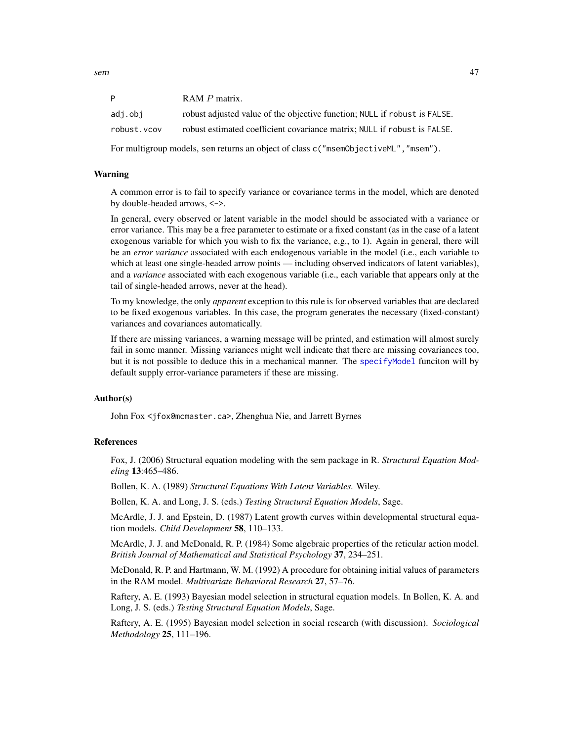| | |
|---|---|
| P | RAM $P$ matrix. |
| adj.obj | robust adjusted value of the objective function; NULL if robust is FALSE. |
| robust.vcov | robust estimated coefficient covariance matrix; NULL if robust is FALSE. |

For multigroup models, sem returns an object of class c("msemObjectiveML","msem").

## Warning

A common error is to fail to specify variance or covariance terms in the model, which are denoted by double-headed arrows, <->.

In general, every observed or latent variable in the model should be associated with a variance or error variance. This may be a free parameter to estimate or a fixed constant (as in the case of a latent exogenous variable for which you wish to fix the variance, e.g., to 1). Again in general, there will be an *error variance* associated with each endogenous variable in the model (i.e., each variable to which at least one single-headed arrow points — including observed indicators of latent variables), and a *variance* associated with each exogenous variable (i.e., each variable that appears only at the tail of single-headed arrows, never at the head).

To my knowledge, the only *apparent* exception to this rule is for observed variables that are declared to be fixed exogenous variables. In this case, the program generates the necessary (fixed-constant) variances and covariances automatically.

If there are missing variances, a warning message will be printed, and estimation will almost surely fail in some manner. Missing variances might well indicate that there are missing covariances too, but it is not possible to deduce this in a mechanical manner. The specifyModel funciton will by default supply error-variance parameters if these are missing.

## Author(s)

John Fox <jfox@mcmaster.ca>, Zhenghua Nie, and Jarrett Byrnes

## References

Fox, J. (2006) Structural equation modeling with the sem package in R. *Structural Equation Modeling* **13**:465–486.

Bollen, K. A. (1989) *Structural Equations With Latent Variables.* Wiley.

Bollen, K. A. and Long, J. S. (eds.) *Testing Structural Equation Models*, Sage.

McArdle, J. J. and Epstein, D. (1987) Latent growth curves within developmental structural equation models. *Child Development* **58**, 110–133.

McArdle, J. J. and McDonald, R. P. (1984) Some algebraic properties of the reticular action model. *British Journal of Mathematical and Statistical Psychology* **37**, 234–251.

McDonald, R. P. and Hartmann, W. M. (1992) A procedure for obtaining initial values of parameters in the RAM model. *Multivariate Behavioral Research* **27**, 57–76.

Raftery, A. E. (1993) Bayesian model selection in structural equation models. In Bollen, K. A. and Long, J. S. (eds.) *Testing Structural Equation Models*, Sage.

Raftery, A. E. (1995) Bayesian model selection in social research (with discussion). *Sociological Methodology* **25**, 111–196.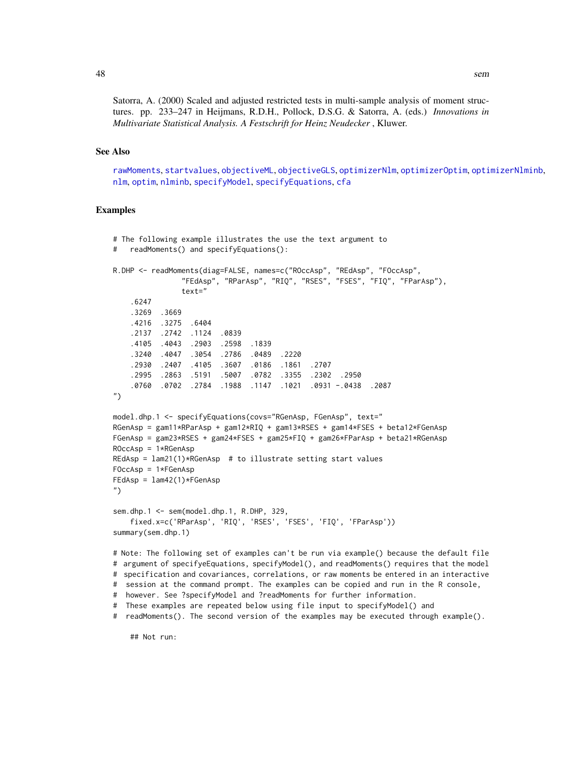Satorra, A. (2000) Scaled and adjusted restricted tests in multi-sample analysis of moment structures. pp. 233–247 in Heijmans, R.D.H., Pollock, D.S.G. & Satorra, A. (eds.) *Innovations in Multivariate Statistical Analysis. A Festschrift for Heinz Neudecker* , Kluwer.

## See Also

rawMoments, startvalues, objectiveML, objectiveGLS, optimizerNlm, optimizerOptim, optimizerNlminb, nlm, optim, nlminb, specifyModel, specifyEquations, cfa

## Examples

```
# The following example illustrates the use the text argument to
#   readMoments() and specifyEquations():

R.DHP <- readMoments(diag=FALSE, names=c("ROccAsp", "REdAsp", "FOccAsp",
                "FEdAsp", "RParAsp", "RIQ", "RSES", "FSES", "FIQ", "FParAsp"),
                text="
    .6247
    .3269  .3669
    .4216  .3275  .6404
    .2137  .2742  .1124  .0839
    .4105  .4043  .2903  .2598  .1839
    .3240  .4047  .3054  .2786  .0489  .2220
    .2930  .2407  .4105  .3607  .0186  .1861  .2707
    .2995  .2863  .5191  .5007  .0782  .3355  .2302  .2950
    .0760  .0702  .2784  .1988  .1147  .1021  .0931 -.0438  .2087
")

model.dhp.1 <- specifyEquations(covs="RGenAsp, FGenAsp", text="
RGenAsp = gam11*RParAsp + gam12*RIQ + gam13*RSES + gam14*FSES + beta12*FGenAsp
FGenAsp = gam23*RSES + gam24*FSES + gam25*FIQ + gam26*FParAsp + beta21*RGenAsp
ROccAsp = 1*RGenAsp
REdAsp = lam21(1)*RGenAsp  # to illustrate setting start values
FOccAsp = 1*FGenAsp
FEdAsp = lam42(1)*FGenAsp
")

sem.dhp.1 <- sem(model.dhp.1, R.DHP, 329,
    fixed.x=c('RParAsp', 'RIQ', 'RSES', 'FSES', 'FIQ', 'FParAsp'))
summary(sem.dhp.1)

# Note: The following set of examples can't be run via example() because the default file
#  argument of specifyeEquations, specifyModel(), and readMoments() requires that the model
#  specification and covariances, correlations, or raw moments be entered in an interactive
#  session at the command prompt. The examples can be copied and run in the R console,
#  however. See ?specifyModel and ?readMoments for further information.
#  These examples are repeated below using file input to specifyModel() and
#  readMoments(). The second version of the examples may be executed through example().

    ## Not run:
```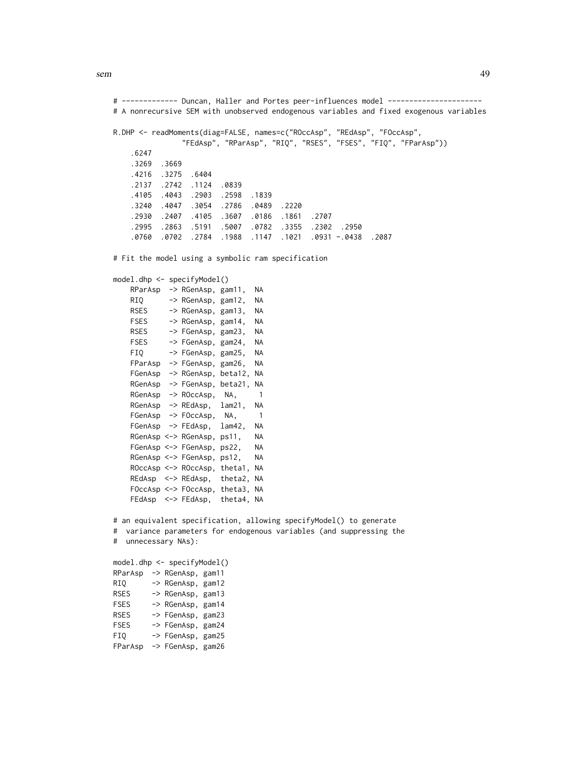```
# ------------- Duncan, Haller and Portes peer-influences model ----------------------
# A nonrecursive SEM with unobserved endogenous variables and fixed exogenous variables

R.DHP <- readMoments(diag=FALSE, names=c("ROccAsp", "REdAsp", "FOccAsp",
                "FEdAsp", "RParAsp", "RIQ", "RSES", "FSES", "FIQ", "FParAsp"))
    .6247
    .3269  .3669
    .4216  .3275  .6404
    .2137  .2742  .1124  .0839
    .4105  .4043  .2903  .2598  .1839
    .3240  .4047  .3054  .2786  .0489  .2220
    .2930  .2407  .4105  .3607  .0186  .1861  .2707
    .2995  .2863  .5191  .5007  .0782  .3355  .2302  .2950
    .0760  .0702  .2784  .1988  .1147  .1021  .0931 -.0438  .2087

# Fit the model using a symbolic ram specification

model.dhp <- specifyModel()
    RParAsp  -> RGenAsp, gam11,  NA
    RIQ      -> RGenAsp, gam12,  NA
    RSES     -> RGenAsp, gam13,  NA
    FSES     -> RGenAsp, gam14,  NA
    RSES     -> FGenAsp, gam23,  NA
    FSES     -> FGenAsp, gam24,  NA
    FIQ      -> FGenAsp, gam25,  NA
    FParAsp  -> FGenAsp, gam26,  NA
    FGenAsp  -> RGenAsp, beta12, NA
    RGenAsp  -> FGenAsp, beta21, NA
    RGenAsp  -> ROccAsp,  NA,     1
    RGenAsp  -> REdAsp,  lam21,  NA
    FGenAsp  -> FOccAsp,  NA,     1
    FGenAsp  -> FEdAsp,  lam42,  NA
    RGenAsp <-> RGenAsp, ps11,   NA
    FGenAsp <-> FGenAsp, ps22,   NA
    RGenAsp <-> FGenAsp, ps12,   NA
    ROccAsp <-> ROccAsp, theta1, NA
    REdAsp  <-> REdAsp,  theta2, NA
    FOccAsp <-> FOccAsp, theta3, NA
    FEdAsp  <-> FEdAsp,  theta4, NA

# an equivalent specification, allowing specifyModel() to generate
#  variance parameters for endogenous variables (and suppressing the
#  unnecessary NAs):

model.dhp <- specifyModel()
RParAsp  -> RGenAsp, gam11
RIQ      -> RGenAsp, gam12
RSES     -> RGenAsp, gam13
FSES     -> RGenAsp, gam14
RSES     -> FGenAsp, gam23
FSES     -> FGenAsp, gam24
FIQ      -> FGenAsp, gam25
FParAsp  -> FGenAsp, gam26
```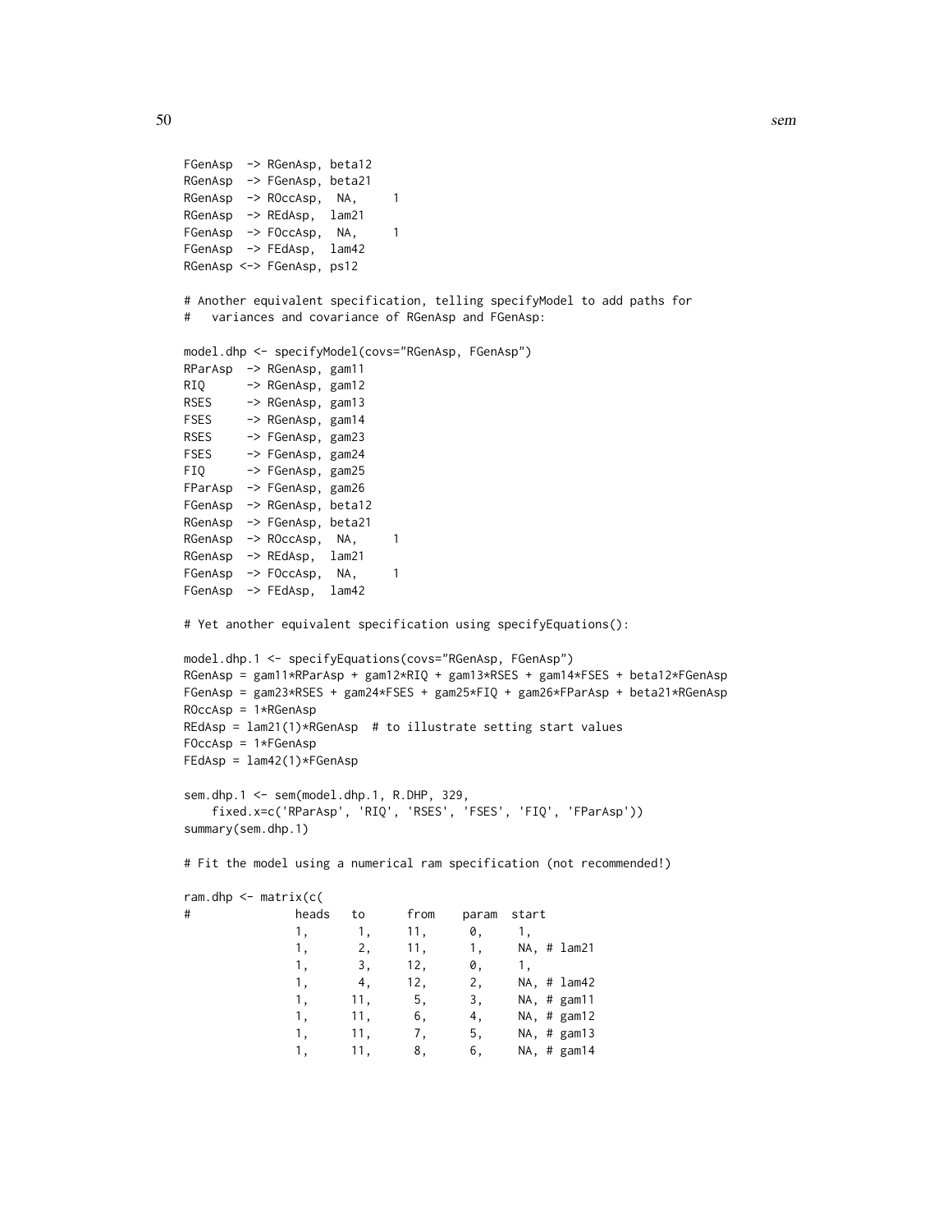```
FGenAsp  -> RGenAsp, beta12
RGenAsp  -> FGenAsp, beta21
RGenAsp  -> ROccAsp,  NA,     1
RGenAsp  -> REdAsp,  lam21
FGenAsp  -> FOccAsp,  NA,     1
FGenAsp  -> FEdAsp,  lam42
RGenAsp <-> FGenAsp, ps12

# Another equivalent specification, telling specifyModel to add paths for
#   variances and covariance of RGenAsp and FGenAsp:

model.dhp <- specifyModel(covs="RGenAsp, FGenAsp")
RParAsp  -> RGenAsp, gam11
RIQ      -> RGenAsp, gam12
RSES     -> RGenAsp, gam13
FSES     -> RGenAsp, gam14
RSES     -> FGenAsp, gam23
FSES     -> FGenAsp, gam24
FIQ      -> FGenAsp, gam25
FParAsp  -> FGenAsp, gam26
FGenAsp  -> RGenAsp, beta12
RGenAsp  -> FGenAsp, beta21
RGenAsp  -> ROccAsp,  NA,     1
RGenAsp  -> REdAsp,  lam21
FGenAsp  -> FOccAsp,  NA,     1
FGenAsp  -> FEdAsp,  lam42

# Yet another equivalent specification using specifyEquations():

model.dhp.1 <- specifyEquations(covs="RGenAsp, FGenAsp")
RGenAsp = gam11*RParAsp + gam12*RIQ + gam13*RSES + gam14*FSES + beta12*FGenAsp
FGenAsp = gam23*RSES + gam24*FSES + gam25*FIQ + gam26*FParAsp + beta21*RGenAsp
ROccAsp = 1*RGenAsp
REdAsp = lam21(1)*RGenAsp  # to illustrate setting start values
FOccAsp = 1*FGenAsp
FEdAsp = lam42(1)*FGenAsp

sem.dhp.1 <- sem(model.dhp.1, R.DHP, 329,
    fixed.x=c('RParAsp', 'RIQ', 'RSES', 'FSES', 'FIQ', 'FParAsp'))
summary(sem.dhp.1)

# Fit the model using a numerical ram specification (not recommended!)

ram.dhp <- matrix(c(
#               heads   to      from    param  start
                1,       1,     11,      0,     1,
                1,       2,     11,      1,     NA, # lam21
                1,       3,     12,      0,     1,
                1,       4,     12,      2,     NA, # lam42
                1,      11,      5,      3,     NA, # gam11
                1,      11,      6,      4,     NA, # gam12
                1,      11,      7,      5,     NA, # gam13
                1,      11,      8,      6,     NA, # gam14
```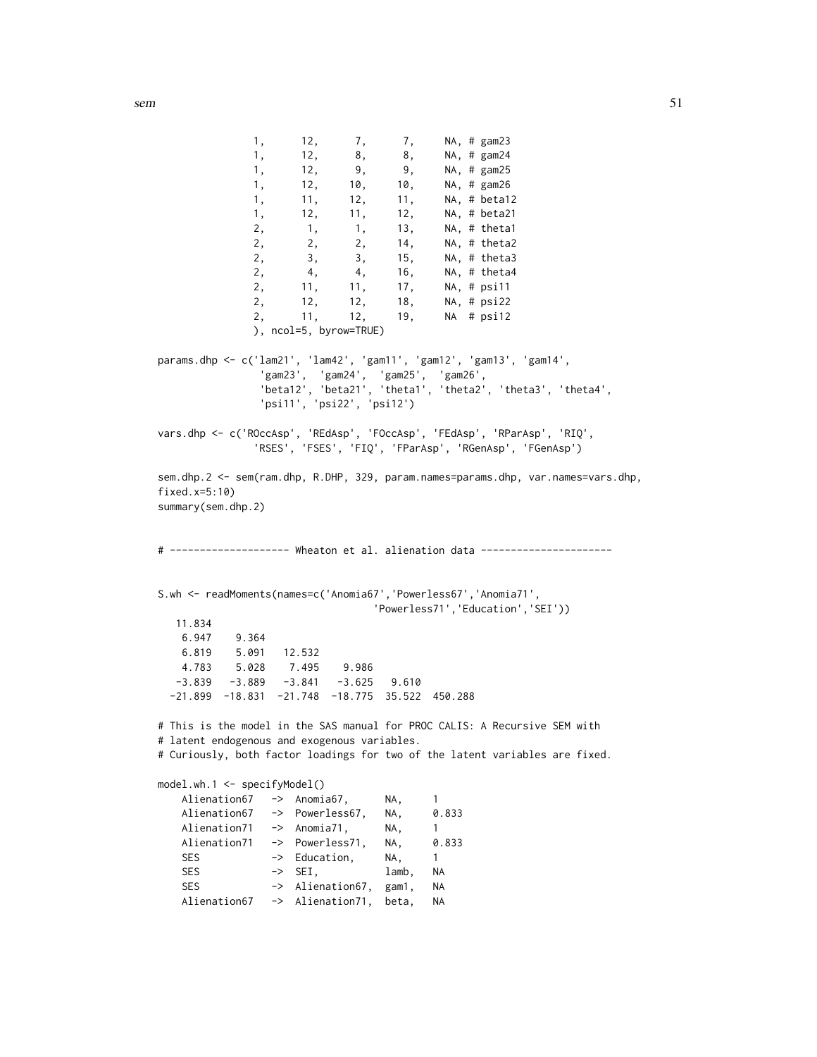```
                1,     12,     7,      7,     NA, # gam23
                1,     12,     8,      8,     NA, # gam24
                1,     12,     9,      9,     NA, # gam25
                1,     12,    10,     10,     NA, # gam26
                1,     11,    12,     11,     NA, # beta12
                1,     12,    11,     12,     NA, # beta21
                2,      1,     1,     13,     NA, # theta1
                2,      2,     2,     14,     NA, # theta2
                2,      3,     3,     15,     NA, # theta3
                2,      4,     4,     16,     NA, # theta4
                2,     11,    11,     17,     NA, # psi11
                2,     12,    12,     18,     NA, # psi22
                2,     11,    12,     19,     NA  # psi12
                ), ncol=5, byrow=TRUE)

params.dhp <- c('lam21', 'lam42', 'gam11', 'gam12', 'gam13', 'gam14',
                 'gam23',  'gam24',  'gam25',  'gam26',
                 'beta12', 'beta21', 'theta1', 'theta2', 'theta3', 'theta4',
                 'psi11', 'psi22', 'psi12')

vars.dhp <- c('ROccAsp', 'REdAsp', 'FOccAsp', 'FEdAsp', 'RParAsp', 'RIQ',
               'RSES', 'FSES', 'FIQ', 'FParAsp', 'RGenAsp', 'FGenAsp')

sem.dhp.2 <- sem(ram.dhp, R.DHP, 329, param.names=params.dhp, var.names=vars.dhp,
fixed.x=5:10)
summary(sem.dhp.2)


# -------------------- Wheaton et al. alienation data ----------------------


S.wh <- readMoments(names=c('Anomia67','Powerless67','Anomia71',
                                    'Powerless71','Education','SEI'))
   11.834
    6.947    9.364
    6.819    5.091   12.532
    4.783    5.028    7.495    9.986
   -3.839   -3.889   -3.841   -3.625   9.610
  -21.899  -18.831  -21.748  -18.775  35.522  450.288

# This is the model in the SAS manual for PROC CALIS: A Recursive SEM with
# latent endogenous and exogenous variables.
# Curiously, both factor loadings for two of the latent variables are fixed.

model.wh.1 <- specifyModel()
    Alienation67   ->  Anomia67,      NA,     1
    Alienation67   ->  Powerless67,   NA,     0.833
    Alienation71   ->  Anomia71,      NA,     1
    Alienation71   ->  Powerless71,   NA,     0.833
    SES            ->  Education,     NA,     1
    SES            ->  SEI,           lamb,   NA
    SES            ->  Alienation67,  gam1,   NA
    Alienation67   ->  Alienation71,  beta,   NA
```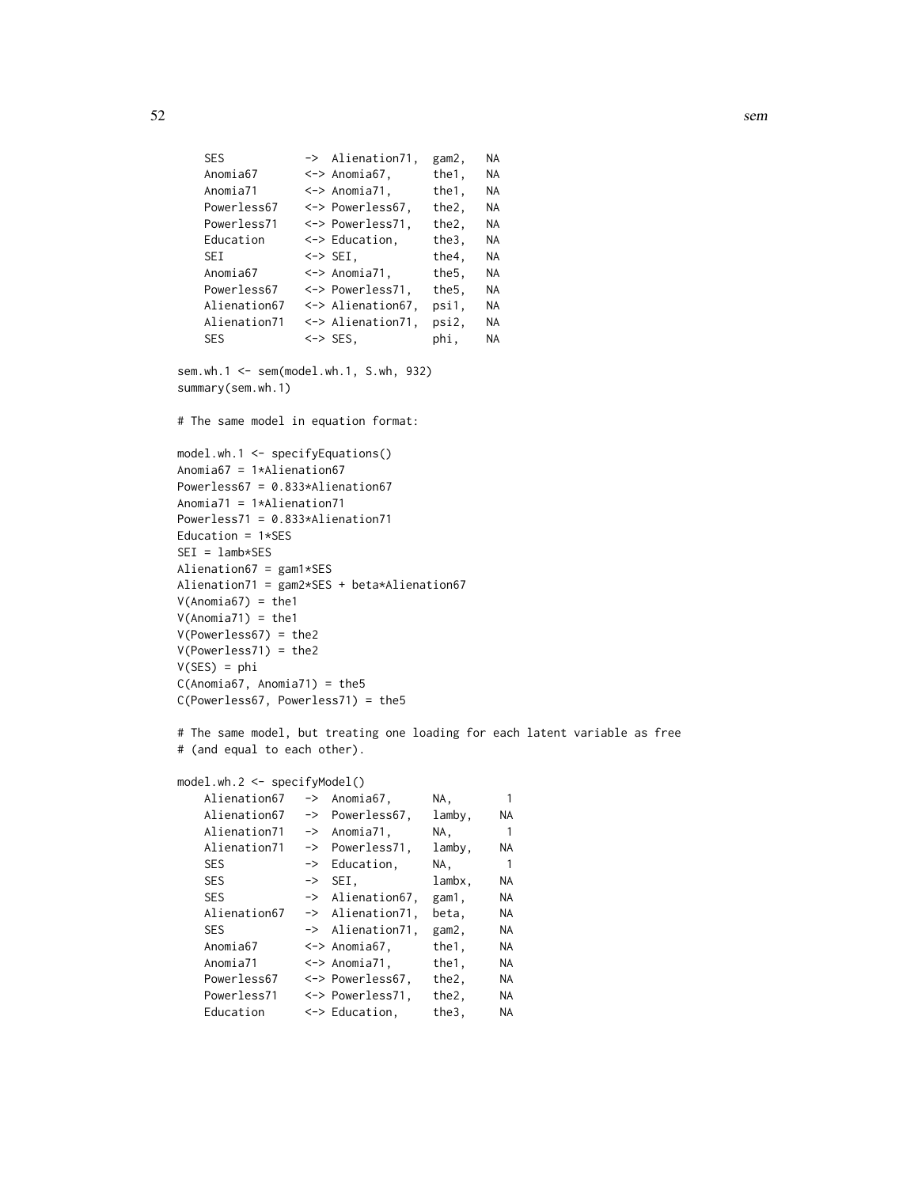```
    SES            ->  Alienation71,  gam2,   NA
    Anomia67       <-> Anomia67,      the1,   NA
    Anomia71       <-> Anomia71,      the1,   NA
    Powerless67    <-> Powerless67,   the2,   NA
    Powerless71    <-> Powerless71,   the2,   NA
    Education      <-> Education,     the3,   NA
    SEI            <-> SEI,           the4,   NA
    Anomia67       <-> Anomia71,      the5,   NA
    Powerless67    <-> Powerless71,   the5,   NA
    Alienation67   <-> Alienation67,  psi1,   NA
    Alienation71   <-> Alienation71,  psi2,   NA
    SES            <-> SES,           phi,    NA

sem.wh.1 <- sem(model.wh.1, S.wh, 932)
summary(sem.wh.1)

# The same model in equation format:

model.wh.1 <- specifyEquations()
Anomia67 = 1*Alienation67
Powerless67 = 0.833*Alienation67
Anomia71 = 1*Alienation71
Powerless71 = 0.833*Alienation71
Education = 1*SES
SEI = lamb*SES
Alienation67 = gam1*SES
Alienation71 = gam2*SES + beta*Alienation67
V(Anomia67) = the1
V(Anomia71) = the1
V(Powerless67) = the2
V(Powerless71) = the2
V(SES) = phi
C(Anomia67, Anomia71) = the5
C(Powerless67, Powerless71) = the5

# The same model, but treating one loading for each latent variable as free
# (and equal to each other).

model.wh.2 <- specifyModel()
    Alienation67   ->  Anomia67,      NA,        1
    Alienation67   ->  Powerless67,   lamby,    NA
    Alienation71   ->  Anomia71,      NA,        1
    Alienation71   ->  Powerless71,   lamby,    NA
    SES            ->  Education,     NA,        1
    SES            ->  SEI,           lambx,    NA
    SES            ->  Alienation67,  gam1,     NA
    Alienation67   ->  Alienation71,  beta,     NA
    SES            ->  Alienation71,  gam2,     NA
    Anomia67       <-> Anomia67,      the1,     NA
    Anomia71       <-> Anomia71,      the1,     NA
    Powerless67    <-> Powerless67,   the2,     NA
    Powerless71    <-> Powerless71,   the2,     NA
    Education      <-> Education,     the3,     NA
```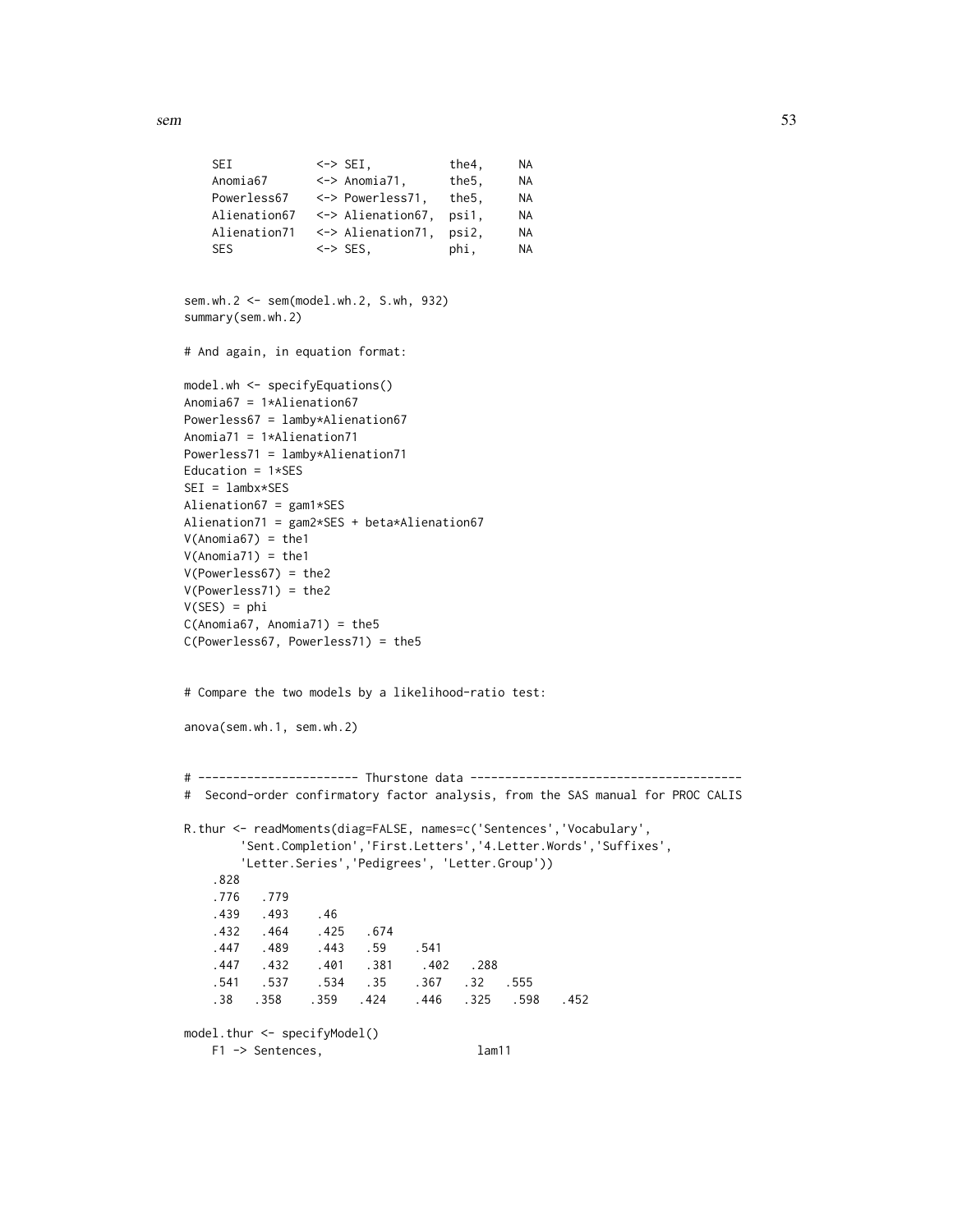```
    SEI           <-> SEI,           the4,     NA
    Anomia67      <-> Anomia71,      the5,     NA
    Powerless67   <-> Powerless71,   the5,     NA
    Alienation67  <-> Alienation67,  psi1,     NA
    Alienation71  <-> Alienation71,  psi2,     NA
    SES           <-> SES,           phi,      NA

sem.wh.2 <- sem(model.wh.2, S.wh, 932)
summary(sem.wh.2)

# And again, in equation format:

model.wh <- specifyEquations()
Anomia67 = 1*Alienation67
Powerless67 = lamby*Alienation67
Anomia71 = 1*Alienation71
Powerless71 = lamby*Alienation71
Education = 1*SES
SEI = lambx*SES
Alienation67 = gam1*SES
Alienation71 = gam2*SES + beta*Alienation67
V(Anomia67) = the1
V(Anomia71) = the1
V(Powerless67) = the2
V(Powerless71) = the2
V(SES) = phi
C(Anomia67, Anomia71) = the5
C(Powerless67, Powerless71) = the5


# Compare the two models by a likelihood-ratio test:

anova(sem.wh.1, sem.wh.2)


# ----------------------- Thurstone data ---------------------------------------
#  Second-order confirmatory factor analysis, from the SAS manual for PROC CALIS

R.thur <- readMoments(diag=FALSE, names=c('Sentences','Vocabulary',
        'Sent.Completion','First.Letters','4.Letter.Words','Suffixes',
        'Letter.Series','Pedigrees', 'Letter.Group'))
    .828
    .776   .779
    .439   .493    .46
    .432   .464    .425   .674
    .447   .489    .443   .59    .541
    .447   .432    .401   .381    .402   .288
    .541   .537    .534   .35    .367   .32   .555
    .38   .358    .359   .424    .446   .325   .598   .452

model.thur <- specifyModel()
    F1 -> Sentences,                      lam11
```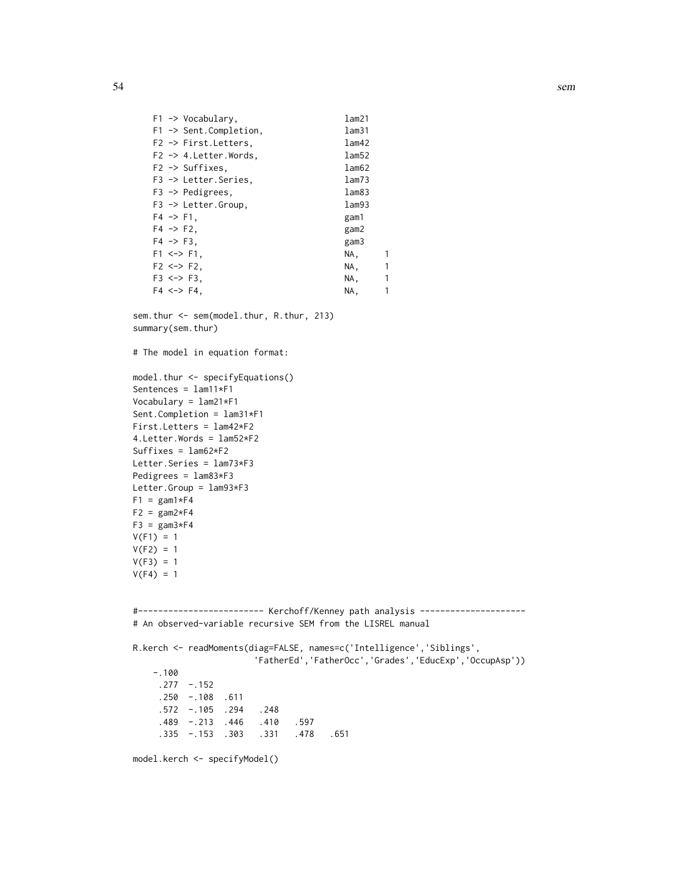```
    F1 -> Vocabulary,                    lam21
    F1 -> Sent.Completion,               lam31
    F2 -> First.Letters,                 lam42
    F2 -> 4.Letter.Words,                lam52
    F2 -> Suffixes,                      lam62
    F3 -> Letter.Series,                 lam73
    F3 -> Pedigrees,                     lam83
    F3 -> Letter.Group,                  lam93
    F4 -> F1,                            gam1
    F4 -> F2,                            gam2
    F4 -> F3,                            gam3
    F1 <-> F1,                           NA,     1
    F2 <-> F2,                           NA,     1
    F3 <-> F3,                           NA,     1
    F4 <-> F4,                           NA,     1

sem.thur <- sem(model.thur, R.thur, 213)
summary(sem.thur)

# The model in equation format:

model.thur <- specifyEquations()
Sentences = lam11*F1
Vocabulary = lam21*F1
Sent.Completion = lam31*F1
First.Letters = lam42*F2
4.Letter.Words = lam52*F2
Suffixes = lam62*F2
Letter.Series = lam73*F3
Pedigrees = lam83*F3
Letter.Group = lam93*F3
F1 = gam1*F4
F2 = gam2*F4
F3 = gam3*F4
V(F1) = 1
V(F2) = 1
V(F3) = 1
V(F4) = 1


#------------------------- Kerchoff/Kenney path analysis ---------------------
# An observed-variable recursive SEM from the LISREL manual

R.kerch <- readMoments(diag=FALSE, names=c('Intelligence','Siblings',
                        'FatherEd','FatherOcc','Grades','EducExp','OccupAsp'))
    -.100
     .277  -.152
     .250  -.108  .611
     .572  -.105  .294   .248
     .489  -.213  .446   .410   .597
     .335  -.153  .303   .331   .478   .651

model.kerch <- specifyModel()
```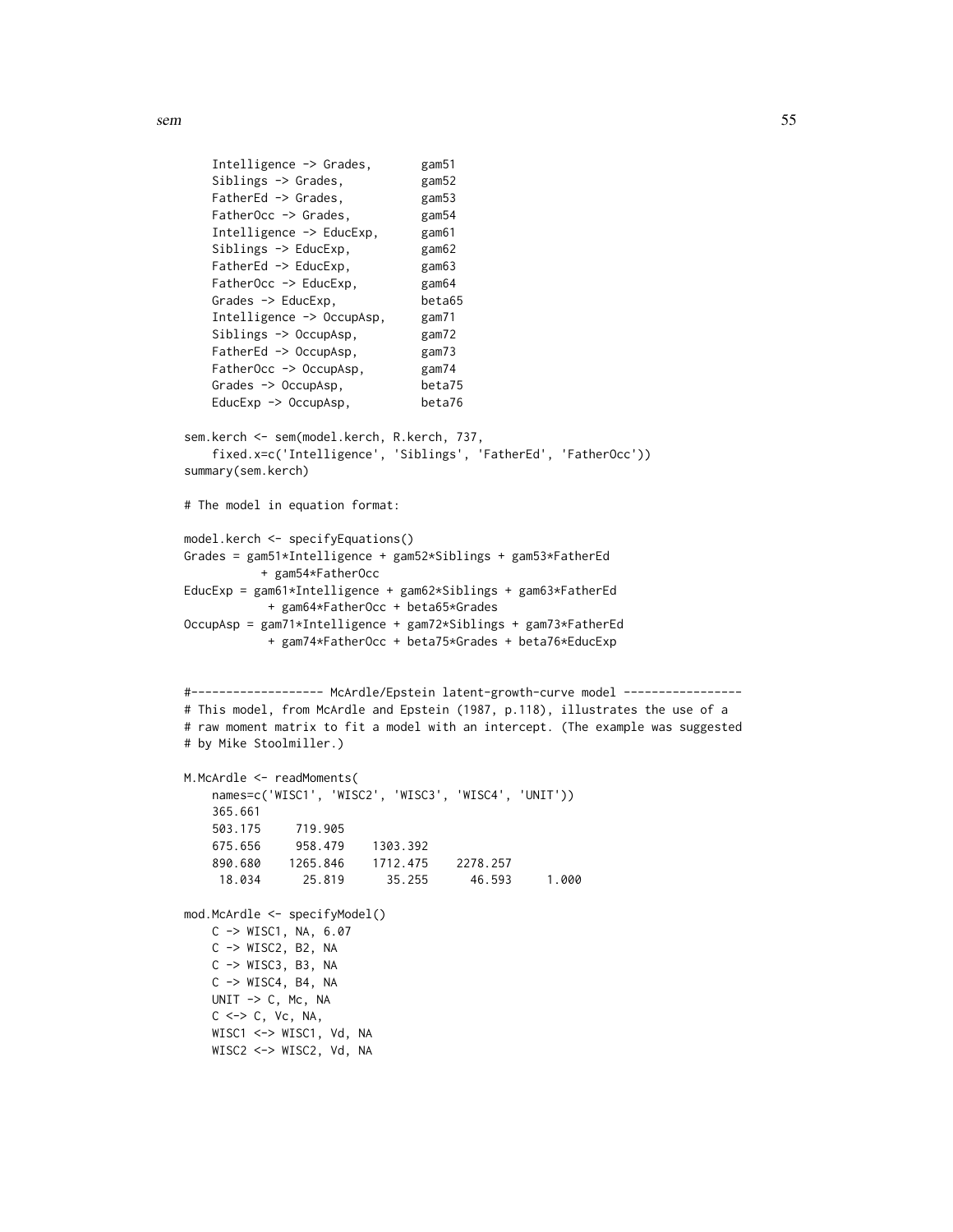```
    Intelligence -> Grades,       gam51
    Siblings -> Grades,           gam52
    FatherEd -> Grades,           gam53
    FatherOcc -> Grades,          gam54
    Intelligence -> EducExp,      gam61
    Siblings -> EducExp,          gam62
    FatherEd -> EducExp,          gam63
    FatherOcc -> EducExp,         gam64
    Grades -> EducExp,            beta65
    Intelligence -> OccupAsp,     gam71
    Siblings -> OccupAsp,         gam72
    FatherEd -> OccupAsp,         gam73
    FatherOcc -> OccupAsp,        gam74
    Grades -> OccupAsp,           beta75
    EducExp -> OccupAsp,          beta76

sem.kerch <- sem(model.kerch, R.kerch, 737,
    fixed.x=c('Intelligence', 'Siblings', 'FatherEd', 'FatherOcc'))
summary(sem.kerch)

# The model in equation format:

model.kerch <- specifyEquations()
Grades = gam51*Intelligence + gam52*Siblings + gam53*FatherEd
         + gam54*FatherOcc
EducExp = gam61*Intelligence + gam62*Siblings + gam63*FatherEd
          + gam64*FatherOcc + beta65*Grades
OccupAsp = gam71*Intelligence + gam72*Siblings + gam73*FatherEd
          + gam74*FatherOcc + beta75*Grades + beta76*EducExp


#------------------- McArdle/Epstein latent-growth-curve model -----------------
# This model, from McArdle and Epstein (1987, p.118), illustrates the use of a
# raw moment matrix to fit a model with an intercept. (The example was suggested
# by Mike Stoolmiller.)

M.McArdle <- readMoments(
    names=c('WISC1', 'WISC2', 'WISC3', 'WISC4', 'UNIT'))
    365.661
    503.175     719.905
    675.656     958.479    1303.392
    890.680    1265.846    1712.475    2278.257
     18.034      25.819      35.255      46.593     1.000

mod.McArdle <- specifyModel()
    C -> WISC1, NA, 6.07
    C -> WISC2, B2, NA
    C -> WISC3, B3, NA
    C -> WISC4, B4, NA
    UNIT -> C, Mc, NA
    C <-> C, Vc, NA,
    WISC1 <-> WISC1, Vd, NA
    WISC2 <-> WISC2, Vd, NA
```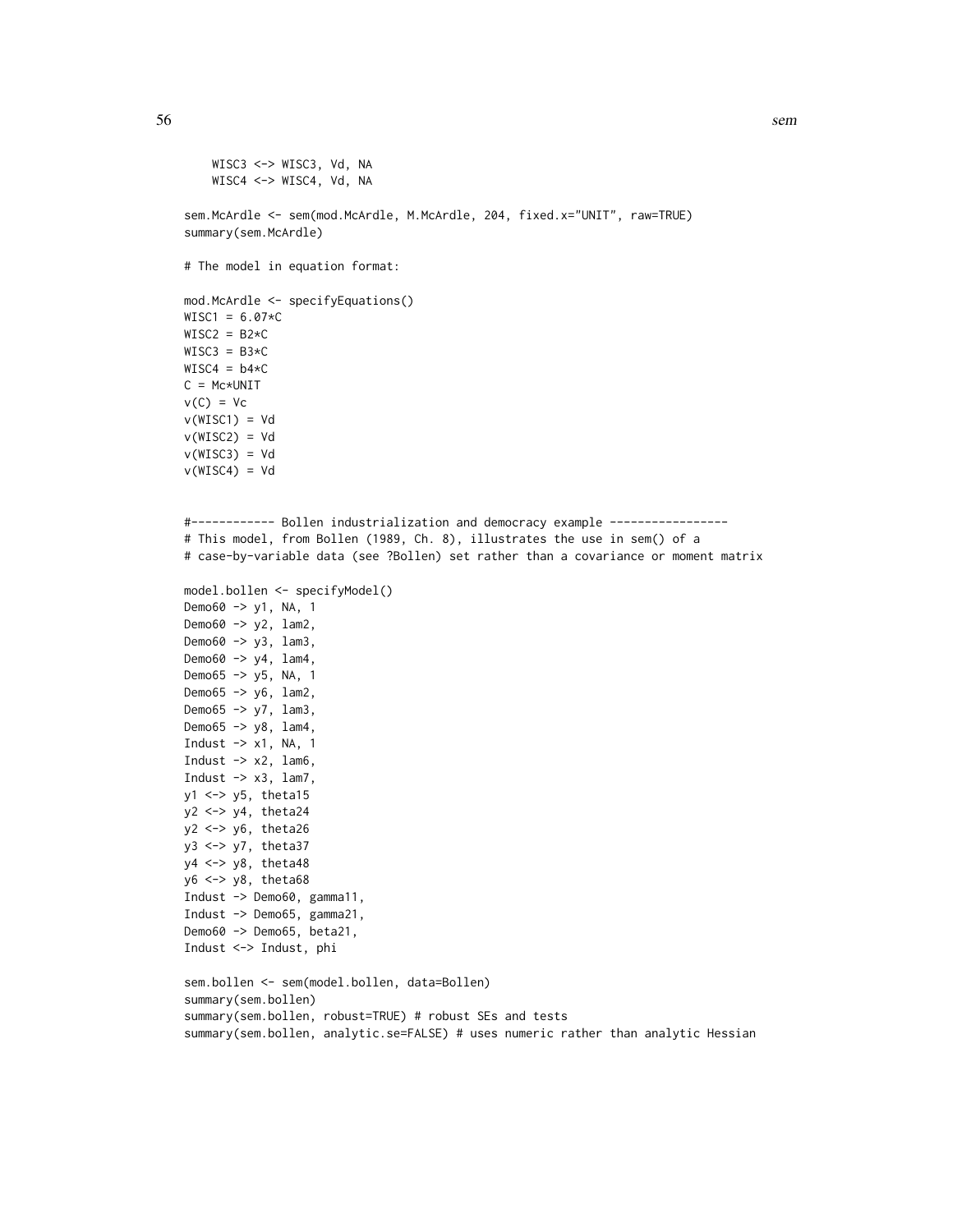```
    WISC3 <-> WISC3, Vd, NA
    WISC4 <-> WISC4, Vd, NA

sem.McArdle <- sem(mod.McArdle, M.McArdle, 204, fixed.x="UNIT", raw=TRUE)
summary(sem.McArdle)

# The model in equation format:

mod.McArdle <- specifyEquations()
WISC1 = 6.07*C
WISC2 = B2*C
WISC3 = B3*C
WISC4 = b4*C
C = Mc*UNIT
v(C) = Vc
v(WISC1) = Vd
v(WISC2) = Vd
v(WISC3) = Vd
v(WISC4) = Vd


#------------ Bollen industrialization and democracy example -----------------
# This model, from Bollen (1989, Ch. 8), illustrates the use in sem() of a
# case-by-variable data (see ?Bollen) set rather than a covariance or moment matrix

model.bollen <- specifyModel()
Demo60 -> y1, NA, 1
Demo60 -> y2, lam2,
Demo60 -> y3, lam3,
Demo60 -> y4, lam4,
Demo65 -> y5, NA, 1
Demo65 -> y6, lam2,
Demo65 -> y7, lam3,
Demo65 -> y8, lam4,
Indust -> x1, NA, 1
Indust -> x2, lam6,
Indust -> x3, lam7,
y1 <-> y5, theta15
y2 <-> y4, theta24
y2 <-> y6, theta26
y3 <-> y7, theta37
y4 <-> y8, theta48
y6 <-> y8, theta68
Indust -> Demo60, gamma11,
Indust -> Demo65, gamma21,
Demo60 -> Demo65, beta21,
Indust <-> Indust, phi

sem.bollen <- sem(model.bollen, data=Bollen)
summary(sem.bollen)
summary(sem.bollen, robust=TRUE) # robust SEs and tests
summary(sem.bollen, analytic.se=FALSE) # uses numeric rather than analytic Hessian
```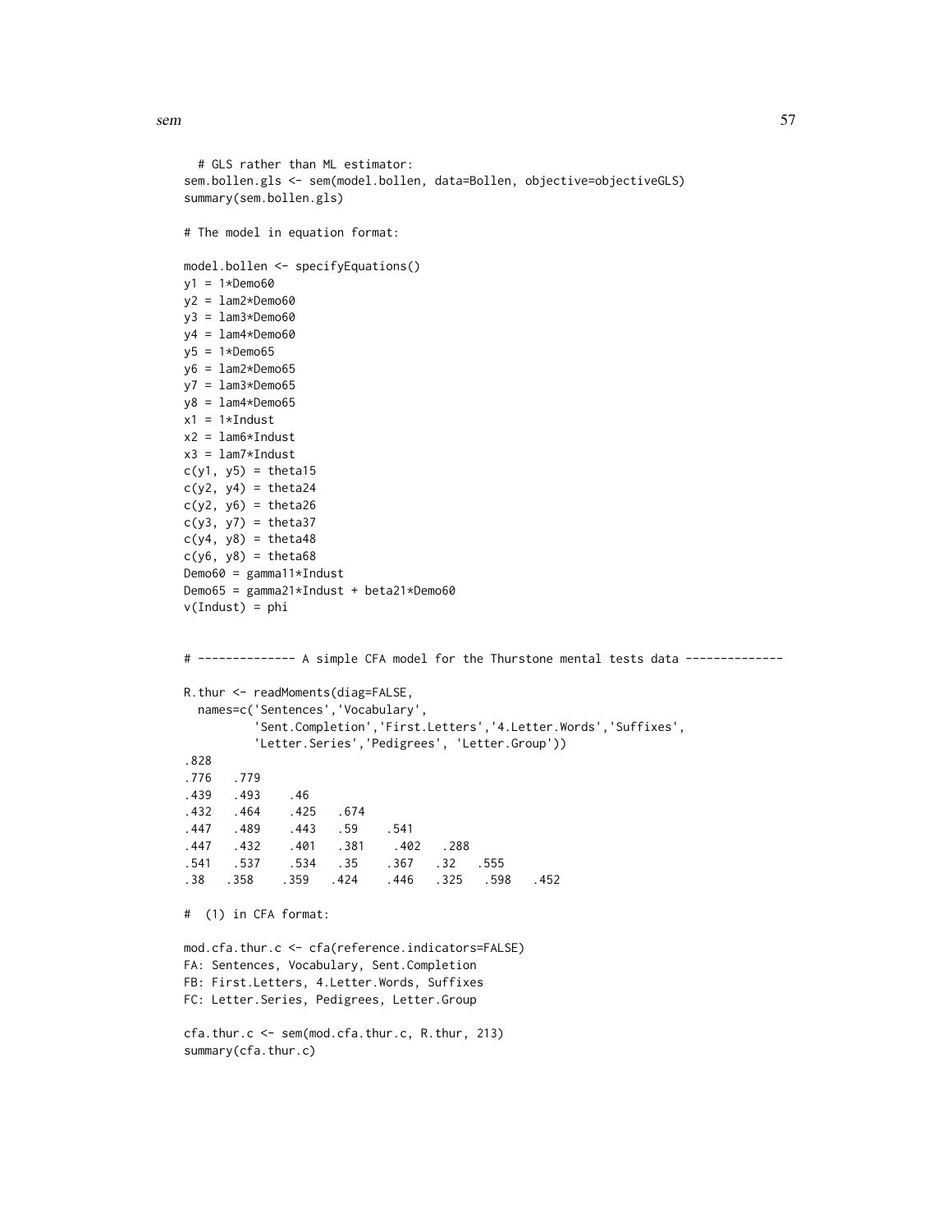```
  # GLS rather than ML estimator:
sem.bollen.gls <- sem(model.bollen, data=Bollen, objective=objectiveGLS)
summary(sem.bollen.gls)

# The model in equation format:

model.bollen <- specifyEquations()
y1 = 1*Demo60
y2 = lam2*Demo60
y3 = lam3*Demo60
y4 = lam4*Demo60
y5 = 1*Demo65
y6 = lam2*Demo65
y7 = lam3*Demo65
y8 = lam4*Demo65
x1 = 1*Indust
x2 = lam6*Indust
x3 = lam7*Indust
c(y1, y5) = theta15
c(y2, y4) = theta24
c(y2, y6) = theta26
c(y3, y7) = theta37
c(y4, y8) = theta48
c(y6, y8) = theta68
Demo60 = gamma11*Indust
Demo65 = gamma21*Indust + beta21*Demo60
v(Indust) = phi


# -------------- A simple CFA model for the Thurstone mental tests data --------------

R.thur <- readMoments(diag=FALSE,
  names=c('Sentences','Vocabulary',
          'Sent.Completion','First.Letters','4.Letter.Words','Suffixes',
          'Letter.Series','Pedigrees', 'Letter.Group'))
.828
.776   .779
.439   .493    .46
.432   .464    .425   .674
.447   .489    .443   .59    .541
.447   .432    .401   .381    .402   .288
.541   .537    .534   .35    .367   .32   .555
.38   .358    .359   .424    .446   .325   .598   .452

#  (1) in CFA format:

mod.cfa.thur.c <- cfa(reference.indicators=FALSE)
FA: Sentences, Vocabulary, Sent.Completion
FB: First.Letters, 4.Letter.Words, Suffixes
FC: Letter.Series, Pedigrees, Letter.Group

cfa.thur.c <- sem(mod.cfa.thur.c, R.thur, 213)
summary(cfa.thur.c)
```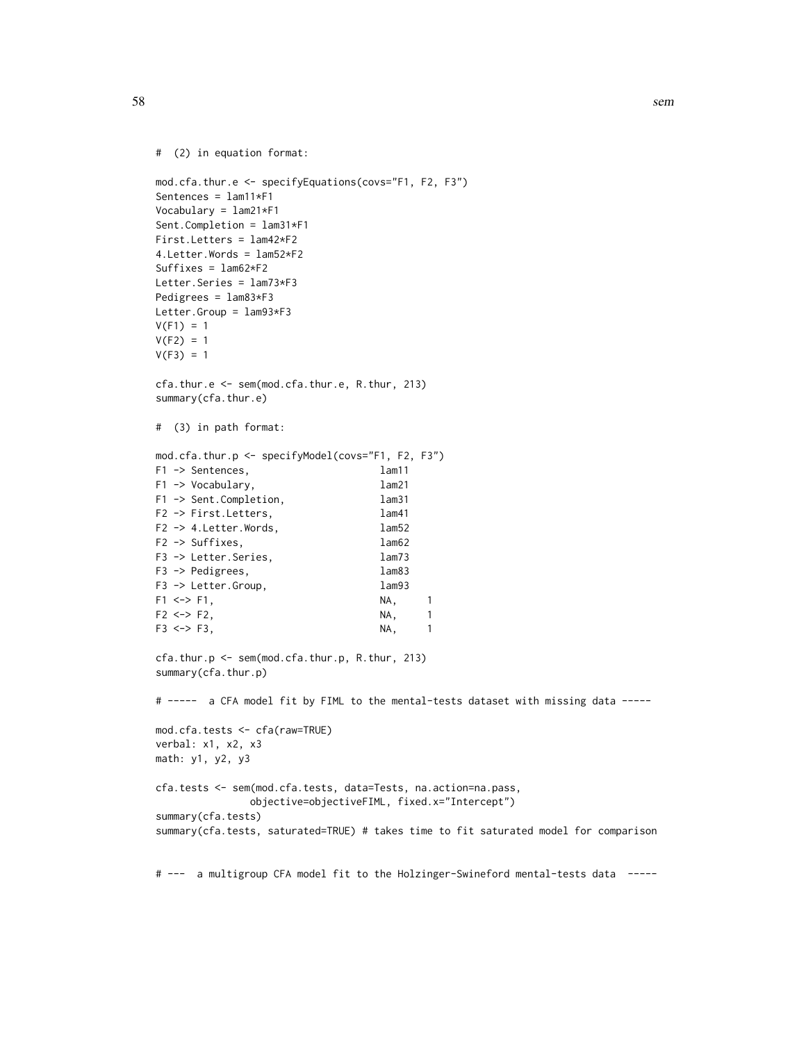```
#  (2) in equation format:

mod.cfa.thur.e <- specifyEquations(covs="F1, F2, F3")
Sentences = lam11*F1
Vocabulary = lam21*F1
Sent.Completion = lam31*F1
First.Letters = lam42*F2
4.Letter.Words = lam52*F2
Suffixes = lam62*F2
Letter.Series = lam73*F3
Pedigrees = lam83*F3
Letter.Group = lam93*F3
V(F1) = 1
V(F2) = 1
V(F3) = 1

cfa.thur.e <- sem(mod.cfa.thur.e, R.thur, 213)
summary(cfa.thur.e)

#  (3) in path format:

mod.cfa.thur.p <- specifyModel(covs="F1, F2, F3")
F1 -> Sentences,                    lam11
F1 -> Vocabulary,                   lam21
F1 -> Sent.Completion,              lam31
F2 -> First.Letters,                lam41
F2 -> 4.Letter.Words,               lam52
F2 -> Suffixes,                     lam62
F3 -> Letter.Series,                lam73
F3 -> Pedigrees,                    lam83
F3 -> Letter.Group,                 lam93
F1 <-> F1,                          NA,     1
F2 <-> F2,                          NA,     1
F3 <-> F3,                          NA,     1

cfa.thur.p <- sem(mod.cfa.thur.p, R.thur, 213)
summary(cfa.thur.p)

# -----  a CFA model fit by FIML to the mental-tests dataset with missing data -----

mod.cfa.tests <- cfa(raw=TRUE)
verbal: x1, x2, x3
math: y1, y2, y3

cfa.tests <- sem(mod.cfa.tests, data=Tests, na.action=na.pass,
              objective=objectiveFIML, fixed.x="Intercept")
summary(cfa.tests)
summary(cfa.tests, saturated=TRUE) # takes time to fit saturated model for comparison


# ---  a multigroup CFA model fit to the Holzinger-Swineford mental-tests data  -----
```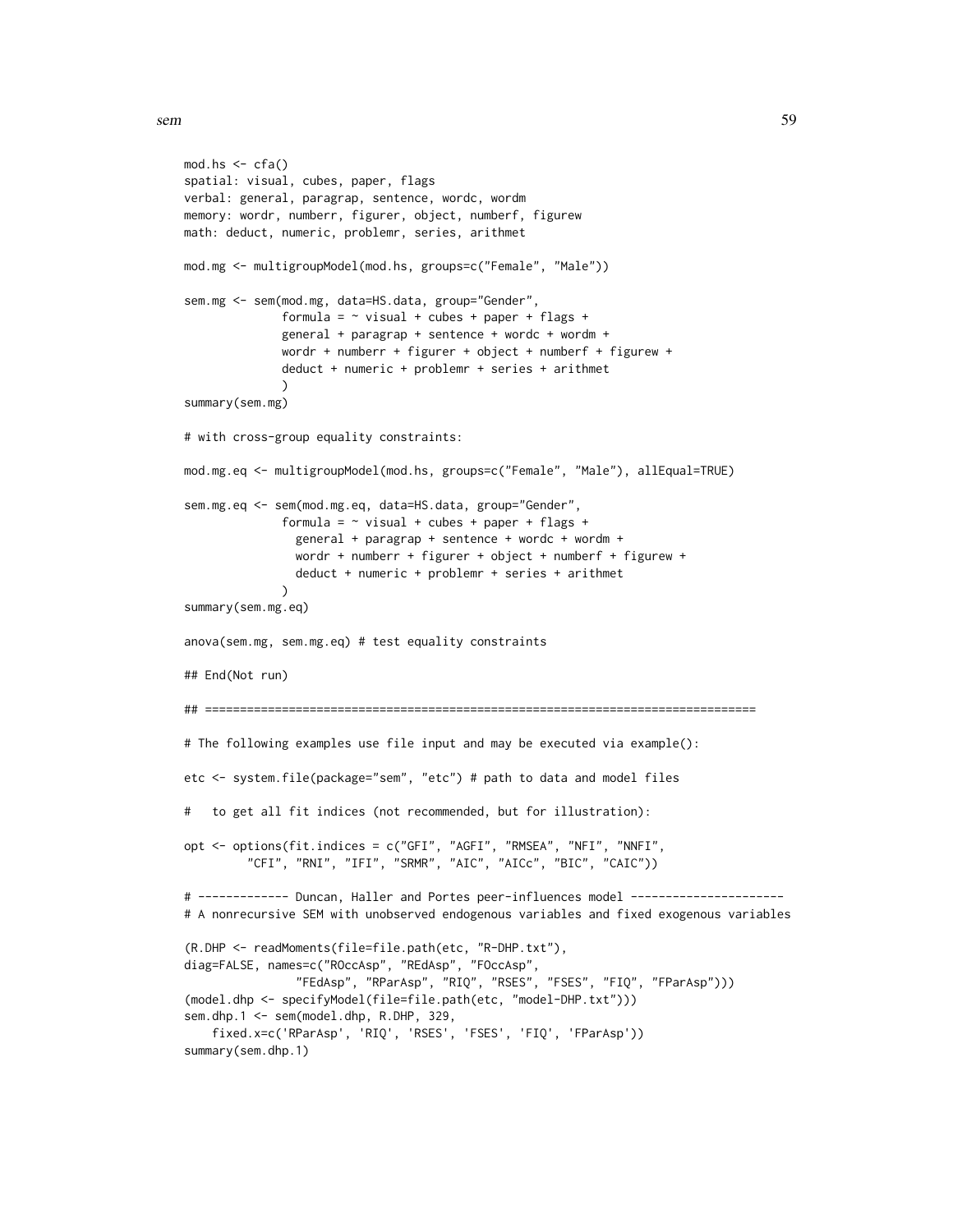```
mod.hs <- cfa()
spatial: visual, cubes, paper, flags
verbal: general, paragrap, sentence, wordc, wordm
memory: wordr, numberr, figurer, object, numberf, figurew
math: deduct, numeric, problemr, series, arithmet

mod.mg <- multigroupModel(mod.hs, groups=c("Female", "Male"))

sem.mg <- sem(mod.mg, data=HS.data, group="Gender",
              formula = ~ visual + cubes + paper + flags +
              general + paragrap + sentence + wordc + wordm +
              wordr + numberr + figurer + object + numberf + figurew +
              deduct + numeric + problemr + series + arithmet
              )
summary(sem.mg)

# with cross-group equality constraints:

mod.mg.eq <- multigroupModel(mod.hs, groups=c("Female", "Male"), allEqual=TRUE)

sem.mg.eq <- sem(mod.mg.eq, data=HS.data, group="Gender",
              formula = ~ visual + cubes + paper + flags +
                general + paragrap + sentence + wordc + wordm +
                wordr + numberr + figurer + object + numberf + figurew +
                deduct + numeric + problemr + series + arithmet
              )
summary(sem.mg.eq)

anova(sem.mg, sem.mg.eq) # test equality constraints

## End(Not run)

## ===============================================================================

# The following examples use file input and may be executed via example():

etc <- system.file(package="sem", "etc") # path to data and model files

#   to get all fit indices (not recommended, but for illustration):

opt <- options(fit.indices = c("GFI", "AGFI", "RMSEA", "NFI", "NNFI",
         "CFI", "RNI", "IFI", "SRMR", "AIC", "AICc", "BIC", "CAIC"))

# ------------- Duncan, Haller and Portes peer-influences model ----------------------
# A nonrecursive SEM with unobserved endogenous variables and fixed exogenous variables

(R.DHP <- readMoments(file=file.path(etc, "R-DHP.txt"),
diag=FALSE, names=c("ROccAsp", "REdAsp", "FOccAsp",
                "FEdAsp", "RParAsp", "RIQ", "RSES", "FSES", "FIQ", "FParAsp")))
(model.dhp <- specifyModel(file=file.path(etc, "model-DHP.txt")))
sem.dhp.1 <- sem(model.dhp, R.DHP, 329,
    fixed.x=c('RParAsp', 'RIQ', 'RSES', 'FSES', 'FIQ', 'FParAsp'))
summary(sem.dhp.1)
```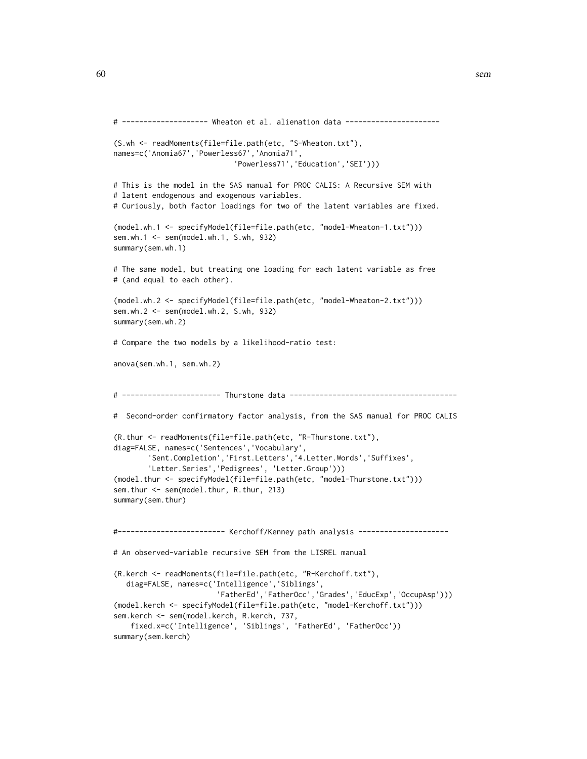```
# -------------------- Wheaton et al. alienation data ----------------------

(S.wh <- readMoments(file=file.path(etc, "S-Wheaton.txt"),
names=c('Anomia67','Powerless67','Anomia71',
                            'Powerless71','Education','SEI')))

# This is the model in the SAS manual for PROC CALIS: A Recursive SEM with
# latent endogenous and exogenous variables.
# Curiously, both factor loadings for two of the latent variables are fixed.

(model.wh.1 <- specifyModel(file=file.path(etc, "model-Wheaton-1.txt")))
sem.wh.1 <- sem(model.wh.1, S.wh, 932)
summary(sem.wh.1)

# The same model, but treating one loading for each latent variable as free
# (and equal to each other).

(model.wh.2 <- specifyModel(file=file.path(etc, "model-Wheaton-2.txt")))
sem.wh.2 <- sem(model.wh.2, S.wh, 932)
summary(sem.wh.2)

# Compare the two models by a likelihood-ratio test:

anova(sem.wh.1, sem.wh.2)


# ----------------------- Thurstone data ---------------------------------------

#  Second-order confirmatory factor analysis, from the SAS manual for PROC CALIS

(R.thur <- readMoments(file=file.path(etc, "R-Thurstone.txt"),
diag=FALSE, names=c('Sentences','Vocabulary',
        'Sent.Completion','First.Letters','4.Letter.Words','Suffixes',
        'Letter.Series','Pedigrees', 'Letter.Group')))
(model.thur <- specifyModel(file=file.path(etc, "model-Thurstone.txt")))
sem.thur <- sem(model.thur, R.thur, 213)
summary(sem.thur)


#------------------------- Kerchoff/Kenney path analysis ---------------------

# An observed-variable recursive SEM from the LISREL manual

(R.kerch <- readMoments(file=file.path(etc, "R-Kerchoff.txt"),
   diag=FALSE, names=c('Intelligence','Siblings',
                        'FatherEd','FatherOcc','Grades','EducExp','OccupAsp')))
(model.kerch <- specifyModel(file=file.path(etc, "model-Kerchoff.txt")))
sem.kerch <- sem(model.kerch, R.kerch, 737,
    fixed.x=c('Intelligence', 'Siblings', 'FatherEd', 'FatherOcc'))
summary(sem.kerch)
```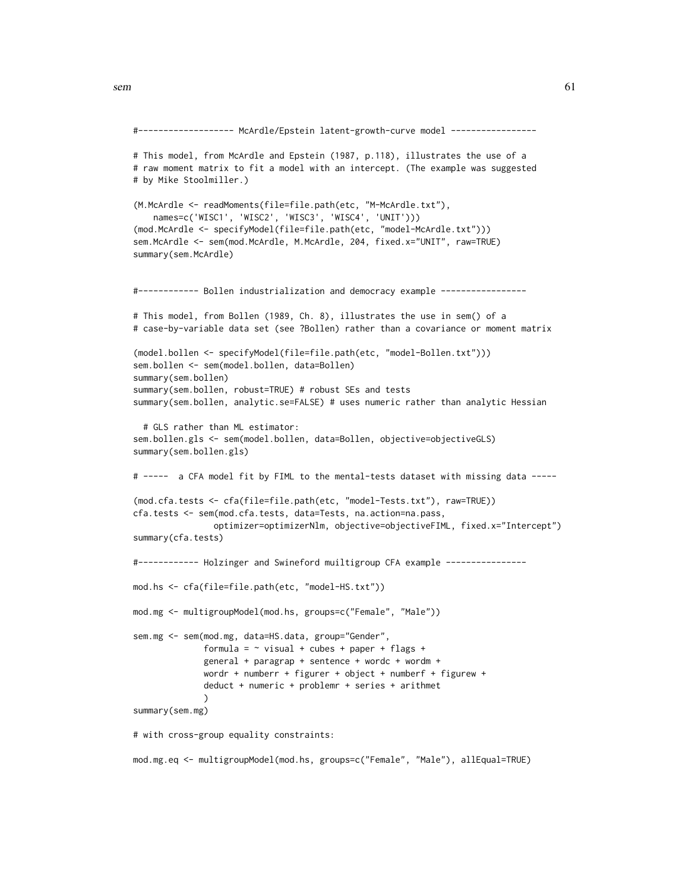```
#------------------- McArdle/Epstein latent-growth-curve model -----------------

# This model, from McArdle and Epstein (1987, p.118), illustrates the use of a
# raw moment matrix to fit a model with an intercept. (The example was suggested
# by Mike Stoolmiller.)

(M.McArdle <- readMoments(file=file.path(etc, "M-McArdle.txt"),
    names=c('WISC1', 'WISC2', 'WISC3', 'WISC4', 'UNIT')))
(mod.McArdle <- specifyModel(file=file.path(etc, "model-McArdle.txt")))
sem.McArdle <- sem(mod.McArdle, M.McArdle, 204, fixed.x="UNIT", raw=TRUE)
summary(sem.McArdle)


#------------ Bollen industrialization and democracy example -----------------

# This model, from Bollen (1989, Ch. 8), illustrates the use in sem() of a
# case-by-variable data set (see ?Bollen) rather than a covariance or moment matrix

(model.bollen <- specifyModel(file=file.path(etc, "model-Bollen.txt")))
sem.bollen <- sem(model.bollen, data=Bollen)
summary(sem.bollen)
summary(sem.bollen, robust=TRUE) # robust SEs and tests
summary(sem.bollen, analytic.se=FALSE) # uses numeric rather than analytic Hessian

  # GLS rather than ML estimator:
sem.bollen.gls <- sem(model.bollen, data=Bollen, objective=objectiveGLS)
summary(sem.bollen.gls)

# -----  a CFA model fit by FIML to the mental-tests dataset with missing data -----

(mod.cfa.tests <- cfa(file=file.path(etc, "model-Tests.txt"), raw=TRUE))
cfa.tests <- sem(mod.cfa.tests, data=Tests, na.action=na.pass,
               optimizer=optimizerNlm, objective=objectiveFIML, fixed.x="Intercept")
summary(cfa.tests)

#------------ Holzinger and Swineford muiltigroup CFA example ----------------

mod.hs <- cfa(file=file.path(etc, "model-HS.txt"))

mod.mg <- multigroupModel(mod.hs, groups=c("Female", "Male"))

sem.mg <- sem(mod.mg, data=HS.data, group="Gender",
              formula = ~ visual + cubes + paper + flags +
              general + paragrap + sentence + wordc + wordm +
              wordr + numberr + figurer + object + numberf + figurew +
              deduct + numeric + problemr + series + arithmet
              )
summary(sem.mg)

# with cross-group equality constraints:

mod.mg.eq <- multigroupModel(mod.hs, groups=c("Female", "Male"), allEqual=TRUE)
```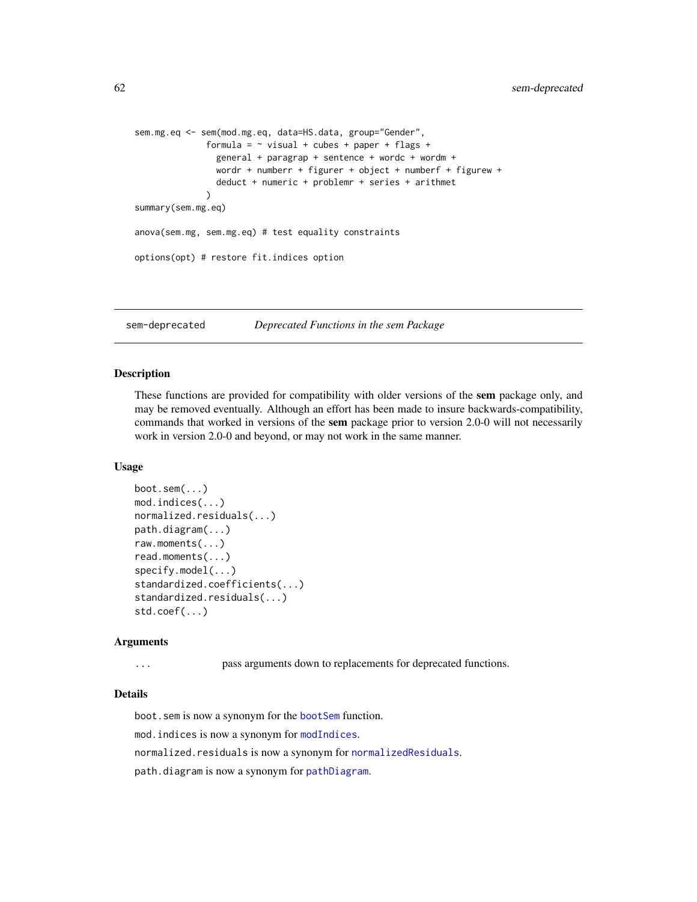```
sem.mg.eq <- sem(mod.mg.eq, data=HS.data, group="Gender",
              formula = ~ visual + cubes + paper + flags +
                general + paragrap + sentence + wordc + wordm +
                wordr + numberr + figurer + object + numberf + figurew +
                deduct + numeric + problemr + series + arithmet
              )
summary(sem.mg.eq)

anova(sem.mg, sem.mg.eq) # test equality constraints

options(opt) # restore fit.indices option
```

---

## sem-deprecated *Deprecated Functions in the sem Package*

---

### Description

These functions are provided for compatibility with older versions of the **sem** package only, and may be removed eventually. Although an effort has been made to insure backwards-compatibility, commands that worked in versions of the **sem** package prior to version 2.0-0 will not necessarily work in version 2.0-0 and beyond, or may not work in the same manner.

### Usage

```
boot.sem(...)
mod.indices(...)
normalized.residuals(...)
path.diagram(...)
raw.moments(...)
read.moments(...)
specify.model(...)
standardized.coefficients(...)
standardized.residuals(...)
std.coef(...)
```

### Arguments

| | |
|---|---|
| `...` | pass arguments down to replacements for deprecated functions. |

### Details

`boot.sem` is now a synonym for the `bootSem` function.

`mod.indices` is now a synonym for `modIndices`.

`normalized.residuals` is now a synonym for `normalizedResiduals`.

`path.diagram` is now a synonym for `pathDiagram`.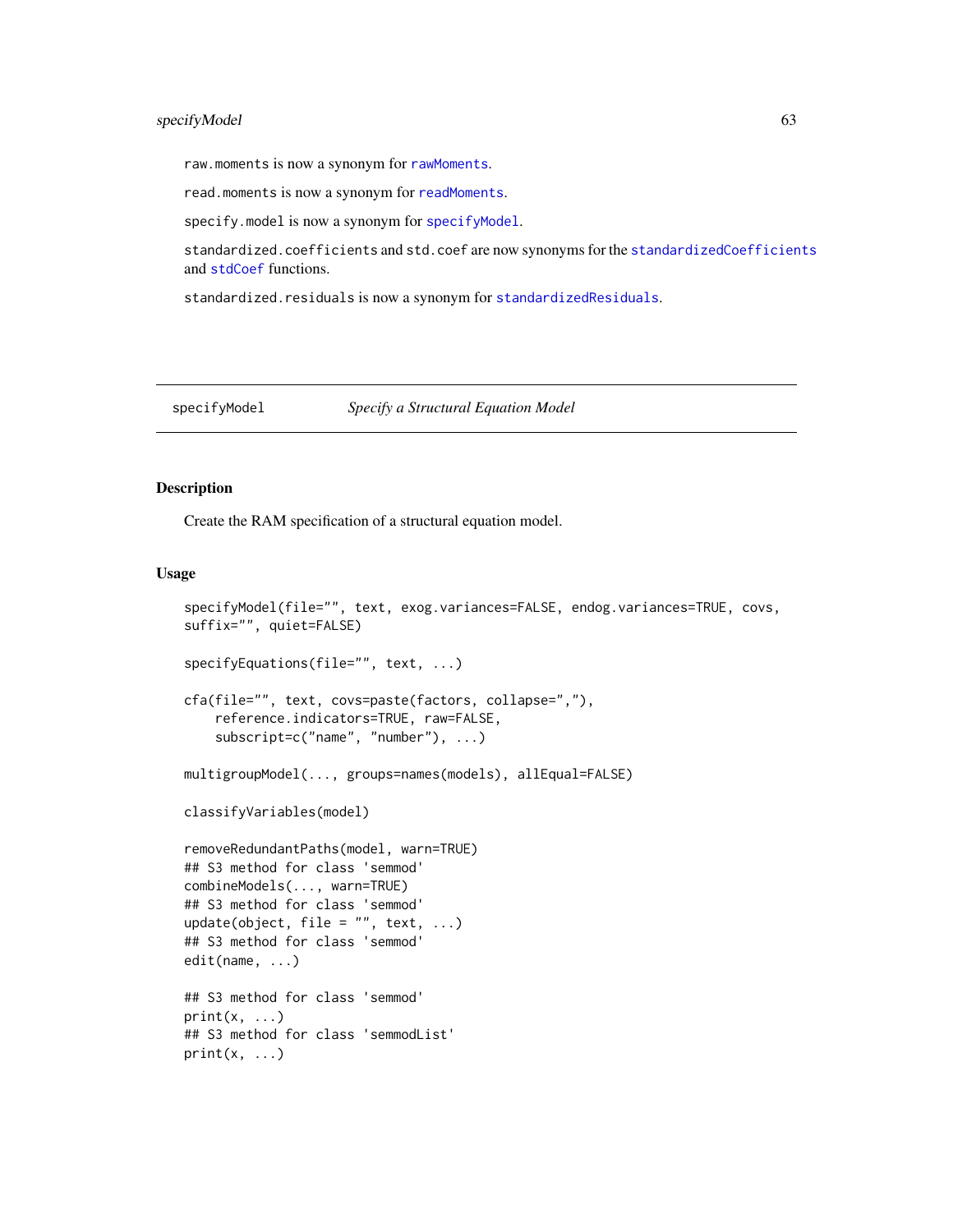raw.moments is now a synonym for rawMoments.

read.moments is now a synonym for readMoments.

specify.model is now a synonym for specifyModel.

standardized.coefficients and std.coef are now synonyms for the standardizedCoefficients and stdCoef functions.

standardized.residuals is now a synonym for standardizedResiduals.

---

specifyModel *Specify a Structural Equation Model*

---

## Description

Create the RAM specification of a structural equation model.

## Usage

```
specifyModel(file="", text, exog.variances=FALSE, endog.variances=TRUE, covs,
suffix="", quiet=FALSE)

specifyEquations(file="", text, ...)

cfa(file="", text, covs=paste(factors, collapse=","),
    reference.indicators=TRUE, raw=FALSE,
    subscript=c("name", "number"), ...)

multigroupModel(..., groups=names(models), allEqual=FALSE)

classifyVariables(model)

removeRedundantPaths(model, warn=TRUE)
## S3 method for class 'semmod'
combineModels(..., warn=TRUE)
## S3 method for class 'semmod'
update(object, file = "", text, ...)
## S3 method for class 'semmod'
edit(name, ...)

## S3 method for class 'semmod'
print(x, ...)
## S3 method for class 'semmodList'
print(x, ...)
```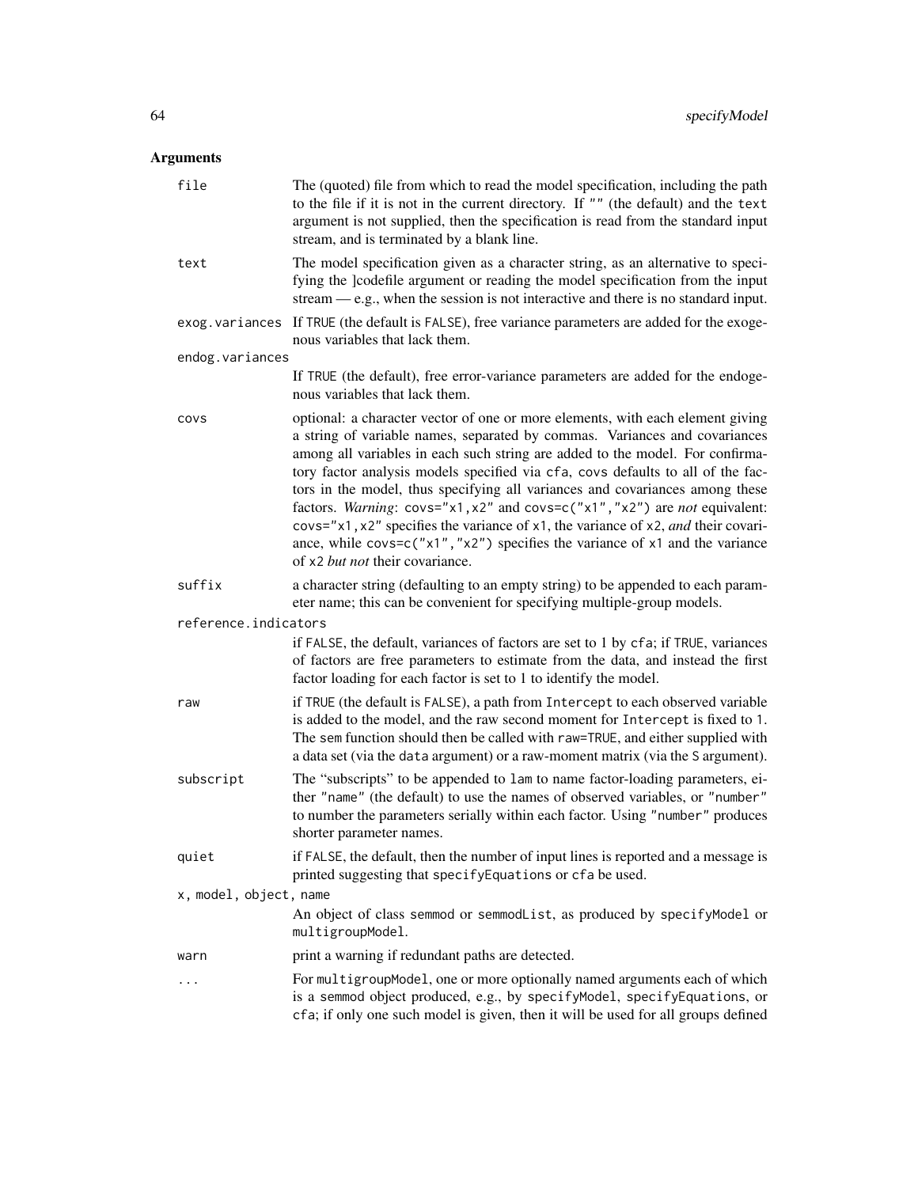## Arguments

- `file` — The (quoted) file from which to read the model specification, including the path to the file if it is not in the current directory. If `""` (the default) and the `text` argument is not supplied, then the specification is read from the standard input stream, and is terminated by a blank line.

- `text` — The model specification given as a character string, as an alternative to specifying the ]codefile argument or reading the model specification from the input stream — e.g., when the session is not interactive and there is no standard input.

- `exog.variances` — If `TRUE` (the default is `FALSE`), free variance parameters are added for the exogenous variables that lack them.

- `endog.variances` — If `TRUE` (the default), free error-variance parameters are added for the endogenous variables that lack them.

- `covs` — optional: a character vector of one or more elements, with each element giving a string of variable names, separated by commas. Variances and covariances among all variables in each such string are added to the model. For confirmatory factor analysis models specified via `cfa`, `covs` defaults to all of the factors in the model, thus specifying all variances and covariances among these factors. *Warning*: `covs="x1,x2"` and `covs=c("x1","x2")` are *not* equivalent: `covs="x1,x2"` specifies the variance of `x1`, the variance of `x2`, *and* their covariance, while `covs=c("x1","x2")` specifies the variance of `x1` and the variance of `x2` *but not* their covariance.

- `suffix` — a character string (defaulting to an empty string) to be appended to each parameter name; this can be convenient for specifying multiple-group models.

- `reference.indicators` — if `FALSE`, the default, variances of factors are set to 1 by `cfa`; if `TRUE`, variances of factors are free parameters to estimate from the data, and instead the first factor loading for each factor is set to 1 to identify the model.

- `raw` — if `TRUE` (the default is `FALSE`), a path from `Intercept` to each observed variable is added to the model, and the raw second moment for `Intercept` is fixed to 1. The `sem` function should then be called with `raw=TRUE`, and either supplied with a data set (via the `data` argument) or a raw-moment matrix (via the `S` argument).

- `subscript` — The "subscripts" to be appended to `lam` to name factor-loading parameters, either `"name"` (the default) to use the names of observed variables, or `"number"` to number the parameters serially within each factor. Using `"number"` produces shorter parameter names.

- `quiet` — if `FALSE`, the default, then the number of input lines is reported and a message is printed suggesting that `specifyEquations` or `cfa` be used.

- `x, model, object, name` — An object of class `semmod` or `semmodList`, as produced by `specifyModel` or `multigroupModel`.

- `warn` — print a warning if redundant paths are detected.

- `...` — For `multigroupModel`, one or more optionally named arguments each of which is a `semmod` object produced, e.g., by `specifyModel`, `specifyEquations`, or `cfa`; if only one such model is given, then it will be used for all groups defined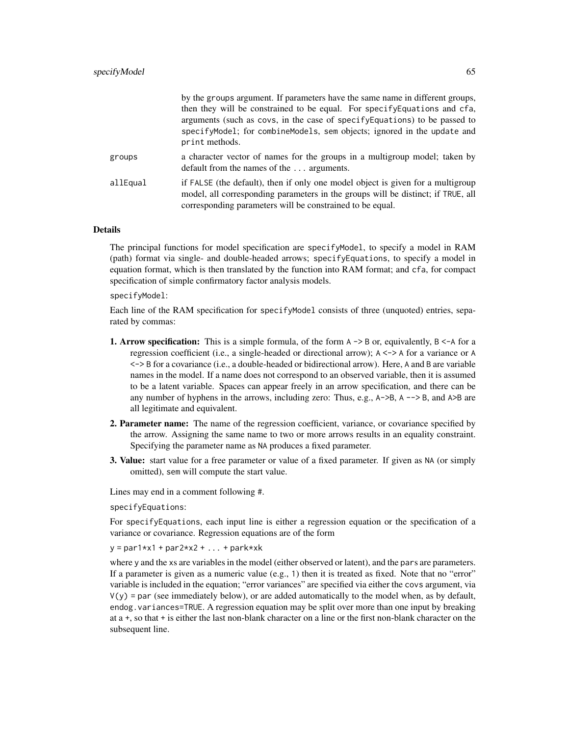by the groups argument. If parameters have the same name in different groups, then they will be constrained to be equal. For specifyEquations and cfa, arguments (such as covs, in the case of specifyEquations) to be passed to specifyModel; for combineModels, sem objects; ignored in the update and print methods.

groups
: a character vector of names for the groups in a multigroup model; taken by default from the names of the ... arguments.

allEqual
: if FALSE (the default), then if only one model object is given for a multigroup model, all corresponding parameters in the groups will be distinct; if TRUE, all corresponding parameters will be constrained to be equal.

## Details

The principal functions for model specification are specifyModel, to specify a model in RAM (path) format via single- and double-headed arrows; specifyEquations, to specify a model in equation format, which is then translated by the function into RAM format; and cfa, for compact specification of simple confirmatory factor analysis models.

specifyModel:

Each line of the RAM specification for specifyModel consists of three (unquoted) entries, separated by commas:

1. **Arrow specification:** This is a simple formula, of the form A -> B or, equivalently, B <-A for a regression coefficient (i.e., a single-headed or directional arrow); A <-> A for a variance or A <-> B for a covariance (i.e., a double-headed or bidirectional arrow). Here, A and B are variable names in the model. If a name does not correspond to an observed variable, then it is assumed to be a latent variable. Spaces can appear freely in an arrow specification, and there can be any number of hyphens in the arrows, including zero: Thus, e.g., A->B, A --> B, and A>B are all legitimate and equivalent.
2. **Parameter name:** The name of the regression coefficient, variance, or covariance specified by the arrow. Assigning the same name to two or more arrows results in an equality constraint. Specifying the parameter name as NA produces a fixed parameter.
3. **Value:** start value for a free parameter or value of a fixed parameter. If given as NA (or simply omitted), sem will compute the start value.

Lines may end in a comment following #.

specifyEquations:

For specifyEquations, each input line is either a regression equation or the specification of a variance or covariance. Regression equations are of the form

```
y = par1*x1 + par2*x2 + ... + park*xk
```

where y and the xs are variables in the model (either observed or latent), and the pars are parameters. If a parameter is given as a numeric value (e.g., 1) then it is treated as fixed. Note that no "error" variable is included in the equation; "error variances" are specified via either the covs argument, via V(y) = par (see immediately below), or are added automatically to the model when, as by default, endog.variances=TRUE. A regression equation may be split over more than one input by breaking at a +, so that + is either the last non-blank character on a line or the first non-blank character on the subsequent line.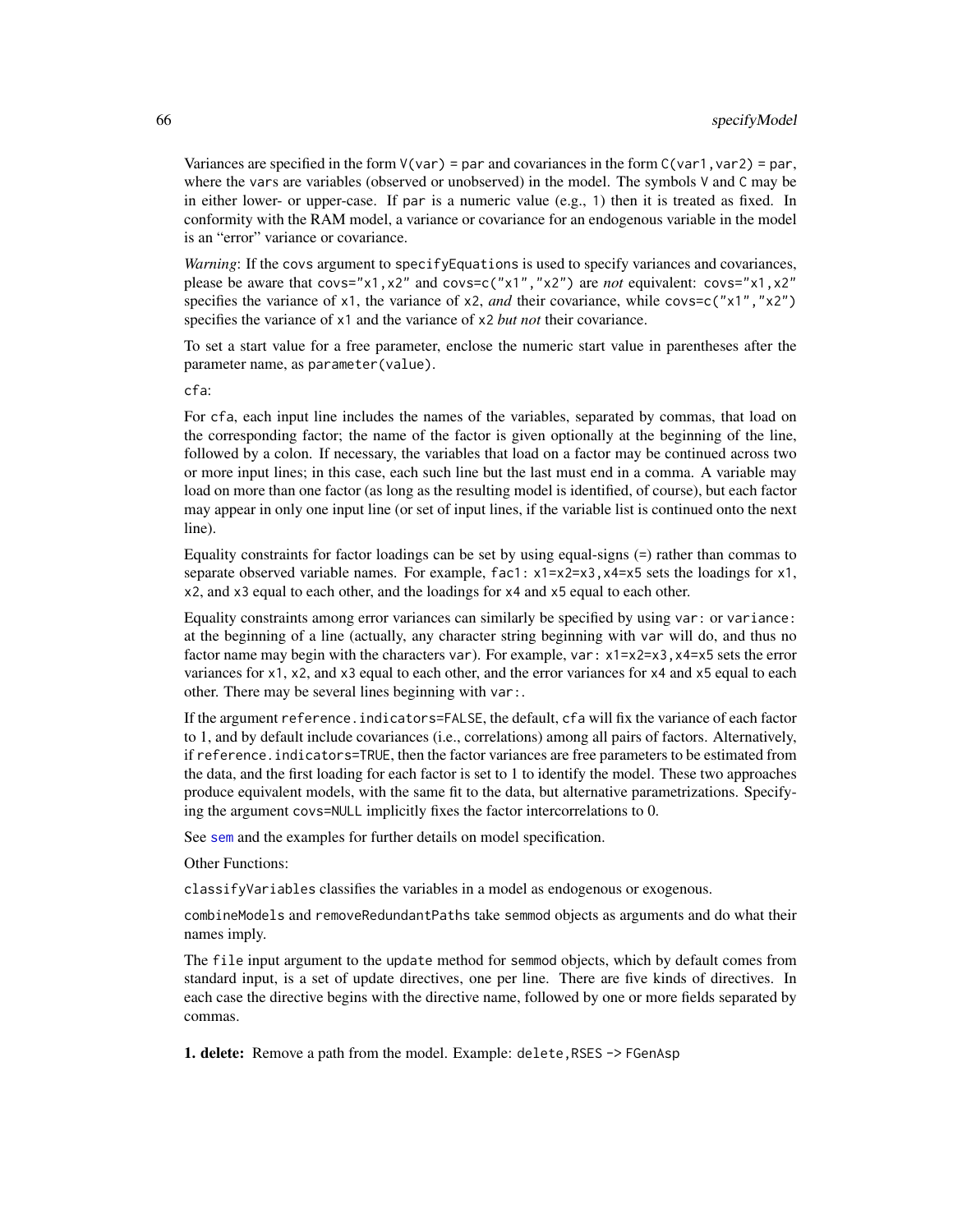Variances are specified in the form `V(var) = par` and covariances in the form `C(var1,var2) = par`, where the `var`s are variables (observed or unobserved) in the model. The symbols `V` and `C` may be in either lower- or upper-case. If `par` is a numeric value (e.g., `1`) then it is treated as fixed. In conformity with the RAM model, a variance or covariance for an endogenous variable in the model is an "error" variance or covariance.

*Warning*: If the `covs` argument to `specifyEquations` is used to specify variances and covariances, please be aware that `covs="x1,x2"` and `covs=c("x1","x2")` are *not* equivalent: `covs="x1,x2"` specifies the variance of `x1`, the variance of `x2`, *and* their covariance, while `covs=c("x1","x2")` specifies the variance of `x1` and the variance of `x2` *but not* their covariance.

To set a start value for a free parameter, enclose the numeric start value in parentheses after the parameter name, as `parameter(value)`.

`cfa`:

For `cfa`, each input line includes the names of the variables, separated by commas, that load on the corresponding factor; the name of the factor is given optionally at the beginning of the line, followed by a colon. If necessary, the variables that load on a factor may be continued across two or more input lines; in this case, each such line but the last must end in a comma. A variable may load on more than one factor (as long as the resulting model is identified, of course), but each factor may appear in only one input line (or set of input lines, if the variable list is continued onto the next line).

Equality constraints for factor loadings can be set by using equal-signs (`=`) rather than commas to separate observed variable names. For example, `fac1: x1=x2=x3,x4=x5` sets the loadings for `x1`, `x2`, and `x3` equal to each other, and the loadings for `x4` and `x5` equal to each other.

Equality constraints among error variances can similarly be specified by using `var:` or `variance:` at the beginning of a line (actually, any character string beginning with `var` will do, and thus no factor name may begin with the characters `var`). For example, `var: x1=x2=x3,x4=x5` sets the error variances for `x1`, `x2`, and `x3` equal to each other, and the error variances for `x4` and `x5` equal to each other. There may be several lines beginning with `var:`.

If the argument `reference.indicators=FALSE`, the default, `cfa` will fix the variance of each factor to 1, and by default include covariances (i.e., correlations) among all pairs of factors. Alternatively, if `reference.indicators=TRUE`, then the factor variances are free parameters to be estimated from the data, and the first loading for each factor is set to 1 to identify the model. These two approaches produce equivalent models, with the same fit to the data, but alternative parametrizations. Specifying the argument `covs=NULL` implicitly fixes the factor intercorrelations to 0.

See `sem` and the examples for further details on model specification.

Other Functions:

`classifyVariables` classifies the variables in a model as endogenous or exogenous.

`combineModels` and `removeRedundantPaths` take `semmod` objects as arguments and do what their names imply.

The `file` input argument to the `update` method for `semmod` objects, which by default comes from standard input, is a set of update directives, one per line. There are five kinds of directives. In each case the directive begins with the directive name, followed by one or more fields separated by commas.

**1. delete:** Remove a path from the model. Example: `delete,RSES -> FGenAsp`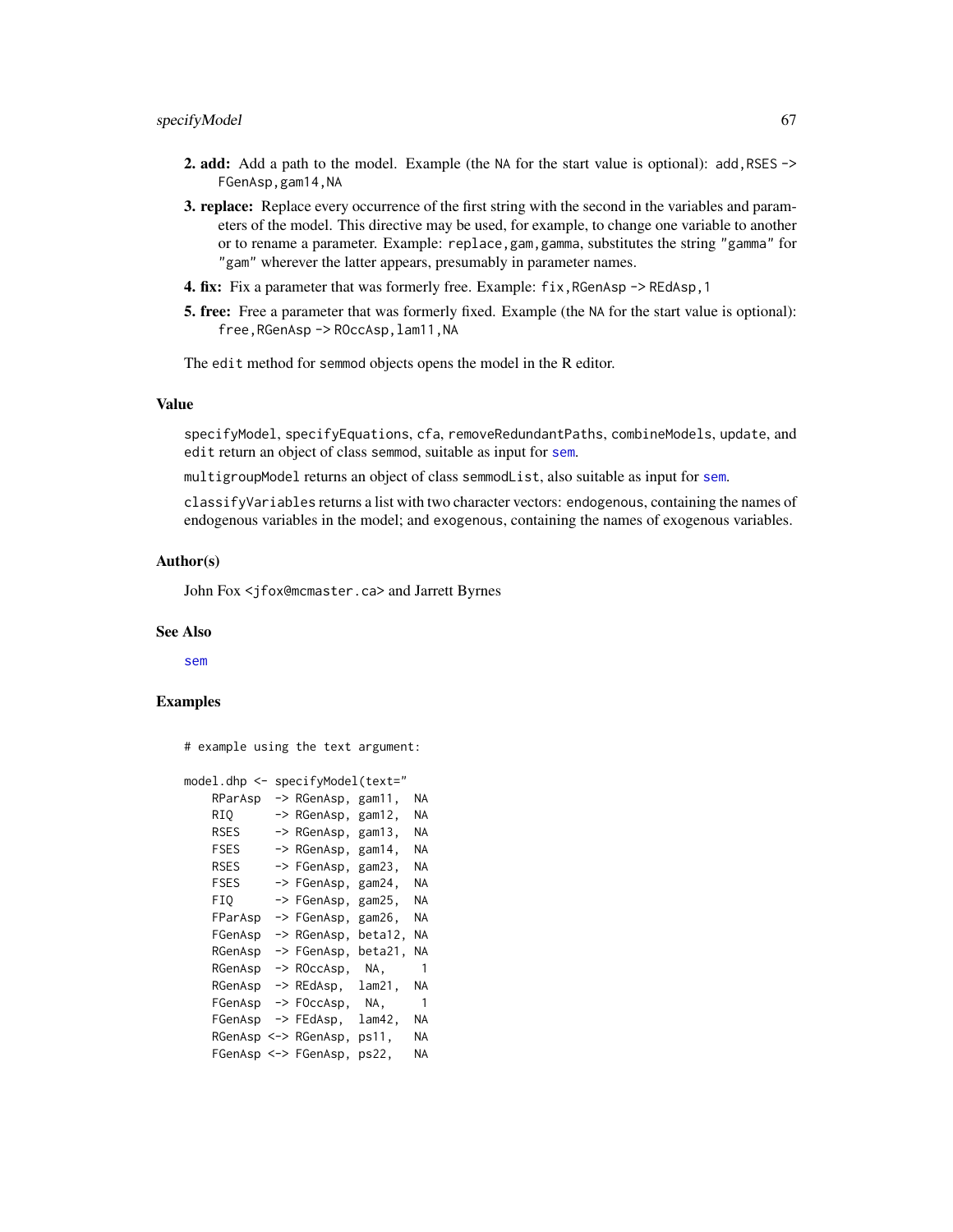2. **add:** Add a path to the model. Example (the `NA` for the start value is optional): `add,RSES -> FGenAsp,gam14,NA`

3. **replace:** Replace every occurrence of the first string with the second in the variables and parameters of the model. This directive may be used, for example, to change one variable to another or to rename a parameter. Example: `replace,gam,gamma`, substitutes the string `"gamma"` for `"gam"` wherever the latter appears, presumably in parameter names.

4. **fix:** Fix a parameter that was formerly free. Example: `fix,RGenAsp -> REdAsp,1`

5. **free:** Free a parameter that was formerly fixed. Example (the `NA` for the start value is optional): `free,RGenAsp -> ROccAsp,lam11,NA`

The `edit` method for `semmod` objects opens the model in the R editor.

### Value

`specifyModel`, `specifyEquations`, `cfa`, `removeRedundantPaths`, `combineModels`, `update`, and `edit` return an object of class `semmod`, suitable as input for `sem`.

`multigroupModel` returns an object of class `semmodList`, also suitable as input for `sem`.

`classifyVariables` returns a list with two character vectors: `endogenous`, containing the names of endogenous variables in the model; and `exogenous`, containing the names of exogenous variables.

### Author(s)

John Fox <jfox@mcmaster.ca> and Jarrett Byrnes

### See Also

`sem`

### Examples

```
# example using the text argument:

model.dhp <- specifyModel(text="
    RParAsp  -> RGenAsp, gam11,  NA
    RIQ      -> RGenAsp, gam12,  NA
    RSES     -> RGenAsp, gam13,  NA
    FSES     -> RGenAsp, gam14,  NA
    RSES     -> FGenAsp, gam23,  NA
    FSES     -> FGenAsp, gam24,  NA
    FIQ      -> FGenAsp, gam25,  NA
    FParAsp  -> FGenAsp, gam26,  NA
    FGenAsp  -> RGenAsp, beta12, NA
    RGenAsp  -> FGenAsp, beta21, NA
    RGenAsp  -> ROccAsp,  NA,     1
    RGenAsp  -> REdAsp,  lam21,  NA
    FGenAsp  -> FOccAsp,  NA,     1
    FGenAsp  -> FEdAsp,  lam42,  NA
    RGenAsp <-> RGenAsp, ps11,   NA
    FGenAsp <-> FGenAsp, ps22,   NA
```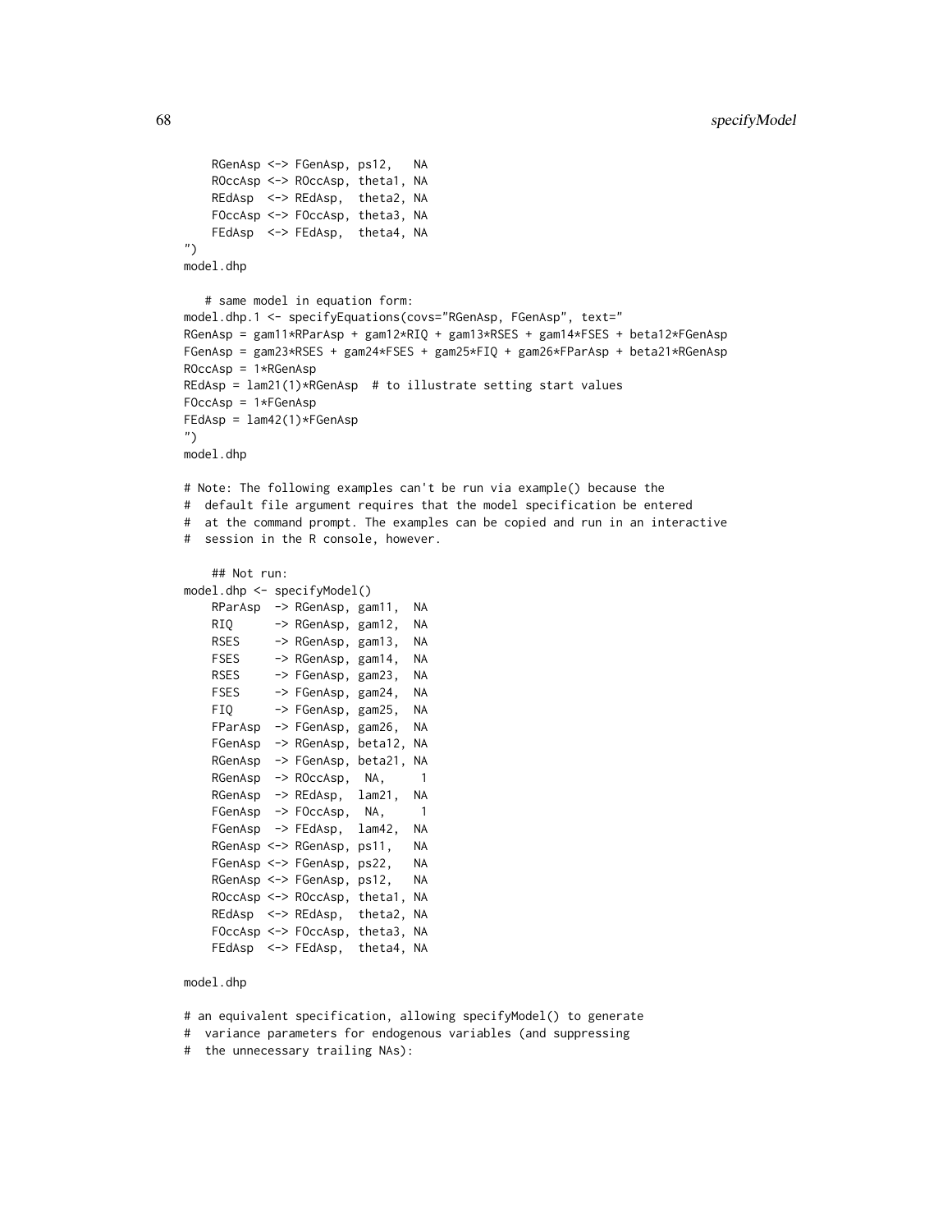```
    RGenAsp <-> FGenAsp, ps12,   NA
    ROccAsp <-> ROccAsp, theta1, NA
    REdAsp  <-> REdAsp,  theta2, NA
    FOccAsp <-> FOccAsp, theta3, NA
    FEdAsp  <-> FEdAsp,  theta4, NA
")
model.dhp

   # same model in equation form:
model.dhp.1 <- specifyEquations(covs="RGenAsp, FGenAsp", text="
RGenAsp = gam11*RParAsp + gam12*RIQ + gam13*RSES + gam14*FSES + beta12*FGenAsp
FGenAsp = gam23*RSES + gam24*FSES + gam25*FIQ + gam26*FParAsp + beta21*RGenAsp
ROccAsp = 1*RGenAsp
REdAsp = lam21(1)*RGenAsp  # to illustrate setting start values
FOccAsp = 1*FGenAsp
FEdAsp = lam42(1)*FGenAsp
")
model.dhp

# Note: The following examples can't be run via example() because the
#  default file argument requires that the model specification be entered
#  at the command prompt. The examples can be copied and run in an interactive
#  session in the R console, however.

    ## Not run:
model.dhp <- specifyModel()
    RParAsp  -> RGenAsp, gam11,  NA
    RIQ      -> RGenAsp, gam12,  NA
    RSES     -> RGenAsp, gam13,  NA
    FSES     -> RGenAsp, gam14,  NA
    RSES     -> FGenAsp, gam23,  NA
    FSES     -> FGenAsp, gam24,  NA
    FIQ      -> FGenAsp, gam25,  NA
    FParAsp  -> FGenAsp, gam26,  NA
    FGenAsp  -> RGenAsp, beta12, NA
    RGenAsp  -> FGenAsp, beta21, NA
    RGenAsp  -> ROccAsp,  NA,     1
    RGenAsp  -> REdAsp,  lam21,  NA
    FGenAsp  -> FOccAsp,  NA,     1
    FGenAsp  -> FEdAsp,  lam42,  NA
    RGenAsp <-> RGenAsp, ps11,   NA
    FGenAsp <-> FGenAsp, ps22,   NA
    RGenAsp <-> FGenAsp, ps12,   NA
    ROccAsp <-> ROccAsp, theta1, NA
    REdAsp  <-> REdAsp,  theta2, NA
    FOccAsp <-> FOccAsp, theta3, NA
    FEdAsp  <-> FEdAsp,  theta4, NA

model.dhp

# an equivalent specification, allowing specifyModel() to generate
#  variance parameters for endogenous variables (and suppressing
#  the unnecessary trailing NAs):
```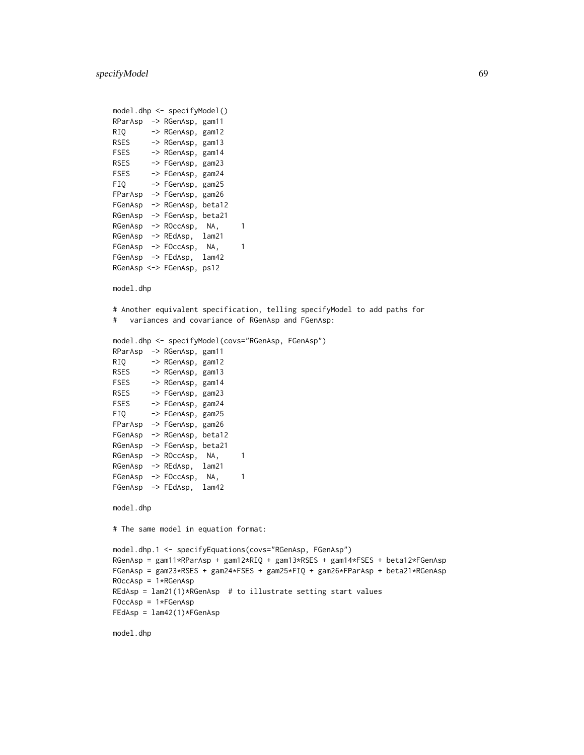```
model.dhp <- specifyModel()
RParAsp  -> RGenAsp, gam11
RIQ      -> RGenAsp, gam12
RSES     -> RGenAsp, gam13
FSES     -> RGenAsp, gam14
RSES     -> FGenAsp, gam23
FSES     -> FGenAsp, gam24
FIQ      -> FGenAsp, gam25
FParAsp  -> FGenAsp, gam26
FGenAsp  -> RGenAsp, beta12
RGenAsp  -> FGenAsp, beta21
RGenAsp  -> ROccAsp,  NA,     1
RGenAsp  -> REdAsp,  lam21
FGenAsp  -> FOccAsp,  NA,     1
FGenAsp  -> FEdAsp,  lam42
RGenAsp <-> FGenAsp, ps12

model.dhp

# Another equivalent specification, telling specifyModel to add paths for
#   variances and covariance of RGenAsp and FGenAsp:

model.dhp <- specifyModel(covs="RGenAsp, FGenAsp")
RParAsp  -> RGenAsp, gam11
RIQ      -> RGenAsp, gam12
RSES     -> RGenAsp, gam13
FSES     -> RGenAsp, gam14
RSES     -> FGenAsp, gam23
FSES     -> FGenAsp, gam24
FIQ      -> FGenAsp, gam25
FParAsp  -> FGenAsp, gam26
FGenAsp  -> RGenAsp, beta12
RGenAsp  -> FGenAsp, beta21
RGenAsp  -> ROccAsp,  NA,     1
RGenAsp  -> REdAsp,  lam21
FGenAsp  -> FOccAsp,  NA,     1
FGenAsp  -> FEdAsp,  lam42

model.dhp

# The same model in equation format:

model.dhp.1 <- specifyEquations(covs="RGenAsp, FGenAsp")
RGenAsp = gam11*RParAsp + gam12*RIQ + gam13*RSES + gam14*FSES + beta12*FGenAsp
FGenAsp = gam23*RSES + gam24*FSES + gam25*FIQ + gam26*FParAsp + beta21*RGenAsp
ROccAsp = 1*RGenAsp
REdAsp = lam21(1)*RGenAsp  # to illustrate setting start values
FOccAsp = 1*FGenAsp
FEdAsp = lam42(1)*FGenAsp

model.dhp
```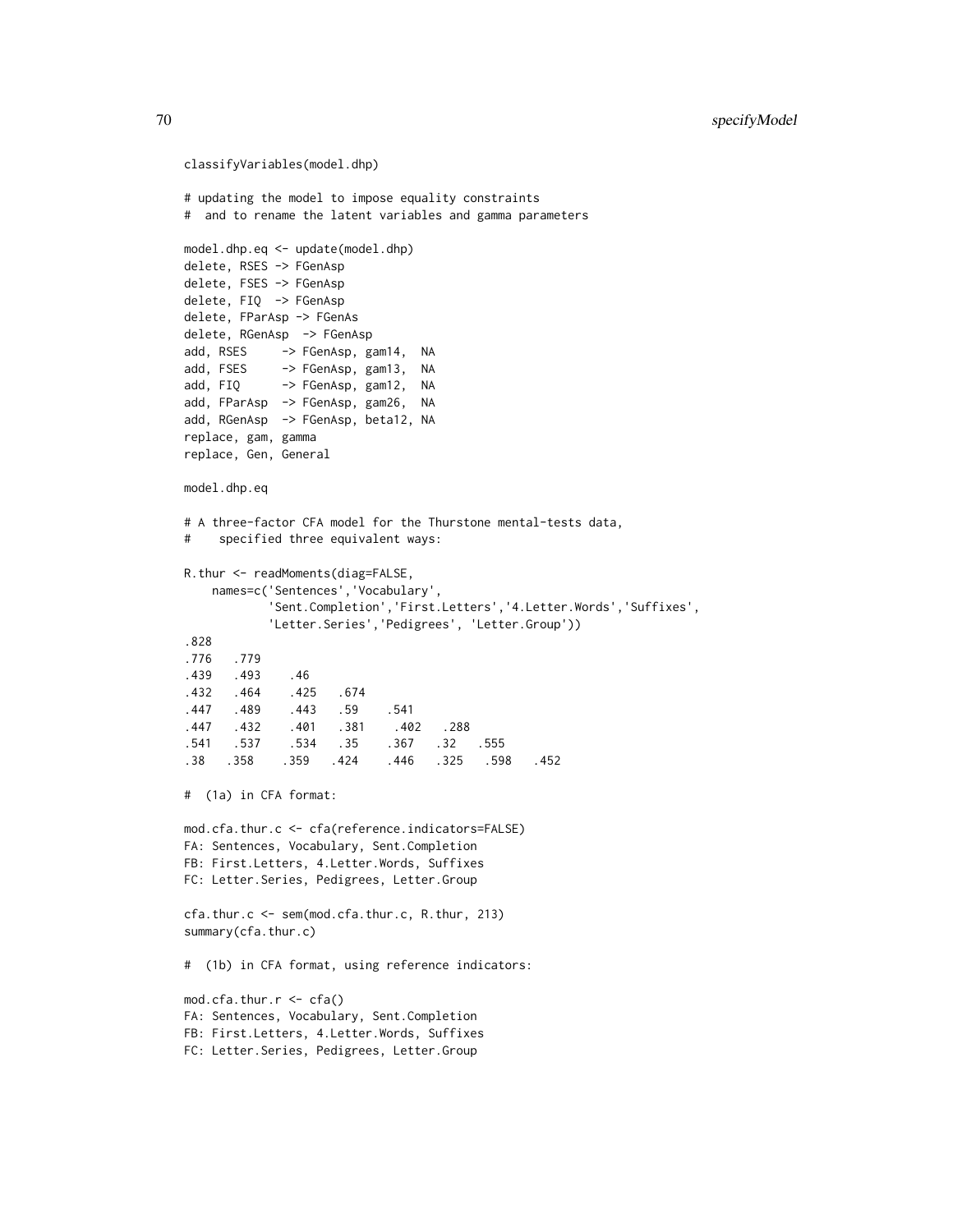```
classifyVariables(model.dhp)

# updating the model to impose equality constraints
#  and to rename the latent variables and gamma parameters

model.dhp.eq <- update(model.dhp)
delete, RSES -> FGenAsp
delete, FSES -> FGenAsp
delete, FIQ  -> FGenAsp
delete, FParAsp -> FGenAs
delete, RGenAsp  -> FGenAsp
add, RSES     -> FGenAsp, gam14,  NA
add, FSES     -> FGenAsp, gam13,  NA
add, FIQ      -> FGenAsp, gam12,  NA
add, FParAsp  -> FGenAsp, gam26,  NA
add, RGenAsp  -> FGenAsp, beta12, NA
replace, gam, gamma
replace, Gen, General

model.dhp.eq

# A three-factor CFA model for the Thurstone mental-tests data,
#    specified three equivalent ways:

R.thur <- readMoments(diag=FALSE,
    names=c('Sentences','Vocabulary',
            'Sent.Completion','First.Letters','4.Letter.Words','Suffixes',
            'Letter.Series','Pedigrees', 'Letter.Group'))
.828
.776   .779
.439   .493    .46
.432   .464    .425   .674
.447   .489    .443   .59    .541
.447   .432    .401   .381    .402   .288
.541   .537    .534   .35    .367   .32   .555
.38   .358    .359   .424    .446   .325   .598   .452

#  (1a) in CFA format:

mod.cfa.thur.c <- cfa(reference.indicators=FALSE)
FA: Sentences, Vocabulary, Sent.Completion
FB: First.Letters, 4.Letter.Words, Suffixes
FC: Letter.Series, Pedigrees, Letter.Group

cfa.thur.c <- sem(mod.cfa.thur.c, R.thur, 213)
summary(cfa.thur.c)

#  (1b) in CFA format, using reference indicators:

mod.cfa.thur.r <- cfa()
FA: Sentences, Vocabulary, Sent.Completion
FB: First.Letters, 4.Letter.Words, Suffixes
FC: Letter.Series, Pedigrees, Letter.Group
```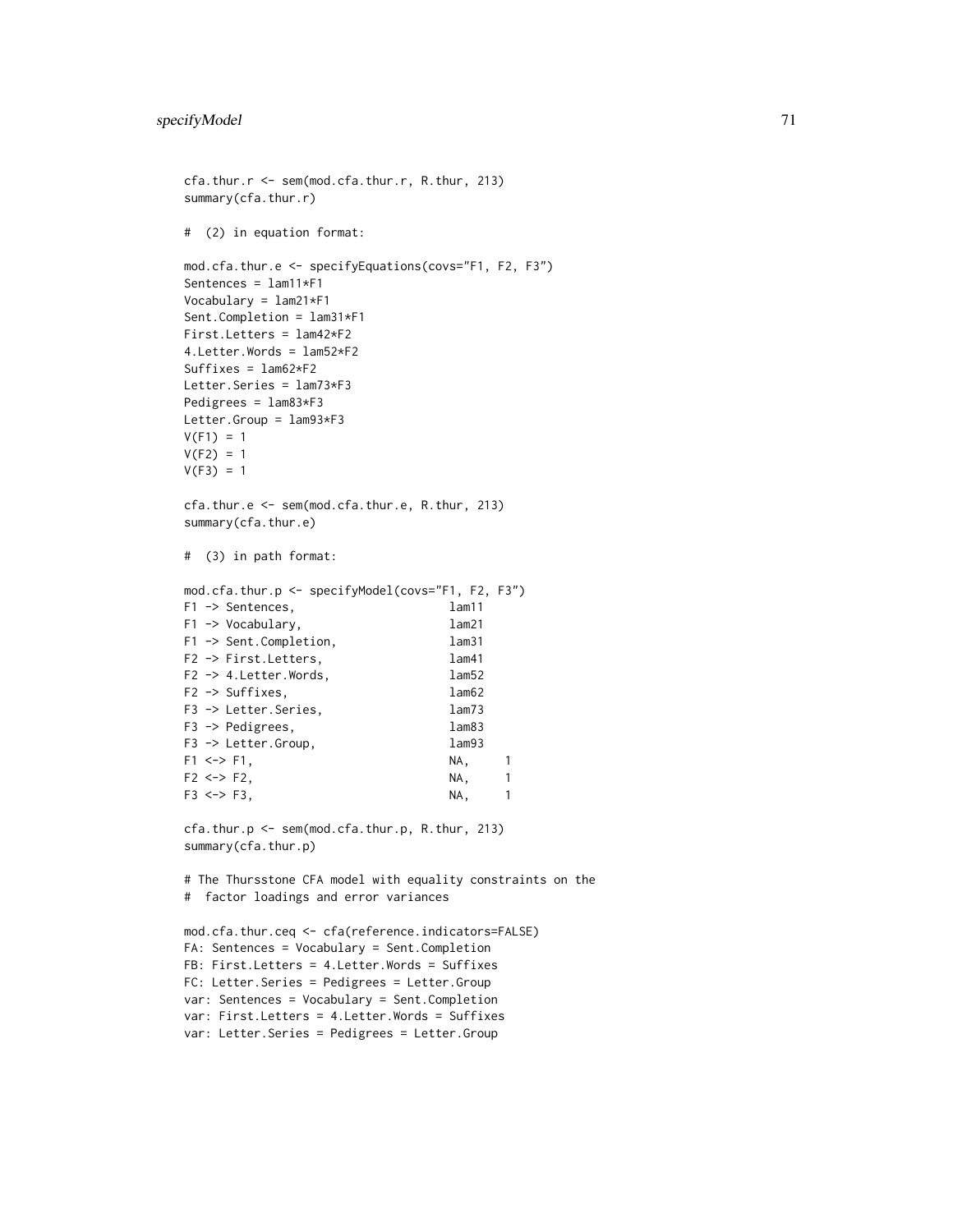```
cfa.thur.r <- sem(mod.cfa.thur.r, R.thur, 213)
summary(cfa.thur.r)

#  (2) in equation format:

mod.cfa.thur.e <- specifyEquations(covs="F1, F2, F3")
Sentences = lam11*F1
Vocabulary = lam21*F1
Sent.Completion = lam31*F1
First.Letters = lam42*F2
4.Letter.Words = lam52*F2
Suffixes = lam62*F2
Letter.Series = lam73*F3
Pedigrees = lam83*F3
Letter.Group = lam93*F3
V(F1) = 1
V(F2) = 1
V(F3) = 1

cfa.thur.e <- sem(mod.cfa.thur.e, R.thur, 213)
summary(cfa.thur.e)

#  (3) in path format:

mod.cfa.thur.p <- specifyModel(covs="F1, F2, F3")
F1 -> Sentences,                    lam11
F1 -> Vocabulary,                   lam21
F1 -> Sent.Completion,              lam31
F2 -> First.Letters,                lam41
F2 -> 4.Letter.Words,               lam52
F2 -> Suffixes,                     lam62
F3 -> Letter.Series,                lam73
F3 -> Pedigrees,                    lam83
F3 -> Letter.Group,                 lam93
F1 <-> F1,                          NA,     1
F2 <-> F2,                          NA,     1
F3 <-> F3,                          NA,     1

cfa.thur.p <- sem(mod.cfa.thur.p, R.thur, 213)
summary(cfa.thur.p)

# The Thursstone CFA model with equality constraints on the
#  factor loadings and error variances

mod.cfa.thur.ceq <- cfa(reference.indicators=FALSE)
FA: Sentences = Vocabulary = Sent.Completion
FB: First.Letters = 4.Letter.Words = Suffixes
FC: Letter.Series = Pedigrees = Letter.Group
var: Sentences = Vocabulary = Sent.Completion
var: First.Letters = 4.Letter.Words = Suffixes
var: Letter.Series = Pedigrees = Letter.Group
```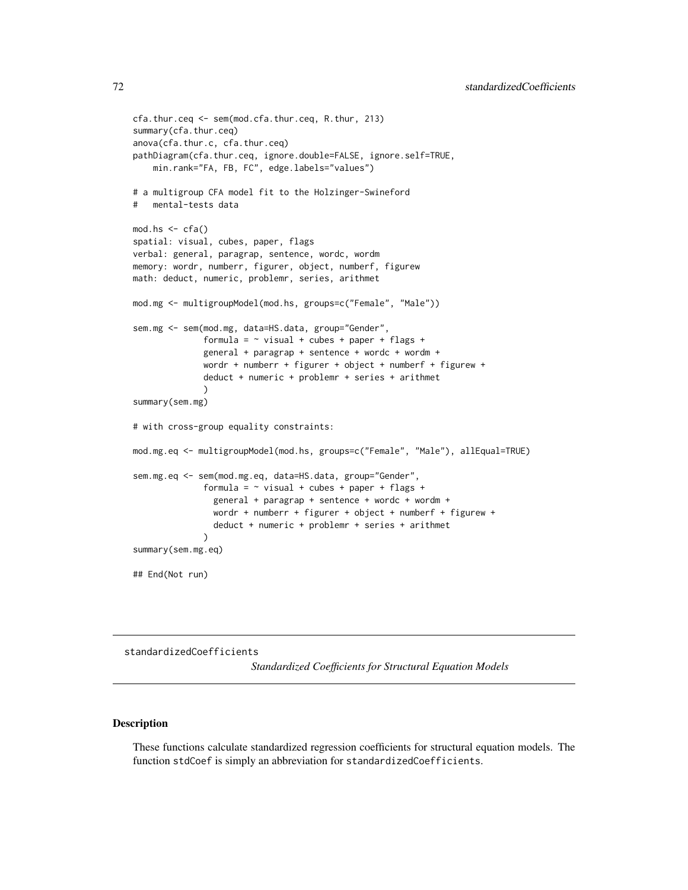```
cfa.thur.ceq <- sem(mod.cfa.thur.ceq, R.thur, 213)
summary(cfa.thur.ceq)
anova(cfa.thur.c, cfa.thur.ceq)
pathDiagram(cfa.thur.ceq, ignore.double=FALSE, ignore.self=TRUE,
    min.rank="FA, FB, FC", edge.labels="values")

# a multigroup CFA model fit to the Holzinger-Swineford
#   mental-tests data

mod.hs <- cfa()
spatial: visual, cubes, paper, flags
verbal: general, paragrap, sentence, wordc, wordm
memory: wordr, numberr, figurer, object, numberf, figurew
math: deduct, numeric, problemr, series, arithmet

mod.mg <- multigroupModel(mod.hs, groups=c("Female", "Male"))

sem.mg <- sem(mod.mg, data=HS.data, group="Gender",
              formula = ~ visual + cubes + paper + flags +
              general + paragrap + sentence + wordc + wordm +
              wordr + numberr + figurer + object + numberf + figurew +
              deduct + numeric + problemr + series + arithmet
              )
summary(sem.mg)

# with cross-group equality constraints:

mod.mg.eq <- multigroupModel(mod.hs, groups=c("Female", "Male"), allEqual=TRUE)

sem.mg.eq <- sem(mod.mg.eq, data=HS.data, group="Gender",
              formula = ~ visual + cubes + paper + flags +
                general + paragrap + sentence + wordc + wordm +
                wordr + numberr + figurer + object + numberf + figurew +
                deduct + numeric + problemr + series + arithmet
              )
summary(sem.mg.eq)

## End(Not run)
```

## standardizedCoefficients *Standardized Coefficients for Structural Equation Models*

### Description

These functions calculate standardized regression coefficients for structural equation models. The function stdCoef is simply an abbreviation for standardizedCoefficients.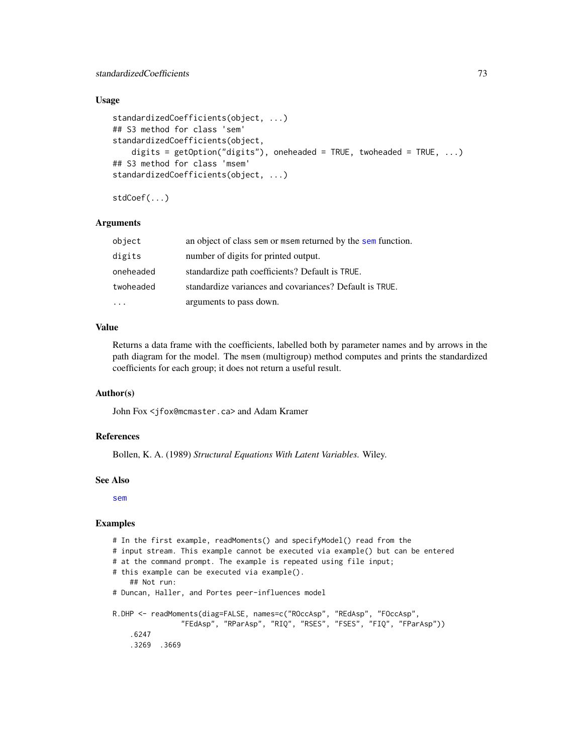### Usage

```
standardizedCoefficients(object, ...)
## S3 method for class 'sem'
standardizedCoefficients(object,
    digits = getOption("digits"), oneheaded = TRUE, twoheaded = TRUE, ...)
## S3 method for class 'msem'
standardizedCoefficients(object, ...)

stdCoef(...)
```

### Arguments

| | |
|---|---|
| `object` | an object of class `sem` or `msem` returned by the `sem` function. |
| `digits` | number of digits for printed output. |
| `oneheaded` | standardize path coefficients? Default is `TRUE`. |
| `twoheaded` | standardize variances and covariances? Default is `TRUE`. |
| `...` | arguments to pass down. |

### Value

Returns a data frame with the coefficients, labelled both by parameter names and by arrows in the path diagram for the model. The `msem` (multigroup) method computes and prints the standardized coefficients for each group; it does not return a useful result.

### Author(s)

John Fox <jfox@mcmaster.ca> and Adam Kramer

### References

Bollen, K. A. (1989) *Structural Equations With Latent Variables.* Wiley.

### See Also

`sem`

### Examples

```
# In the first example, readMoments() and specifyModel() read from the
# input stream. This example cannot be executed via example() but can be entered
# at the command prompt. The example is repeated using file input;
# this example can be executed via example().
    ## Not run:
# Duncan, Haller, and Portes peer-influences model

R.DHP <- readMoments(diag=FALSE, names=c("ROccAsp", "REdAsp", "FOccAsp",
                "FEdAsp", "RParAsp", "RIQ", "RSES", "FSES", "FIQ", "FParAsp"))
    .6247
    .3269  .3669
```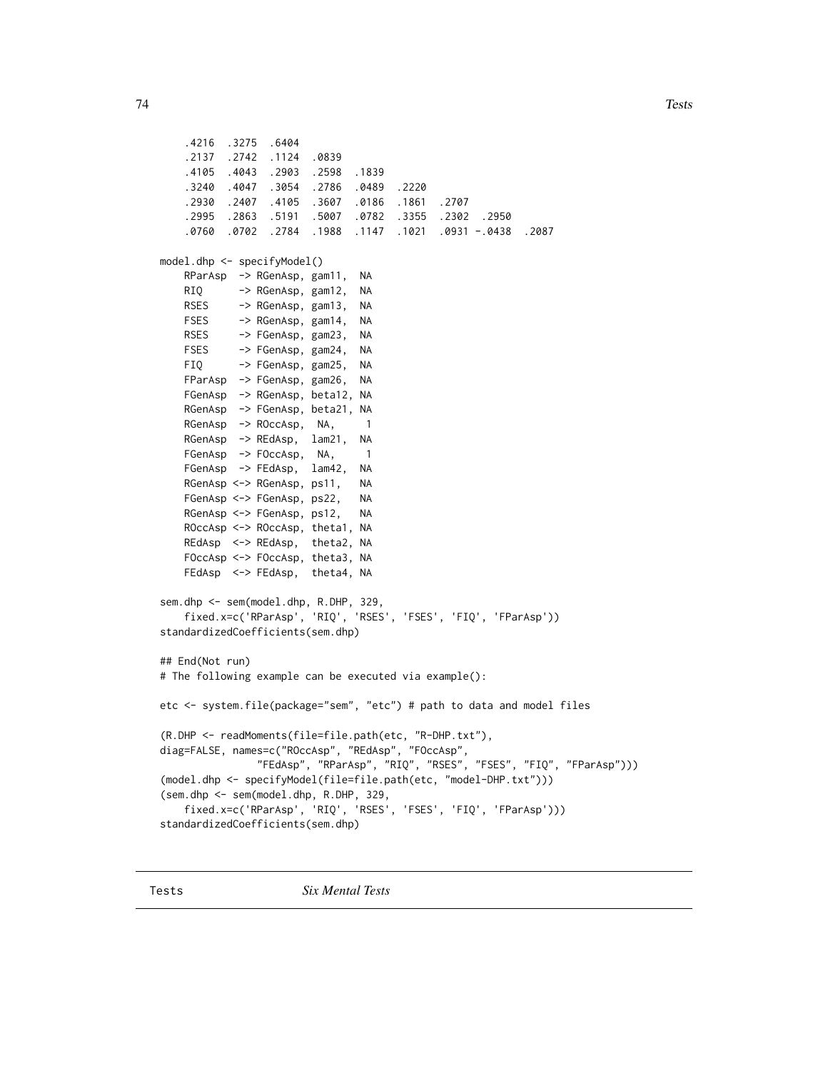```
    .4216  .3275  .6404
    .2137  .2742  .1124  .0839
    .4105  .4043  .2903  .2598  .1839
    .3240  .4047  .3054  .2786  .0489  .2220
    .2930  .2407  .4105  .3607  .0186  .1861  .2707
    .2995  .2863  .5191  .5007  .0782  .3355  .2302  .2950
    .0760  .0702  .2784  .1988  .1147  .1021  .0931 -.0438  .2087

model.dhp <- specifyModel()
    RParAsp  -> RGenAsp, gam11,  NA
    RIQ      -> RGenAsp, gam12,  NA
    RSES     -> RGenAsp, gam13,  NA
    FSES     -> RGenAsp, gam14,  NA
    RSES     -> FGenAsp, gam23,  NA
    FSES     -> FGenAsp, gam24,  NA
    FIQ      -> FGenAsp, gam25,  NA
    FParAsp  -> FGenAsp, gam26,  NA
    FGenAsp  -> RGenAsp, beta12, NA
    RGenAsp  -> FGenAsp, beta21, NA
    RGenAsp  -> ROccAsp,  NA,     1
    RGenAsp  -> REdAsp,  lam21,  NA
    FGenAsp  -> FOccAsp,  NA,     1
    FGenAsp  -> FEdAsp,  lam42,  NA
    RGenAsp <-> RGenAsp, ps11,   NA
    FGenAsp <-> FGenAsp, ps22,   NA
    RGenAsp <-> FGenAsp, ps12,   NA
    ROccAsp <-> ROccAsp, theta1, NA
    REdAsp  <-> REdAsp,  theta2, NA
    FOccAsp <-> FOccAsp, theta3, NA
    FEdAsp  <-> FEdAsp,  theta4, NA

sem.dhp <- sem(model.dhp, R.DHP, 329,
    fixed.x=c('RParAsp', 'RIQ', 'RSES', 'FSES', 'FIQ', 'FParAsp'))
standardizedCoefficients(sem.dhp)

## End(Not run)
# The following example can be executed via example():

etc <- system.file(package="sem", "etc") # path to data and model files

(R.DHP <- readMoments(file=file.path(etc, "R-DHP.txt"),
diag=FALSE, names=c("ROccAsp", "REdAsp", "FOccAsp",
                "FEdAsp", "RParAsp", "RIQ", "RSES", "FSES", "FIQ", "FParAsp")))
(model.dhp <- specifyModel(file=file.path(etc, "model-DHP.txt")))
(sem.dhp <- sem(model.dhp, R.DHP, 329,
    fixed.x=c('RParAsp', 'RIQ', 'RSES', 'FSES', 'FIQ', 'FParAsp')))
standardizedCoefficients(sem.dhp)
```

---

Tests                *Six Mental Tests*

---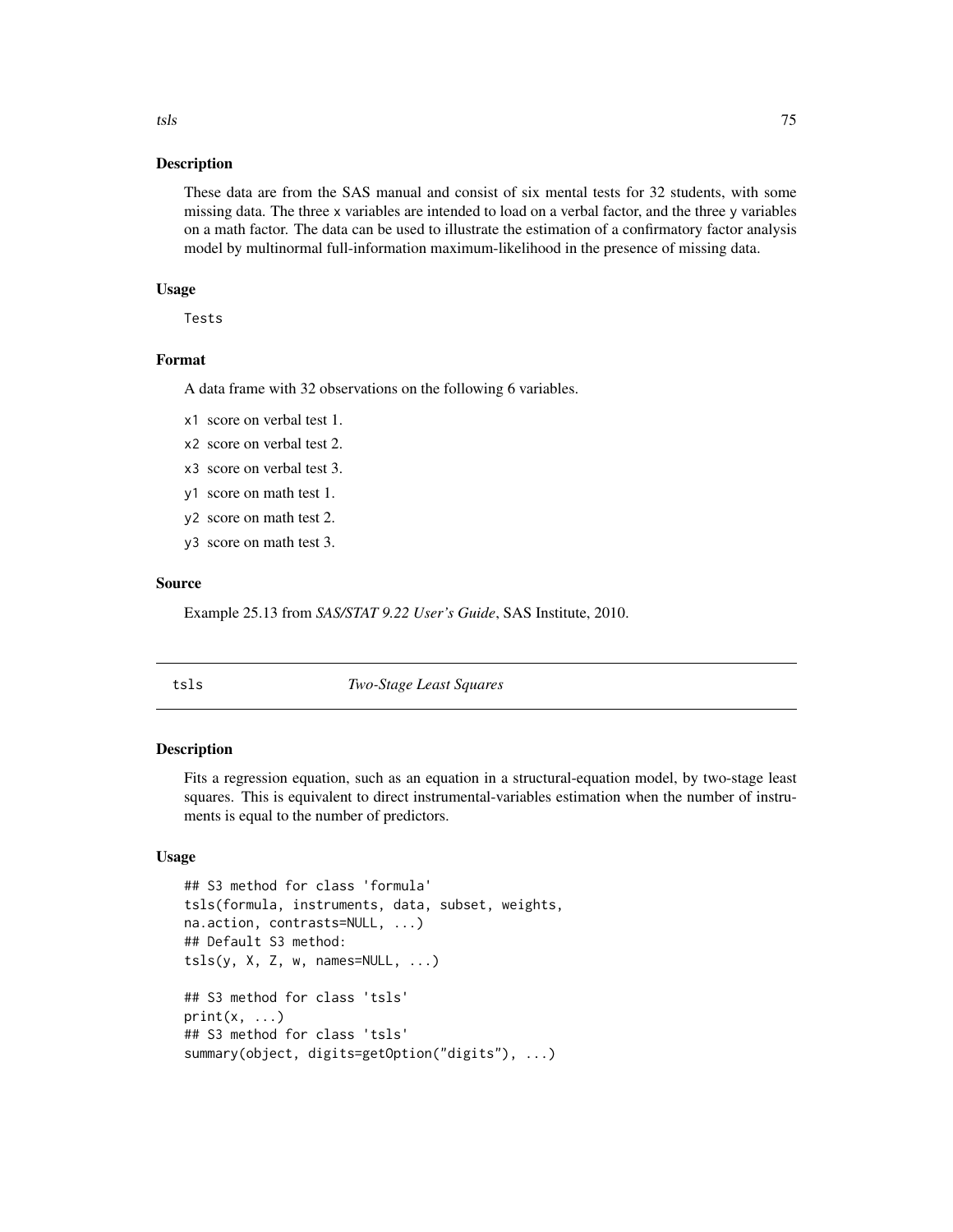### Description

These data are from the SAS manual and consist of six mental tests for 32 students, with some missing data. The three x variables are intended to load on a verbal factor, and the three y variables on a math factor. The data can be used to illustrate the estimation of a confirmatory factor analysis model by multinormal full-information maximum-likelihood in the presence of missing data.

### Usage

```
Tests
```

### Format

A data frame with 32 observations on the following 6 variables.

- `x1` score on verbal test 1.
- `x2` score on verbal test 2.
- `x3` score on verbal test 3.
- `y1` score on math test 1.
- `y2` score on math test 2.
- `y3` score on math test 3.

### Source

Example 25.13 from *SAS/STAT 9.22 User's Guide*, SAS Institute, 2010.

---

## tsls — *Two-Stage Least Squares*

### Description

Fits a regression equation, such as an equation in a structural-equation model, by two-stage least squares. This is equivalent to direct instrumental-variables estimation when the number of instruments is equal to the number of predictors.

### Usage

```
## S3 method for class 'formula'
tsls(formula, instruments, data, subset, weights,
na.action, contrasts=NULL, ...)
## Default S3 method:
tsls(y, X, Z, w, names=NULL, ...)

## S3 method for class 'tsls'
print(x, ...)
## S3 method for class 'tsls'
summary(object, digits=getOption("digits"), ...)
```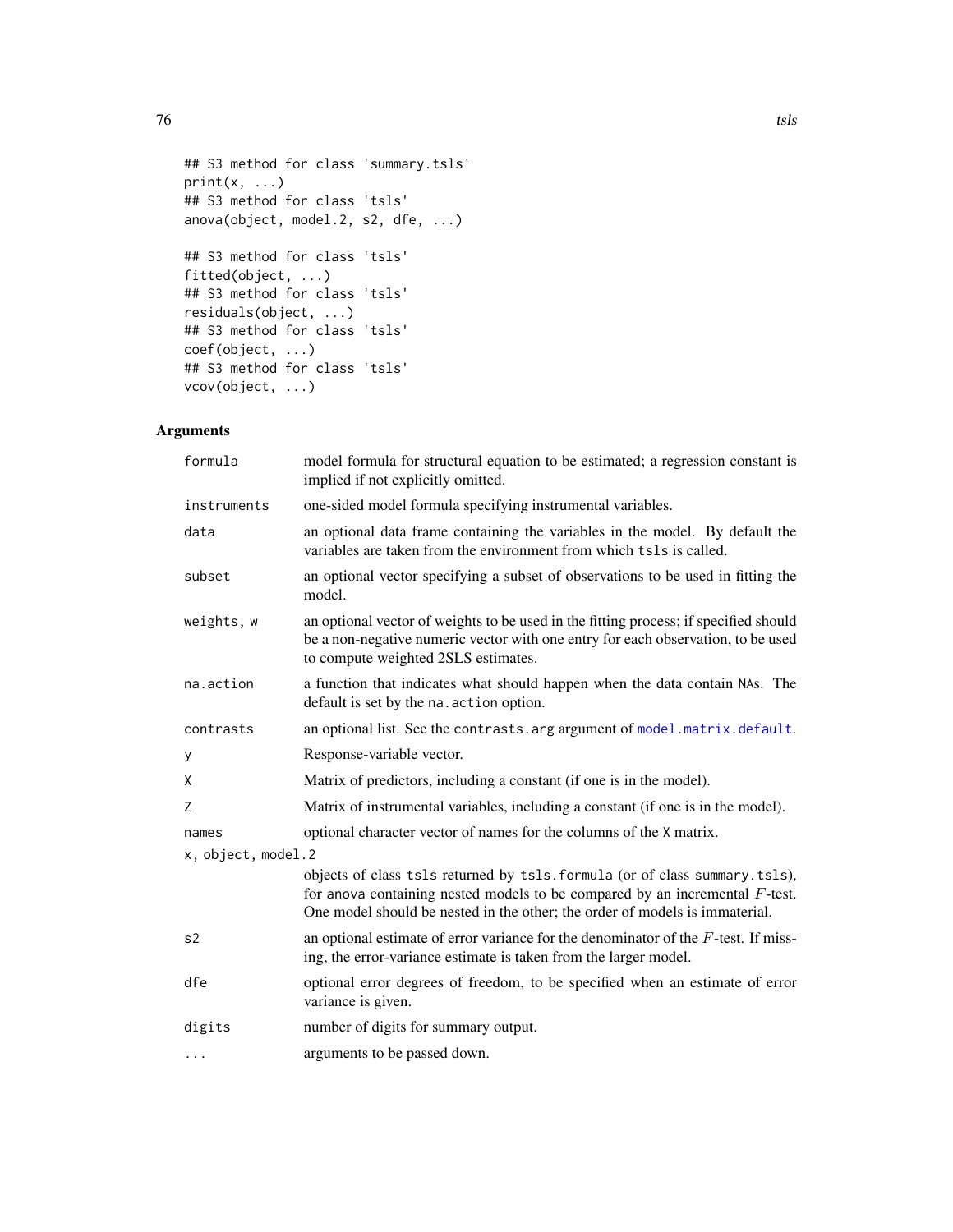```
## S3 method for class 'summary.tsls'
print(x, ...)
## S3 method for class 'tsls'
anova(object, model.2, s2, dfe, ...)

## S3 method for class 'tsls'
fitted(object, ...)
## S3 method for class 'tsls'
residuals(object, ...)
## S3 method for class 'tsls'
coef(object, ...)
## S3 method for class 'tsls'
vcov(object, ...)
```

## Arguments

| | |
|---|---|
| `formula` | model formula for structural equation to be estimated; a regression constant is implied if not explicitly omitted. |
| `instruments` | one-sided model formula specifying instrumental variables. |
| `data` | an optional data frame containing the variables in the model. By default the variables are taken from the environment from which `tsls` is called. |
| `subset` | an optional vector specifying a subset of observations to be used in fitting the model. |
| `weights, w` | an optional vector of weights to be used in the fitting process; if specified should be a non-negative numeric vector with one entry for each observation, to be used to compute weighted 2SLS estimates. |
| `na.action` | a function that indicates what should happen when the data contain NAs. The default is set by the `na.action` option. |
| `contrasts` | an optional list. See the `contrasts.arg` argument of `model.matrix.default`. |
| `y` | Response-variable vector. |
| `X` | Matrix of predictors, including a constant (if one is in the model). |
| `Z` | Matrix of instrumental variables, including a constant (if one is in the model). |
| `names` | optional character vector of names for the columns of the `X` matrix. |
| `x, object, model.2` | objects of class `tsls` returned by `tsls.formula` (or of class `summary.tsls`), for `anova` containing nested models to be compared by an incremental $F$-test. One model should be nested in the other; the order of models is immaterial. |
| `s2` | an optional estimate of error variance for the denominator of the $F$-test. If missing, the error-variance estimate is taken from the larger model. |
| `dfe` | optional error degrees of freedom, to be specified when an estimate of error variance is given. |
| `digits` | number of digits for summary output. |
| `...` | arguments to be passed down. |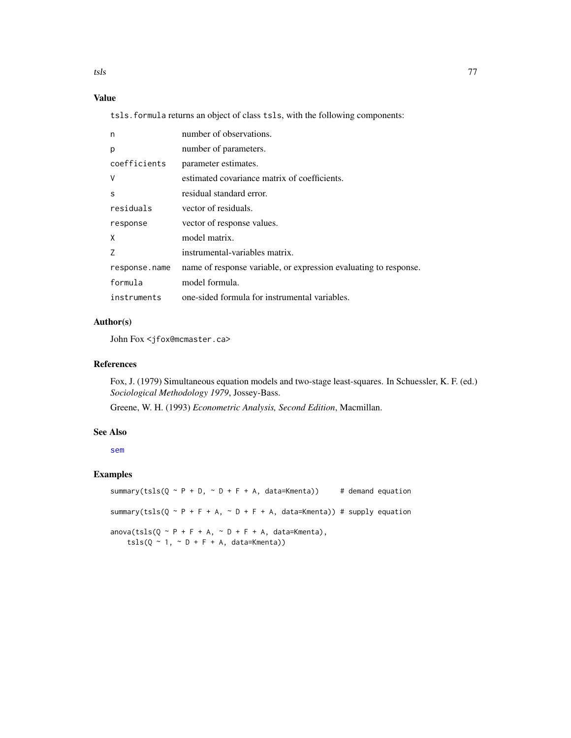## Value

`tsls.formula` returns an object of class `tsls`, with the following components:

| | |
|---|---|
| `n` | number of observations. |
| `p` | number of parameters. |
| `coefficients` | parameter estimates. |
| `V` | estimated covariance matrix of coefficients. |
| `s` | residual standard error. |
| `residuals` | vector of residuals. |
| `response` | vector of response values. |
| `X` | model matrix. |
| `Z` | instrumental-variables matrix. |
| `response.name` | name of response variable, or expression evaluating to response. |
| `formula` | model formula. |
| `instruments` | one-sided formula for instrumental variables. |

## Author(s)

John Fox <jfox@mcmaster.ca>

## References

Fox, J. (1979) Simultaneous equation models and two-stage least-squares. In Schuessler, K. F. (ed.) *Sociological Methodology 1979*, Jossey-Bass.

Greene, W. H. (1993) *Econometric Analysis, Second Edition*, Macmillan.

## See Also

sem

## Examples

```
summary(tsls(Q ~ P + D, ~ D + F + A, data=Kmenta))     # demand equation

summary(tsls(Q ~ P + F + A, ~ D + F + A, data=Kmenta)) # supply equation

anova(tsls(Q ~ P + F + A, ~ D + F + A, data=Kmenta),
    tsls(Q ~ 1, ~ D + F + A, data=Kmenta))
```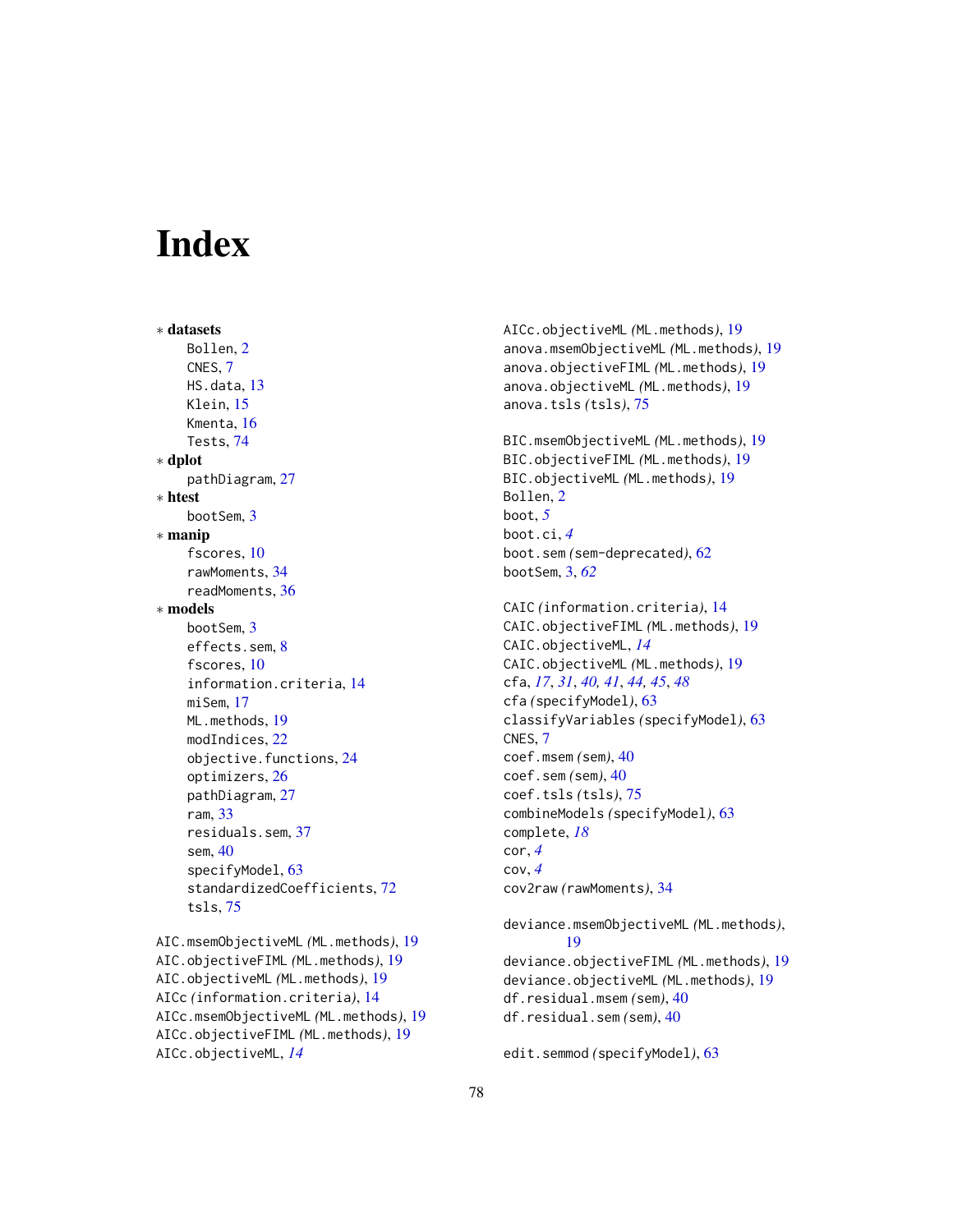# Index

∗ **datasets**
- Bollen, 2
- CNES, 7
- HS.data, 13
- Klein, 15
- Kmenta, 16
- Tests, 74

∗ **dplot**
- pathDiagram, 27

∗ **htest**
- bootSem, 3

∗ **manip**
- fscores, 10
- rawMoments, 34
- readMoments, 36

∗ **models**
- bootSem, 3
- effects.sem, 8
- fscores, 10
- information.criteria, 14
- miSem, 17
- ML.methods, 19
- modIndices, 22
- objective.functions, 24
- optimizers, 26
- pathDiagram, 27
- ram, 33
- residuals.sem, 37
- sem, 40
- specifyModel, 63
- standardizedCoefficients, 72
- tsls, 75

AIC.msemObjectiveML *(*ML.methods*)*, 19
AIC.objectiveFIML *(*ML.methods*)*, 19
AIC.objectiveML *(*ML.methods*)*, 19
AICc *(*information.criteria*)*, 14
AICc.msemObjectiveML *(*ML.methods*)*, 19
AICc.objectiveFIML *(*ML.methods*)*, 19
AICc.objectiveML, *14*
AICc.objectiveML *(*ML.methods*)*, 19
anova.msemObjectiveML *(*ML.methods*)*, 19
anova.objectiveFIML *(*ML.methods*)*, 19
anova.objectiveML *(*ML.methods*)*, 19
anova.tsls *(*tsls*)*, 75

BIC.msemObjectiveML *(*ML.methods*)*, 19
BIC.objectiveFIML *(*ML.methods*)*, 19
BIC.objectiveML *(*ML.methods*)*, 19
Bollen, 2
boot, *5*
boot.ci, *4*
boot.sem *(*sem-deprecated*)*, 62
bootSem, 3, *62*

CAIC *(*information.criteria*)*, 14
CAIC.objectiveFIML *(*ML.methods*)*, 19
CAIC.objectiveML, *14*
CAIC.objectiveML *(*ML.methods*)*, 19
cfa, *17*, *31*, *40, 41*, *44, 45*, *48*
cfa *(*specifyModel*)*, 63
classifyVariables *(*specifyModel*)*, 63
CNES, 7
coef.msem *(*sem*)*, 40
coef.sem *(*sem*)*, 40
coef.tsls *(*tsls*)*, 75
combineModels *(*specifyModel*)*, 63
complete, *18*
cor, *4*
cov, *4*
cov2raw *(*rawMoments*)*, 34

deviance.msemObjectiveML *(*ML.methods*)*, 19
deviance.objectiveFIML *(*ML.methods*)*, 19
deviance.objectiveML *(*ML.methods*)*, 19
df.residual.msem *(*sem*)*, 40
df.residual.sem *(*sem*)*, 40

edit.semmod *(*specifyModel*)*, 63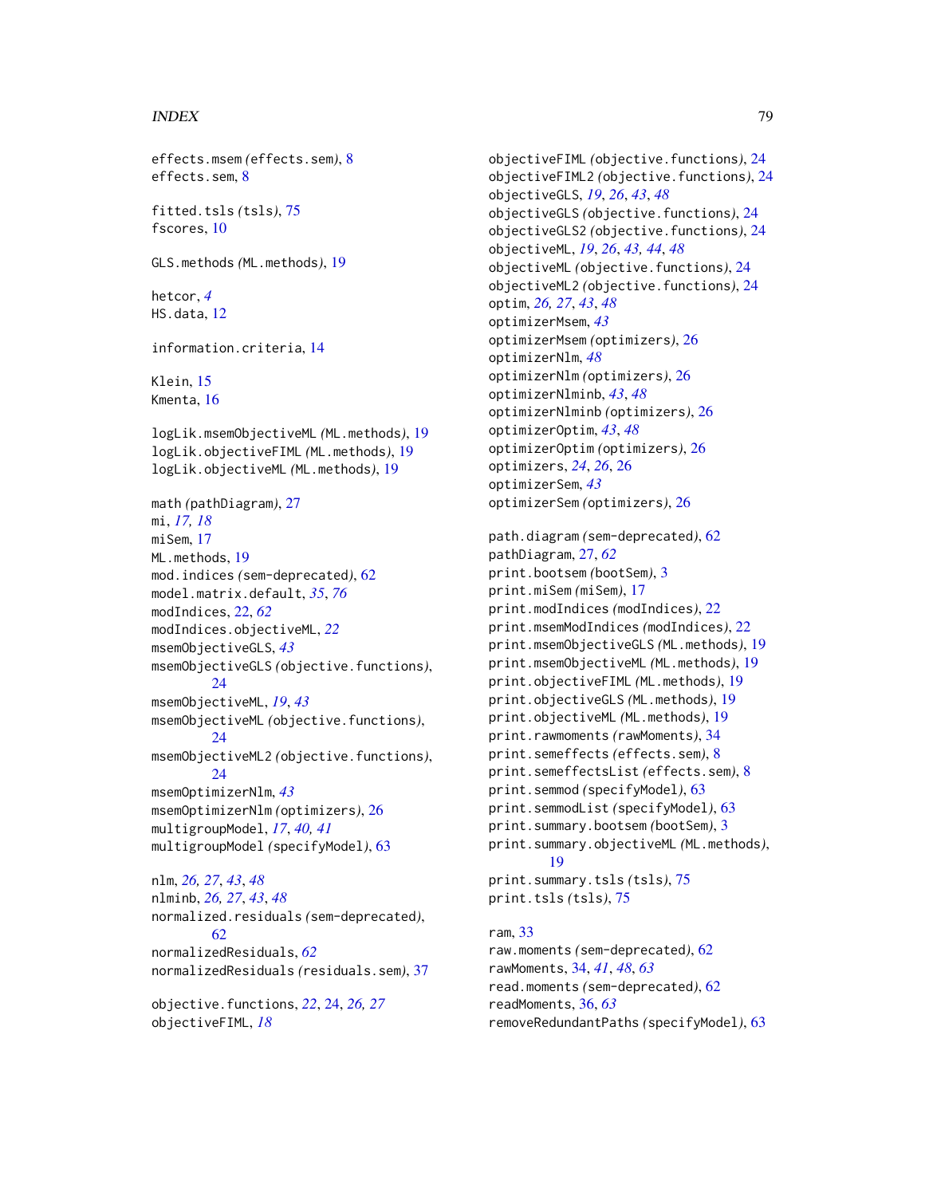effects.msem *(*effects.sem*)*, 8
effects.sem, 8

fitted.tsls *(*tsls*)*, 75
fscores, 10

GLS.methods *(*ML.methods*)*, 19

hetcor, *4*
HS.data, 12

information.criteria, 14

Klein, 15
Kmenta, 16

logLik.msemObjectiveML *(*ML.methods*)*, 19
logLik.objectiveFIML *(*ML.methods*)*, 19
logLik.objectiveML *(*ML.methods*)*, 19

math *(*pathDiagram*)*, 27
mi, *17, 18*
miSem, 17
ML.methods, 19
mod.indices *(*sem-deprecated*)*, 62
model.matrix.default, *35*, *76*
modIndices, 22, *62*
modIndices.objectiveML, *22*
msemObjectiveGLS, *43*
msemObjectiveGLS *(*objective.functions*)*, 24
msemObjectiveML, *19*, *43*
msemObjectiveML *(*objective.functions*)*, 24
msemObjectiveML2 *(*objective.functions*)*, 24
msemOptimizerNlm, *43*
msemOptimizerNlm *(*optimizers*)*, 26
multigroupModel, *17*, *40, 41*
multigroupModel *(*specifyModel*)*, 63

nlm, *26, 27*, *43*, *48*
nlminb, *26, 27*, *43*, *48*
normalized.residuals *(*sem-deprecated*)*, 62
normalizedResiduals, *62*
normalizedResiduals *(*residuals.sem*)*, 37

objective.functions, *22*, 24, *26, 27*
objectiveFIML, *18*
objectiveFIML *(*objective.functions*)*, 24
objectiveFIML2 *(*objective.functions*)*, 24
objectiveGLS, *19*, *26*, *43*, *48*
objectiveGLS *(*objective.functions*)*, 24
objectiveGLS2 *(*objective.functions*)*, 24
objectiveML, *19*, *26*, *43, 44*, *48*
objectiveML *(*objective.functions*)*, 24
objectiveML2 *(*objective.functions*)*, 24
optim, *26, 27*, *43*, *48*
optimizerMsem, *43*
optimizerMsem *(*optimizers*)*, 26
optimizerNlm, *48*
optimizerNlm *(*optimizers*)*, 26
optimizerNlminb, *43*, *48*
optimizerNlminb *(*optimizers*)*, 26
optimizerOptim, *43*, *48*
optimizerOptim *(*optimizers*)*, 26
optimizers, *24*, *26*, 26
optimizerSem, *43*
optimizerSem *(*optimizers*)*, 26

path.diagram *(*sem-deprecated*)*, 62
pathDiagram, 27, *62*
print.bootsem *(*bootSem*)*, 3
print.miSem *(*miSem*)*, 17
print.modIndices *(*modIndices*)*, 22
print.msemModIndices *(*modIndices*)*, 22
print.msemObjectiveGLS *(*ML.methods*)*, 19
print.msemObjectiveML *(*ML.methods*)*, 19
print.objectiveFIML *(*ML.methods*)*, 19
print.objectiveGLS *(*ML.methods*)*, 19
print.objectiveML *(*ML.methods*)*, 19
print.rawmoments *(*rawMoments*)*, 34
print.semeffects *(*effects.sem*)*, 8
print.semeffectsList *(*effects.sem*)*, 8
print.semmod *(*specifyModel*)*, 63
print.semmodList *(*specifyModel*)*, 63
print.summary.bootsem *(*bootSem*)*, 3
print.summary.objectiveML *(*ML.methods*)*, 19
print.summary.tsls *(*tsls*)*, 75
print.tsls *(*tsls*)*, 75

ram, 33
raw.moments *(*sem-deprecated*)*, 62
rawMoments, 34, *41*, *48*, *63*
read.moments *(*sem-deprecated*)*, 62
readMoments, 36, *63*
removeRedundantPaths *(*specifyModel*)*, 63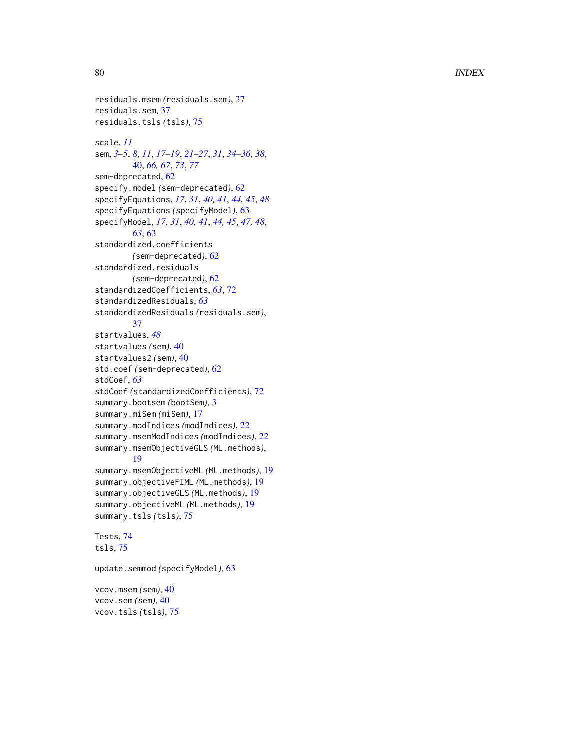residuals.msem *(*residuals.sem*)*, 37
residuals.sem, 37
residuals.tsls *(*tsls*)*, 75

scale, *11*
sem, *3–5*, *8*, *11*, *17–19*, *21–27*, *31*, *34–36*, *38*, 40, *66, 67*, *73*, *77*
sem-deprecated, 62
specify.model *(*sem-deprecated*)*, 62
specifyEquations, *17*, *31*, *40, 41*, *44, 45*, *48*
specifyEquations *(*specifyModel*)*, 63
specifyModel, *17*, *31*, *40, 41*, *44, 45*, *47, 48*, *63*, 63
standardized.coefficients *(*sem-deprecated*)*, 62
standardized.residuals *(*sem-deprecated*)*, 62
standardizedCoefficients, *63*, 72
standardizedResiduals, *63*
standardizedResiduals *(*residuals.sem*)*, 37
startvalues, *48*
startvalues *(*sem*)*, 40
startvalues2 *(*sem*)*, 40
std.coef *(*sem-deprecated*)*, 62
stdCoef, *63*
stdCoef *(*standardizedCoefficients*)*, 72
summary.bootsem *(*bootSem*)*, 3
summary.miSem *(*miSem*)*, 17
summary.modIndices *(*modIndices*)*, 22
summary.msemModIndices *(*modIndices*)*, 22
summary.msemObjectiveGLS *(*ML.methods*)*, 19
summary.msemObjectiveML *(*ML.methods*)*, 19
summary.objectiveFIML *(*ML.methods*)*, 19
summary.objectiveGLS *(*ML.methods*)*, 19
summary.objectiveML *(*ML.methods*)*, 19
summary.tsls *(*tsls*)*, 75

Tests, 74
tsls, 75

update.semmod *(*specifyModel*)*, 63

vcov.msem *(*sem*)*, 40
vcov.sem *(*sem*)*, 40
vcov.tsls *(*tsls*)*, 75